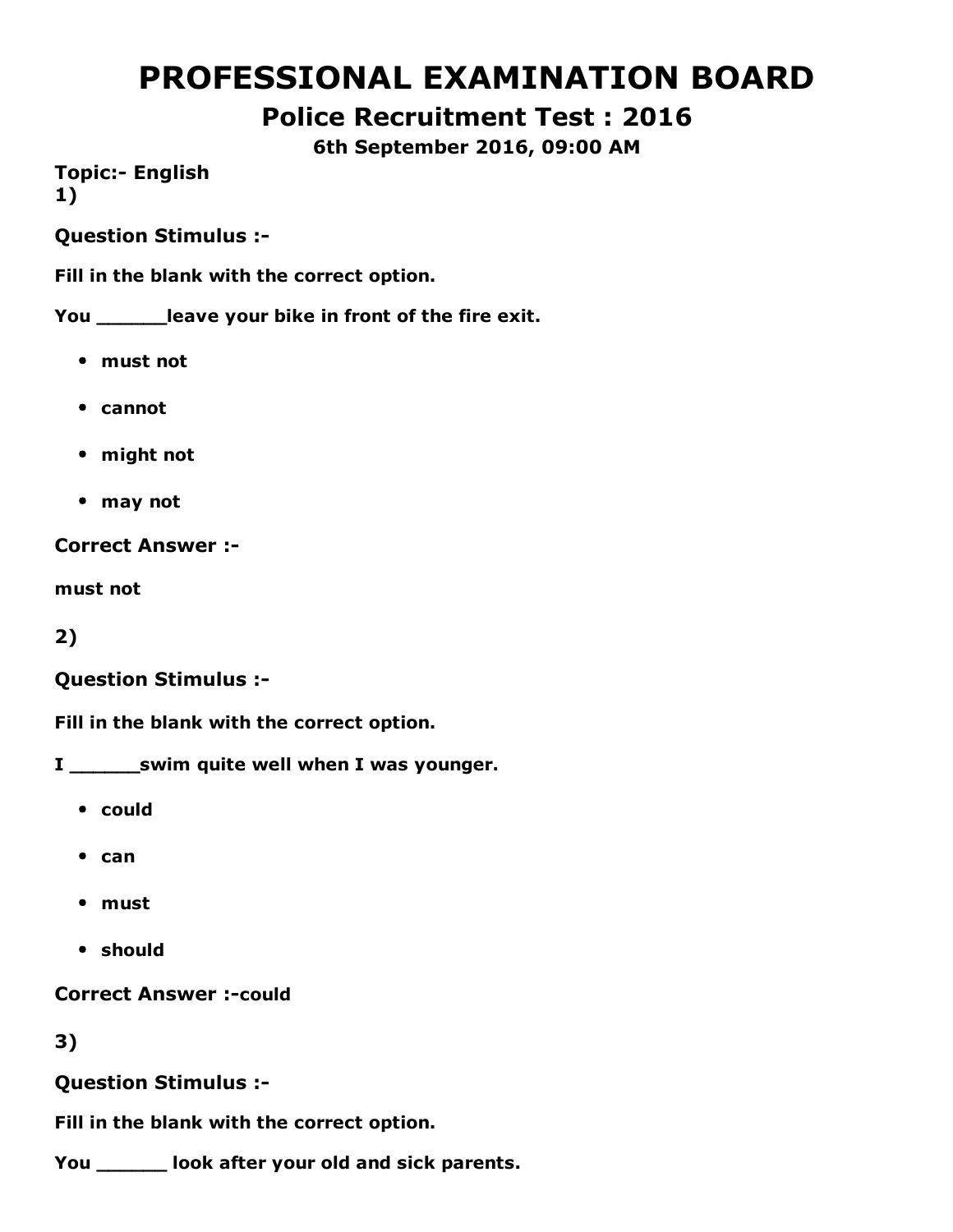# PROFESSIONAL EXAMINATION BOARD

## Police Recruitment Test : 2016

### 6th September 2016, 09:00 AM

**Topic:- English**

**1)**

**Question Stimulus :-**

**Fill in the blank with the correct option.**

**You ______leave your bike in front of the fire exit.**

- **must not**
- **cannot**
- **might not**
- **may not**

**Correct Answer :-**

**must not**

**2)**

**Question Stimulus :-**

**Fill in the blank with the correct option.**

**I ______swim quite well when I was younger.**

- **could**
- **can**
- **must**
- **should**

**Correct Answer :-could**

**3)**

**Question Stimulus :-**

**Fill in the blank with the correct option.**

**You ______ look after your old and sick parents.**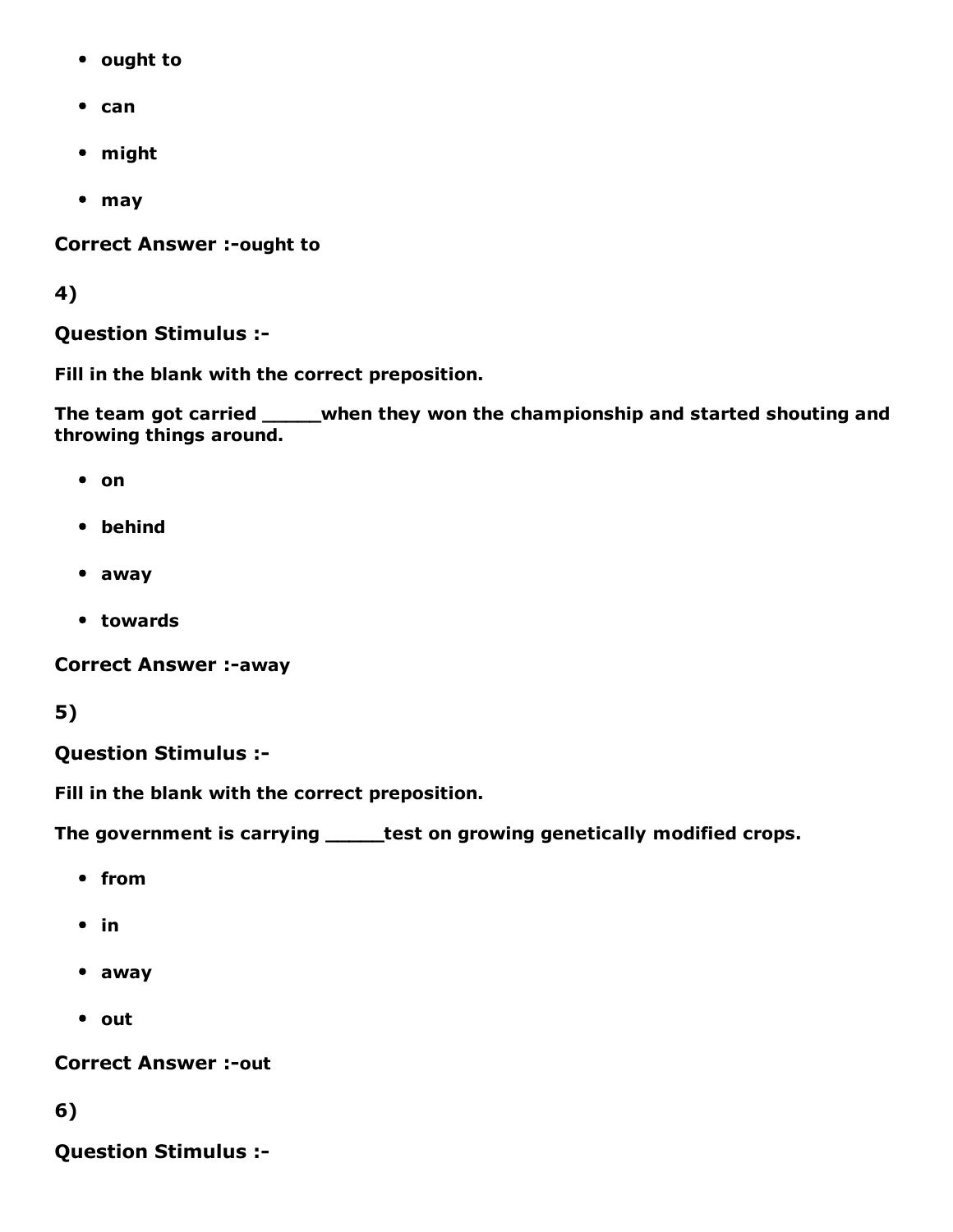- ought to
- can
- might
- may

**Correct Answer :-ought to**

**4)**

**Question Stimulus :-**

**Fill in the blank with the correct preposition.**

**The team got carried _____when they won the championship and started shouting and throwing things around.**

- on
- behind
- away
- towards

**Correct Answer :-away**

**5)**

**Question Stimulus :-**

**Fill in the blank with the correct preposition.**

**The government is carrying _____test on growing genetically modified crops.**

- from
- in
- away
- out

**Correct Answer :-out**

**6)**

**Question Stimulus :-**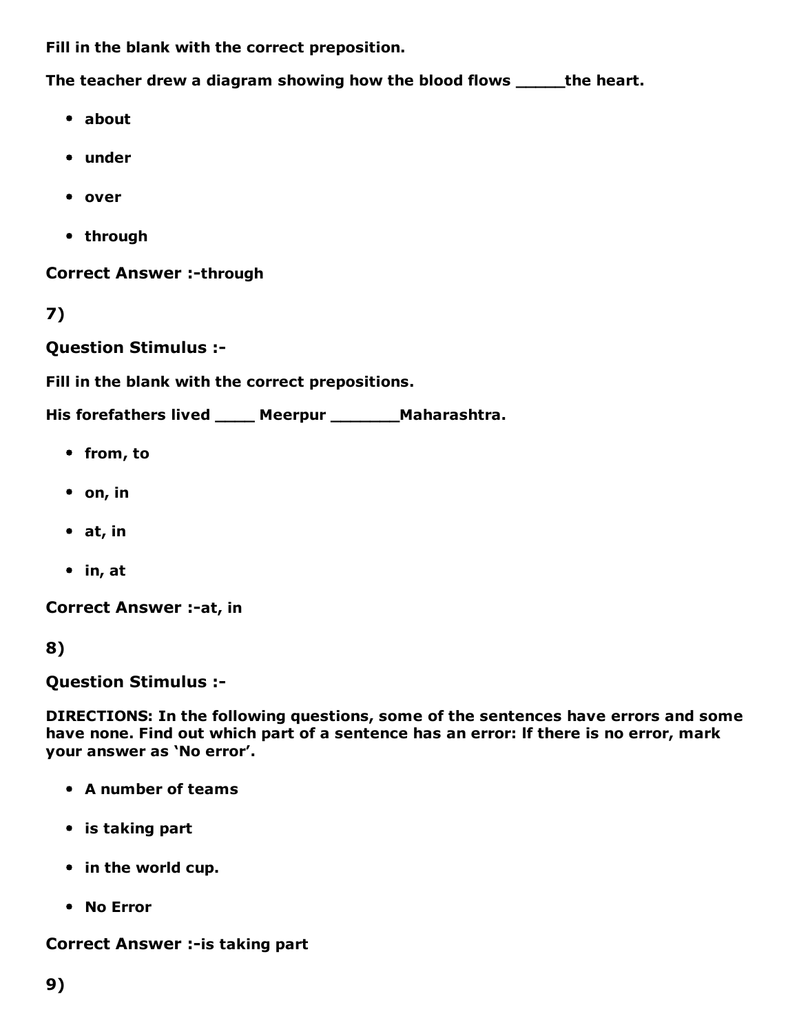Fill in the blank with the correct preposition.

The teacher drew a diagram showing how the blood flows _____the heart.

- about
- under
- over
- through

**Correct Answer :-through**

**7)**

**Question Stimulus :-**

Fill in the blank with the correct prepositions.

His forefathers lived ____ Meerpur _______Maharashtra.

- from, to
- on, in
- at, in
- in, at

**Correct Answer :-at, in**

**8)**

**Question Stimulus :-**

DIRECTIONS: In the following questions, some of the sentences have errors and some have none. Find out which part of a sentence has an error: If there is no error, mark your answer as 'No error'.

- A number of teams
- is taking part
- in the world cup.
- No Error

**Correct Answer :-is taking part**

**9)**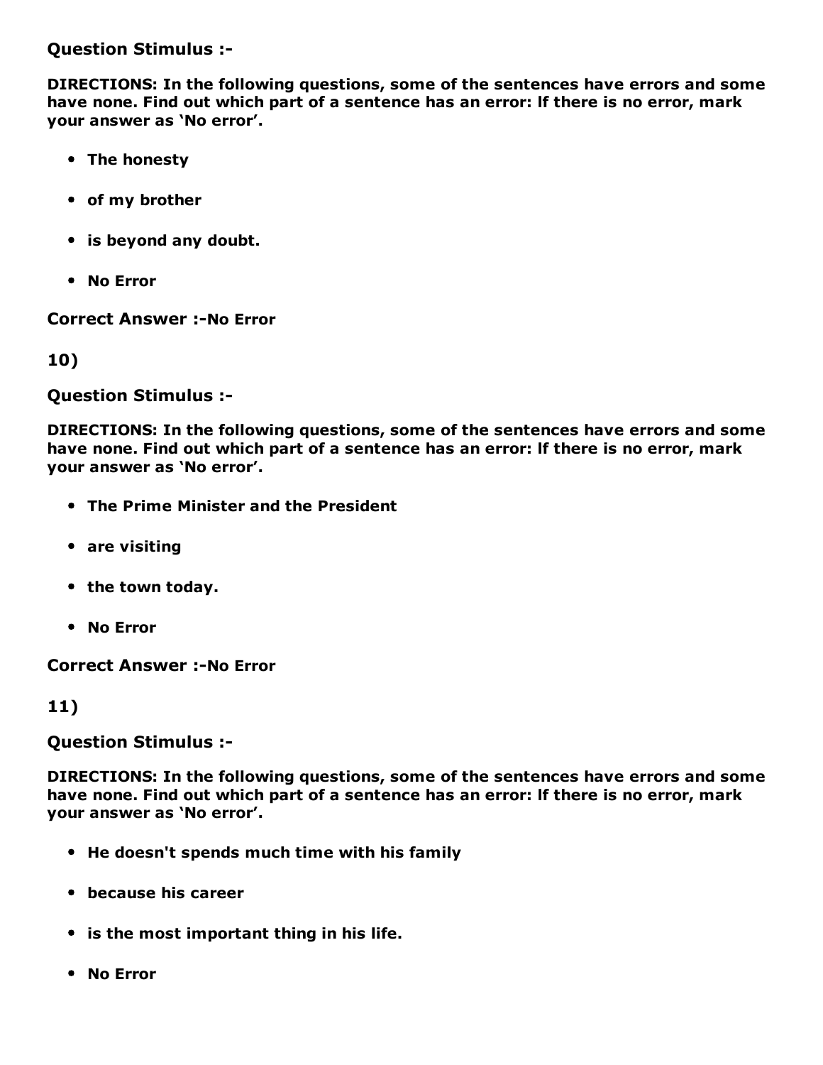**Question Stimulus :-**

**DIRECTIONS: In the following questions, some of the sentences have errors and some have none. Find out which part of a sentence has an error: If there is no error, mark your answer as 'No error'.**

- **The honesty**
- **of my brother**
- **is beyond any doubt.**
- **No Error**

**Correct Answer :-No Error**

**10)**

**Question Stimulus :-**

**DIRECTIONS: In the following questions, some of the sentences have errors and some have none. Find out which part of a sentence has an error: If there is no error, mark your answer as 'No error'.**

- **The Prime Minister and the President**
- **are visiting**
- **the town today.**
- **No Error**

**Correct Answer :-No Error**

**11)**

**Question Stimulus :-**

**DIRECTIONS: In the following questions, some of the sentences have errors and some have none. Find out which part of a sentence has an error: If there is no error, mark your answer as 'No error'.**

- **He doesn't spends much time with his family**
- **because his career**
- **is the most important thing in his life.**
- **No Error**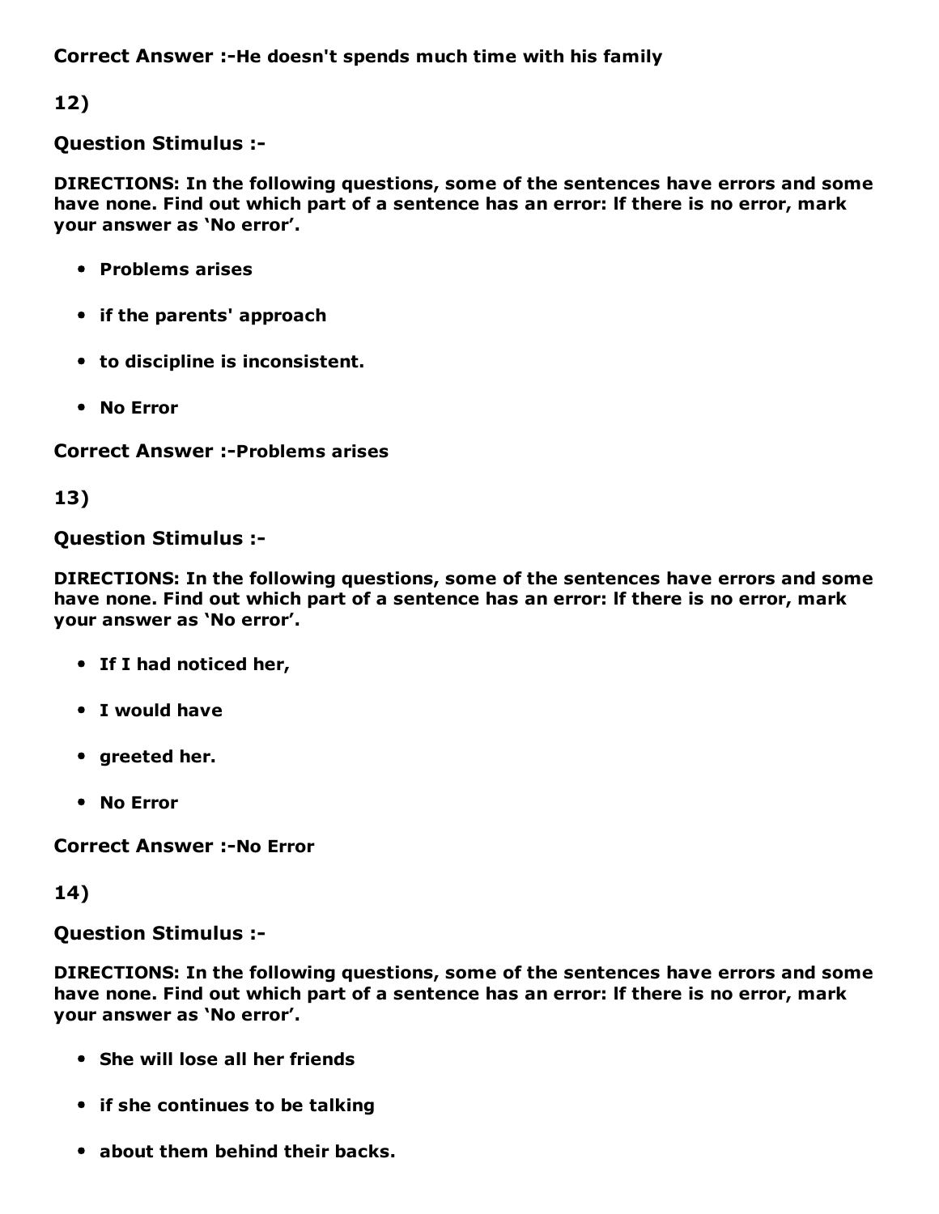**Correct Answer :-He doesn't spends much time with his family**

**12)**

**Question Stimulus :-**

**DIRECTIONS: In the following questions, some of the sentences have errors and some have none. Find out which part of a sentence has an error: If there is no error, mark your answer as 'No error'.**

- **Problems arises**
- **if the parents' approach**
- **to discipline is inconsistent.**
- **No Error**

**Correct Answer :-Problems arises**

**13)**

**Question Stimulus :-**

**DIRECTIONS: In the following questions, some of the sentences have errors and some have none. Find out which part of a sentence has an error: If there is no error, mark your answer as 'No error'.**

- **If I had noticed her,**
- **I would have**
- **greeted her.**
- **No Error**

**Correct Answer :-No Error**

**14)**

**Question Stimulus :-**

**DIRECTIONS: In the following questions, some of the sentences have errors and some have none. Find out which part of a sentence has an error: If there is no error, mark your answer as 'No error'.**

- **She will lose all her friends**
- **if she continues to be talking**
- **about them behind their backs.**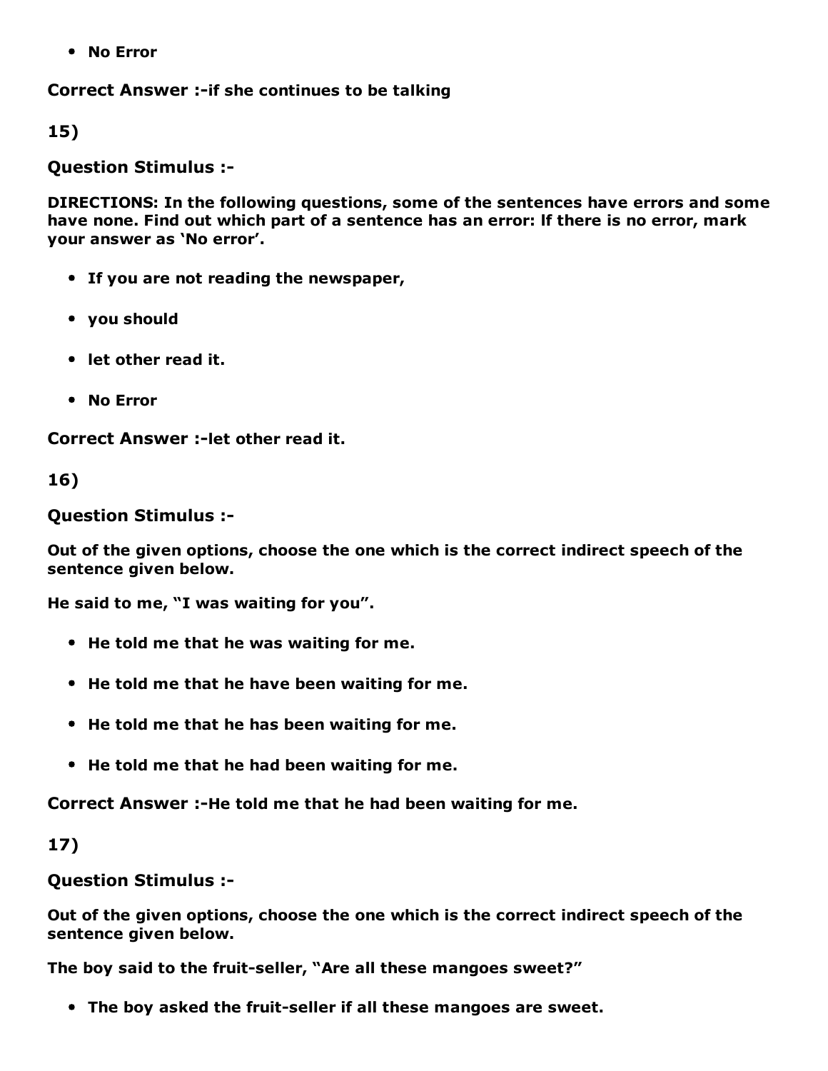- **No Error**

**Correct Answer :-if she continues to be talking**

**15)**

**Question Stimulus :-**

**DIRECTIONS: In the following questions, some of the sentences have errors and some have none. Find out which part of a sentence has an error: If there is no error, mark your answer as 'No error'.**

- **If you are not reading the newspaper,**
- **you should**
- **let other read it.**
- **No Error**

**Correct Answer :-let other read it.**

**16)**

**Question Stimulus :-**

**Out of the given options, choose the one which is the correct indirect speech of the sentence given below.**

**He said to me, "I was waiting for you".**

- **He told me that he was waiting for me.**
- **He told me that he have been waiting for me.**
- **He told me that he has been waiting for me.**
- **He told me that he had been waiting for me.**

**Correct Answer :-He told me that he had been waiting for me.**

**17)**

**Question Stimulus :-**

**Out of the given options, choose the one which is the correct indirect speech of the sentence given below.**

**The boy said to the fruit-seller, "Are all these mangoes sweet?"**

- **The boy asked the fruit-seller if all these mangoes are sweet.**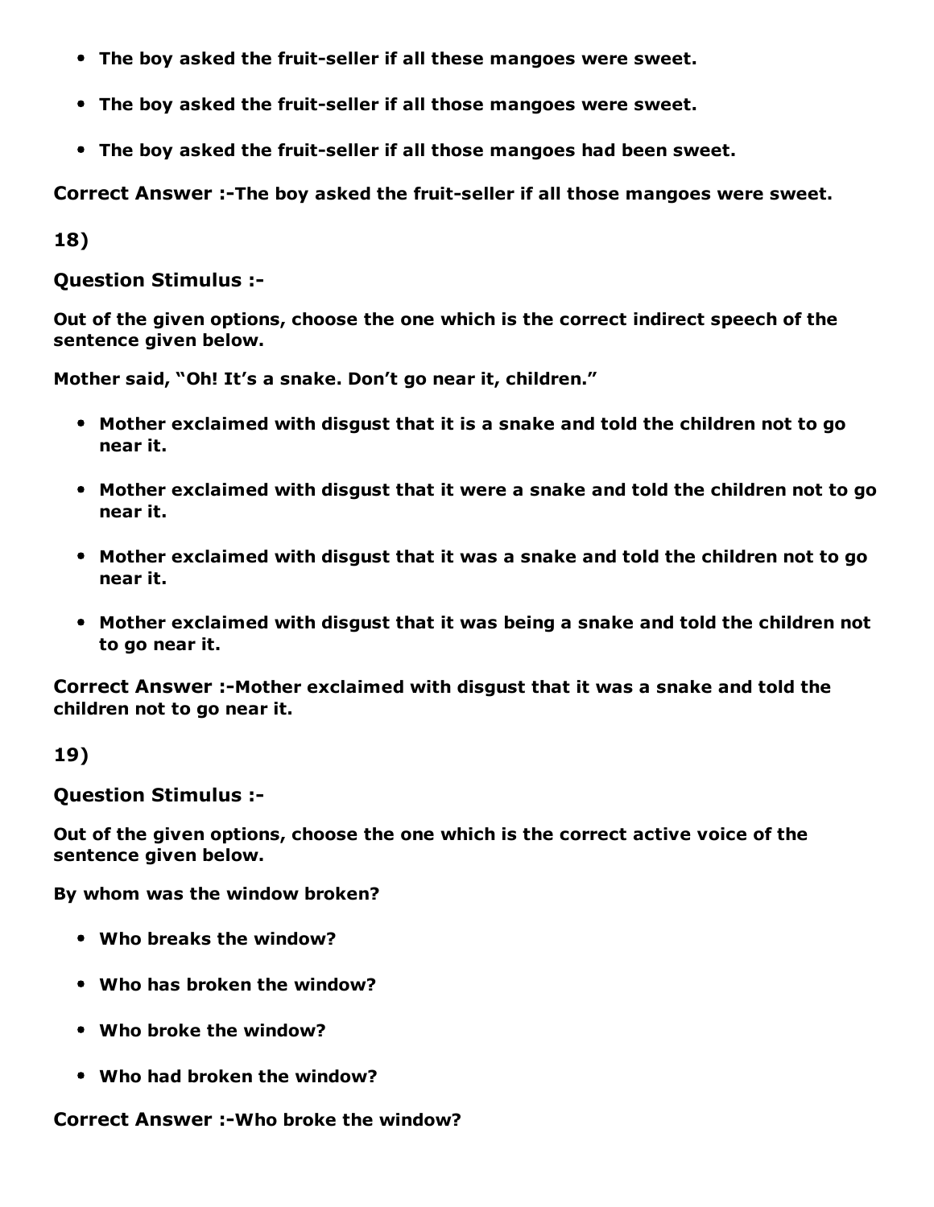- **The boy asked the fruit-seller if all these mangoes were sweet.**
- **The boy asked the fruit-seller if all those mangoes were sweet.**
- **The boy asked the fruit-seller if all those mangoes had been sweet.**

**Correct Answer :-The boy asked the fruit-seller if all those mangoes were sweet.**

**18)**

**Question Stimulus :-**

**Out of the given options, choose the one which is the correct indirect speech of the sentence given below.**

**Mother said, "Oh! It's a snake. Don't go near it, children."**

- **Mother exclaimed with disgust that it is a snake and told the children not to go near it.**
- **Mother exclaimed with disgust that it were a snake and told the children not to go near it.**
- **Mother exclaimed with disgust that it was a snake and told the children not to go near it.**
- **Mother exclaimed with disgust that it was being a snake and told the children not to go near it.**

**Correct Answer :-Mother exclaimed with disgust that it was a snake and told the children not to go near it.**

**19)**

**Question Stimulus :-**

**Out of the given options, choose the one which is the correct active voice of the sentence given below.**

**By whom was the window broken?**

- **Who breaks the window?**
- **Who has broken the window?**
- **Who broke the window?**
- **Who had broken the window?**

**Correct Answer :-Who broke the window?**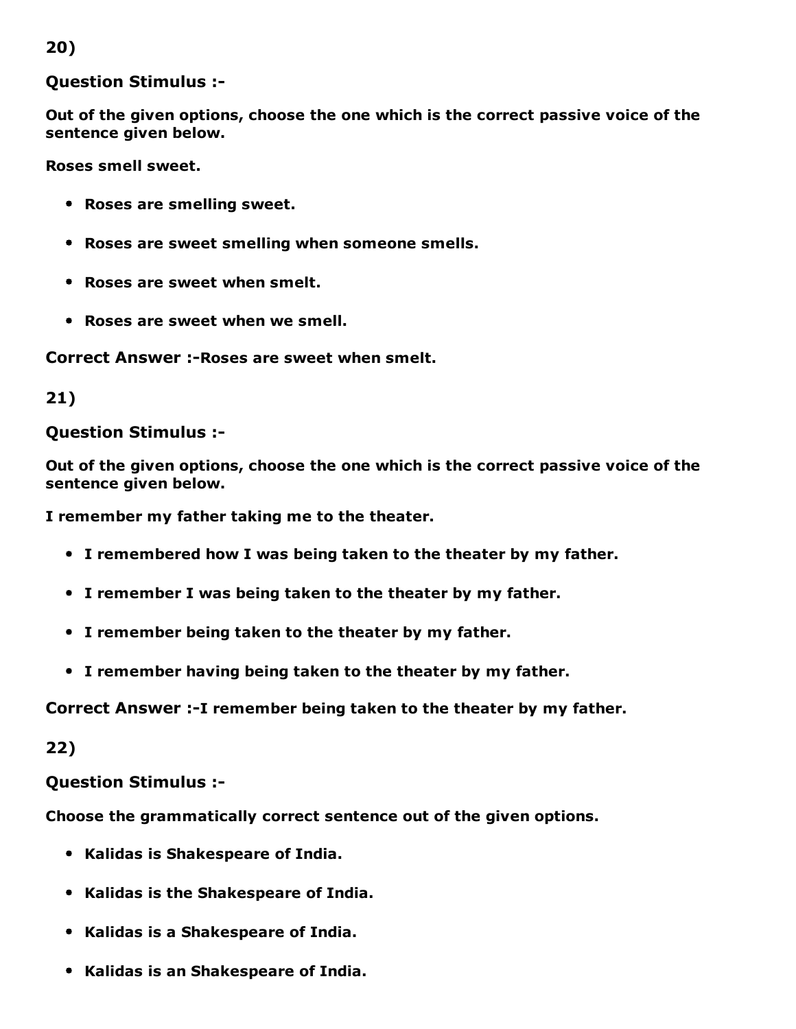**20)**

**Question Stimulus :-**

**Out of the given options, choose the one which is the correct passive voice of the sentence given below.**

**Roses smell sweet.**

- **Roses are smelling sweet.**
- **Roses are sweet smelling when someone smells.**
- **Roses are sweet when smelt.**
- **Roses are sweet when we smell.**

**Correct Answer :-Roses are sweet when smelt.**

**21)**

**Question Stimulus :-**

**Out of the given options, choose the one which is the correct passive voice of the sentence given below.**

**I remember my father taking me to the theater.**

- **I remembered how I was being taken to the theater by my father.**
- **I remember I was being taken to the theater by my father.**
- **I remember being taken to the theater by my father.**
- **I remember having being taken to the theater by my father.**

**Correct Answer :-I remember being taken to the theater by my father.**

**22)**

**Question Stimulus :-**

**Choose the grammatically correct sentence out of the given options.**

- **Kalidas is Shakespeare of India.**
- **Kalidas is the Shakespeare of India.**
- **Kalidas is a Shakespeare of India.**
- **Kalidas is an Shakespeare of India.**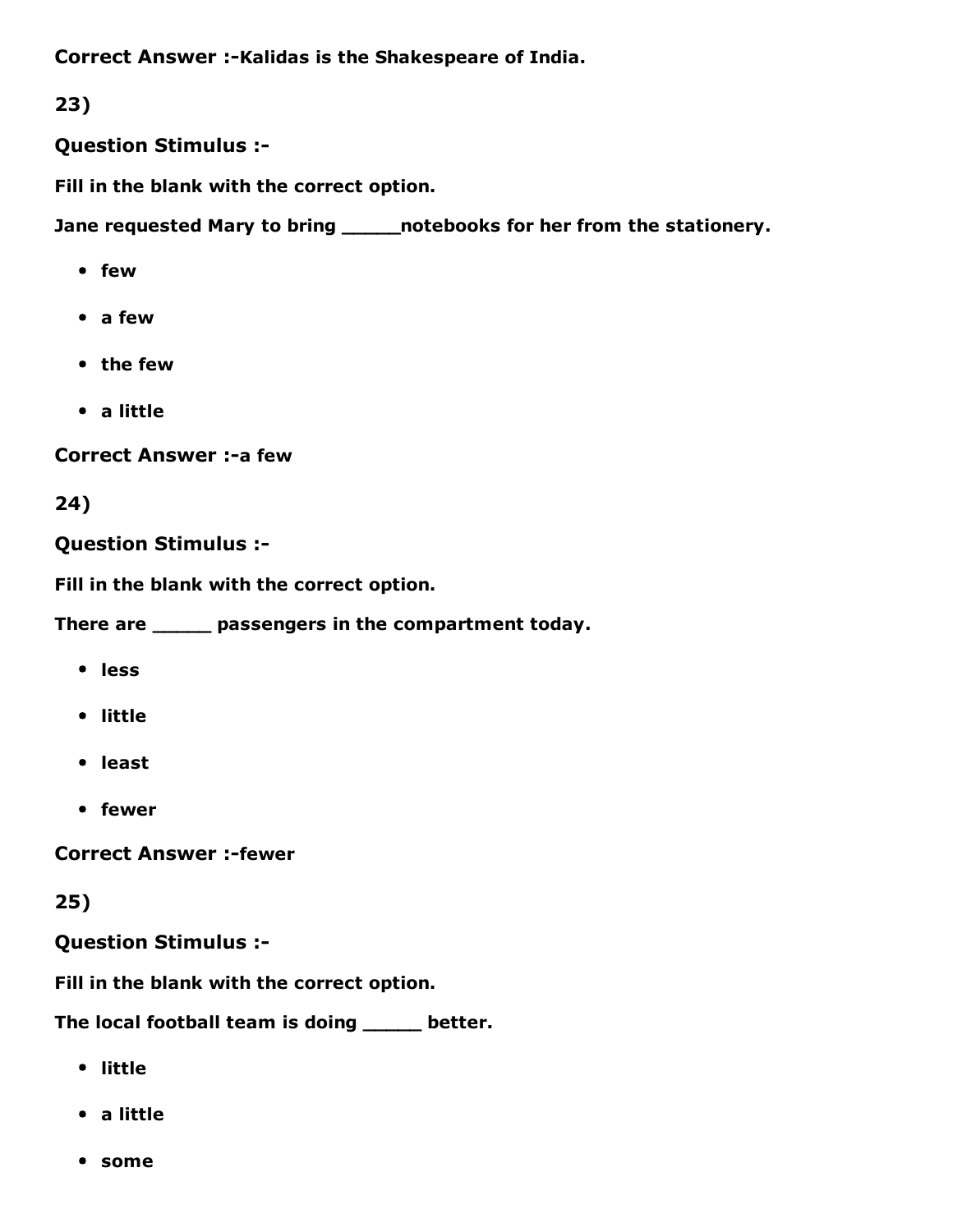**Correct Answer :-Kalidas is the Shakespeare of India.**

**23)**

**Question Stimulus :-**

**Fill in the blank with the correct option.**

**Jane requested Mary to bring _____notebooks for her from the stationery.**

- **few**
- **a few**
- **the few**
- **a little**

**Correct Answer :-a few**

**24)**

**Question Stimulus :-**

**Fill in the blank with the correct option.**

**There are _____ passengers in the compartment today.**

- **less**
- **little**
- **least**
- **fewer**

**Correct Answer :-fewer**

**25)**

**Question Stimulus :-**

**Fill in the blank with the correct option.**

**The local football team is doing _____ better.**

- **little**
- **a little**
- **some**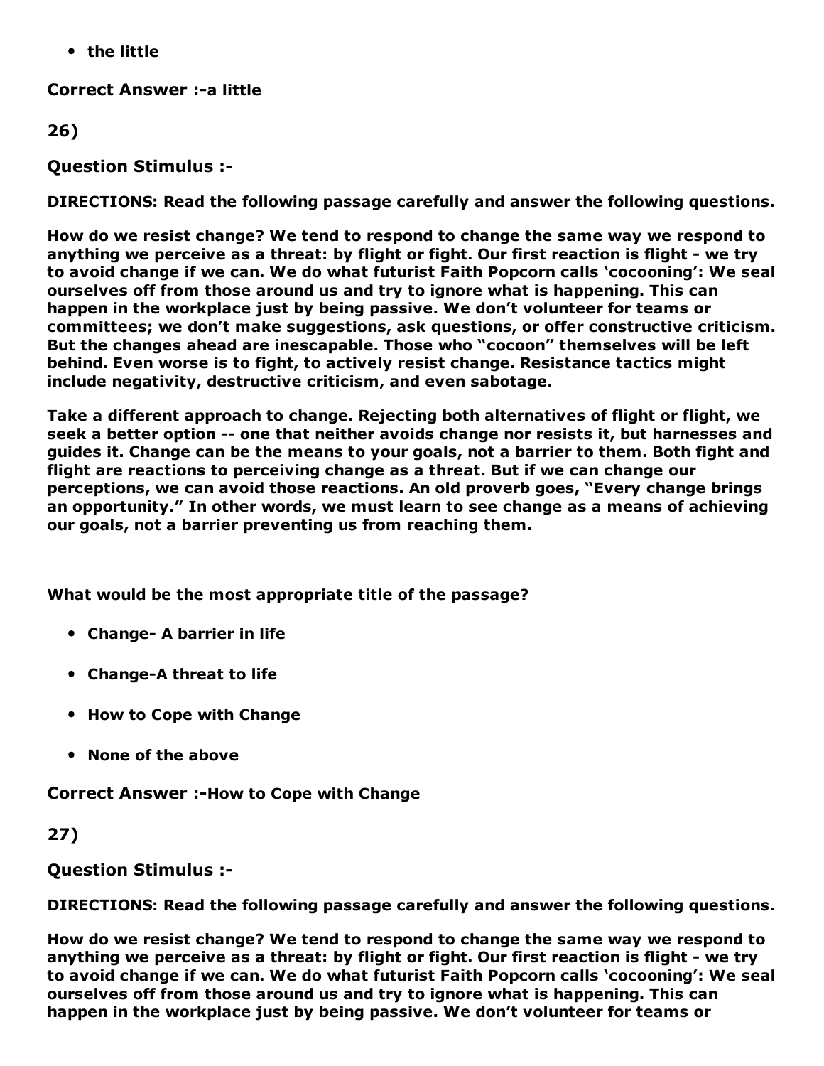- the little

**Correct Answer :-a little**

**26)**

**Question Stimulus :-**

**DIRECTIONS: Read the following passage carefully and answer the following questions.**

**How do we resist change? We tend to respond to change the same way we respond to anything we perceive as a threat: by flight or fight. Our first reaction is flight - we try to avoid change if we can. We do what futurist Faith Popcorn calls 'cocooning': We seal ourselves off from those around us and try to ignore what is happening. This can happen in the workplace just by being passive. We don't volunteer for teams or committees; we don't make suggestions, ask questions, or offer constructive criticism. But the changes ahead are inescapable. Those who "cocoon" themselves will be left behind. Even worse is to fight, to actively resist change. Resistance tactics might include negativity, destructive criticism, and even sabotage.**

**Take a different approach to change. Rejecting both alternatives of flight or flight, we seek a better option -- one that neither avoids change nor resists it, but harnesses and guides it. Change can be the means to your goals, not a barrier to them. Both fight and flight are reactions to perceiving change as a threat. But if we can change our perceptions, we can avoid those reactions. An old proverb goes, "Every change brings an opportunity." In other words, we must learn to see change as a means of achieving our goals, not a barrier preventing us from reaching them.**

**What would be the most appropriate title of the passage?**

- **Change- A barrier in life**
- **Change-A threat to life**
- **How to Cope with Change**
- **None of the above**

**Correct Answer :-How to Cope with Change**

**27)**

**Question Stimulus :-**

**DIRECTIONS: Read the following passage carefully and answer the following questions.**

**How do we resist change? We tend to respond to change the same way we respond to anything we perceive as a threat: by flight or fight. Our first reaction is flight - we try to avoid change if we can. We do what futurist Faith Popcorn calls 'cocooning': We seal ourselves off from those around us and try to ignore what is happening. This can happen in the workplace just by being passive. We don't volunteer for teams or**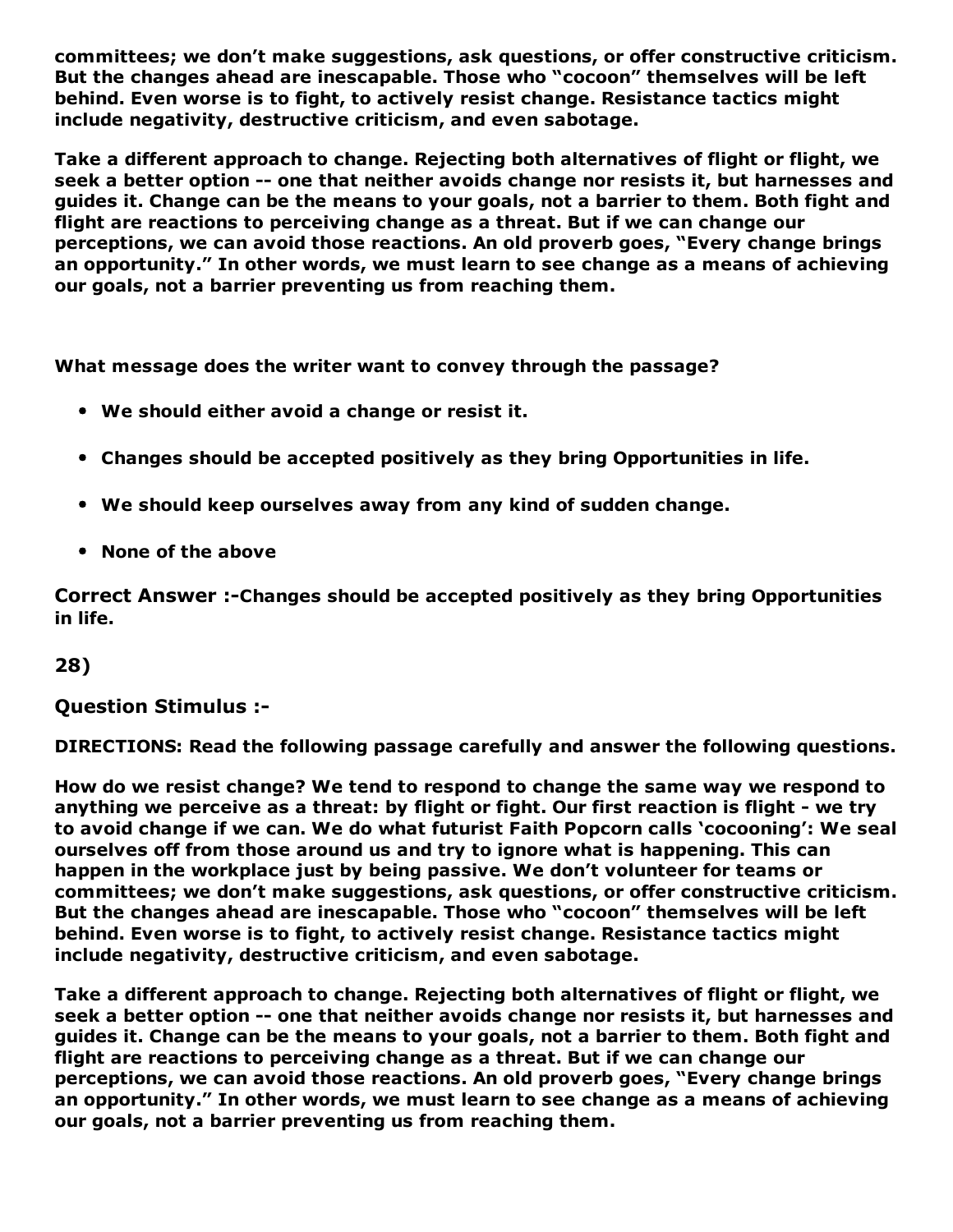**committees; we don't make suggestions, ask questions, or offer constructive criticism. But the changes ahead are inescapable. Those who "cocoon" themselves will be left behind. Even worse is to fight, to actively resist change. Resistance tactics might include negativity, destructive criticism, and even sabotage.**

**Take a different approach to change. Rejecting both alternatives of flight or flight, we seek a better option -- one that neither avoids change nor resists it, but harnesses and guides it. Change can be the means to your goals, not a barrier to them. Both fight and flight are reactions to perceiving change as a threat. But if we can change our perceptions, we can avoid those reactions. An old proverb goes, "Every change brings an opportunity." In other words, we must learn to see change as a means of achieving our goals, not a barrier preventing us from reaching them.**

**What message does the writer want to convey through the passage?**

- **We should either avoid a change or resist it.**
- **Changes should be accepted positively as they bring Opportunities in life.**
- **We should keep ourselves away from any kind of sudden change.**
- **None of the above**

**Correct Answer :-Changes should be accepted positively as they bring Opportunities in life.**

**28)**

**Question Stimulus :-**

**DIRECTIONS: Read the following passage carefully and answer the following questions.**

**How do we resist change? We tend to respond to change the same way we respond to anything we perceive as a threat: by flight or fight. Our first reaction is flight - we try to avoid change if we can. We do what futurist Faith Popcorn calls 'cocooning': We seal ourselves off from those around us and try to ignore what is happening. This can happen in the workplace just by being passive. We don't volunteer for teams or committees; we don't make suggestions, ask questions, or offer constructive criticism. But the changes ahead are inescapable. Those who "cocoon" themselves will be left behind. Even worse is to fight, to actively resist change. Resistance tactics might include negativity, destructive criticism, and even sabotage.**

**Take a different approach to change. Rejecting both alternatives of flight or flight, we seek a better option -- one that neither avoids change nor resists it, but harnesses and guides it. Change can be the means to your goals, not a barrier to them. Both fight and flight are reactions to perceiving change as a threat. But if we can change our perceptions, we can avoid those reactions. An old proverb goes, "Every change brings an opportunity." In other words, we must learn to see change as a means of achieving our goals, not a barrier preventing us from reaching them.**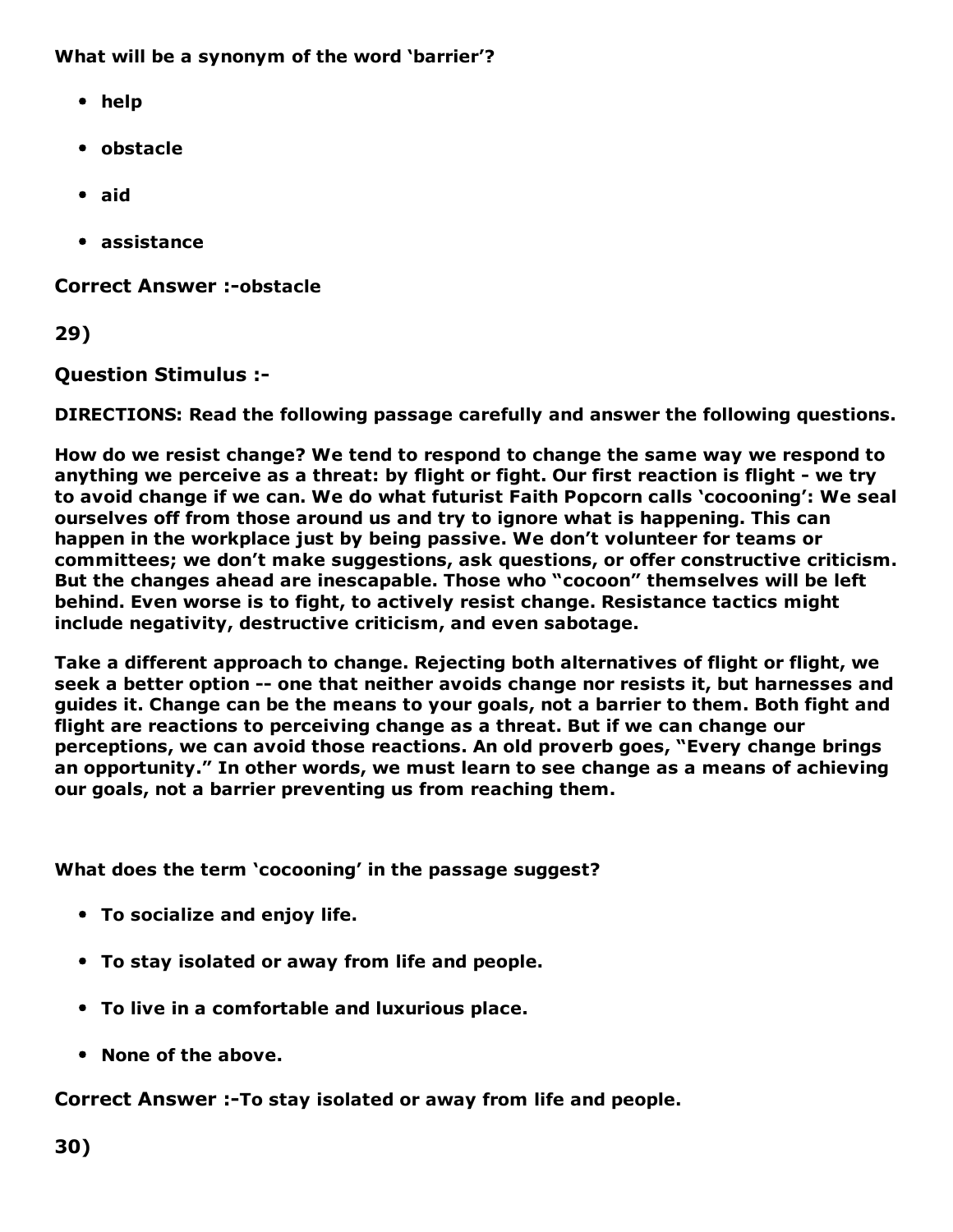**What will be a synonym of the word 'barrier'?**

- **help**
- **obstacle**
- **aid**
- **assistance**

**Correct Answer :-obstacle**

**29)**

**Question Stimulus :-**

**DIRECTIONS: Read the following passage carefully and answer the following questions.**

**How do we resist change? We tend to respond to change the same way we respond to anything we perceive as a threat: by flight or fight. Our first reaction is flight - we try to avoid change if we can. We do what futurist Faith Popcorn calls 'cocooning': We seal ourselves off from those around us and try to ignore what is happening. This can happen in the workplace just by being passive. We don't volunteer for teams or committees; we don't make suggestions, ask questions, or offer constructive criticism. But the changes ahead are inescapable. Those who "cocoon" themselves will be left behind. Even worse is to fight, to actively resist change. Resistance tactics might include negativity, destructive criticism, and even sabotage.**

**Take a different approach to change. Rejecting both alternatives of flight or flight, we seek a better option -- one that neither avoids change nor resists it, but harnesses and guides it. Change can be the means to your goals, not a barrier to them. Both fight and flight are reactions to perceiving change as a threat. But if we can change our perceptions, we can avoid those reactions. An old proverb goes, "Every change brings an opportunity." In other words, we must learn to see change as a means of achieving our goals, not a barrier preventing us from reaching them.**

**What does the term 'cocooning' in the passage suggest?**

- **To socialize and enjoy life.**
- **To stay isolated or away from life and people.**
- **To live in a comfortable and luxurious place.**
- **None of the above.**

**Correct Answer :-To stay isolated or away from life and people.**

**30)**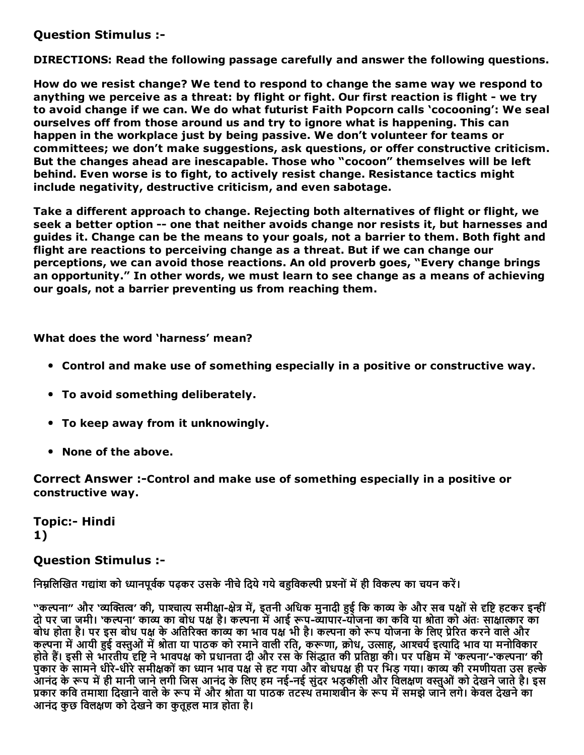**Question Stimulus :-**

**DIRECTIONS: Read the following passage carefully and answer the following questions.**

**How do we resist change? We tend to respond to change the same way we respond to anything we perceive as a threat: by flight or fight. Our first reaction is flight - we try to avoid change if we can. We do what futurist Faith Popcorn calls 'cocooning': We seal ourselves off from those around us and try to ignore what is happening. This can happen in the workplace just by being passive. We don't volunteer for teams or committees; we don't make suggestions, ask questions, or offer constructive criticism. But the changes ahead are inescapable. Those who "cocoon" themselves will be left behind. Even worse is to fight, to actively resist change. Resistance tactics might include negativity, destructive criticism, and even sabotage.**

**Take a different approach to change. Rejecting both alternatives of flight or flight, we seek a better option -- one that neither avoids change nor resists it, but harnesses and guides it. Change can be the means to your goals, not a barrier to them. Both fight and flight are reactions to perceiving change as a threat. But if we can change our perceptions, we can avoid those reactions. An old proverb goes, "Every change brings an opportunity." In other words, we must learn to see change as a means of achieving our goals, not a barrier preventing us from reaching them.**

**What does the word 'harness' mean?**

- **Control and make use of something especially in a positive or constructive way.**
- **To avoid something deliberately.**
- **To keep away from it unknowingly.**
- **None of the above.**

**Correct Answer :-Control and make use of something especially in a positive or constructive way.**

**Topic:- Hindi**
**1)**

**Question Stimulus :-**

निम्नलिखित गद्यांश को ध्यानपूर्वक पढ़कर उसके नीचे दिये गये बहुविकल्पी प्रश्नों में ही विकल्प का चयन करें।

"कल्पना" और 'व्यक्तित्व' की, पाश्चात्य समीक्षा-क्षेत्र में, इतनी अधिक मुनादी हुई कि काव्य के और सब पक्षों से दृष्टि हटकर इन्हीं दो पर जा जमी। 'कल्पना' काव्य का बोध पक्ष है। कल्पना में आई रूप-व्यापार-योजना का कवि या श्रोता को अंतः साक्षात्कार का बोध होता है। पर इस बोध पक्ष के अतिरिक्त काव्य का भाव पक्ष भी है। कल्पना को रूप योजना के लिए प्रेरित करने वाले और कल्पना में आयी हुई वस्तुओं में श्रोता या पाठक को रमाने वाली रति, करूणा, क्रोध, उत्साह, आश्चर्य इत्यादि भाव या मनोविकार होते हैं। इसी से भारतीय दृष्टि ने भावपक्ष को प्रधानता दी और रस के सिद्धात की प्रतिष्ठा की। पर पश्चिम में 'कल्पना'-'कल्पना' की पुकार के सामने धीरे-धीरे समीक्षकों का ध्यान भाव पक्ष से हट गया और बोधपक्ष ही पर भिड़ गया। काव्य की रमणीयता उस हल्के आनंद के रूप में ही मानी जाने लगी जिस आनंद के लिए हम नई-नई सुंदर भड़कीली और विलक्षण वस्तुओं को देखने जाते है। इस प्रकार कवि तमाशा दिखाने वाले के रूप में और श्रोता या पाठक तटस्थ तमाशबीन के रूप में समझे जाने लगे। केवल देखने का आनंद कुछ विलक्षण को देखने का कुतूहल मात्र होता है।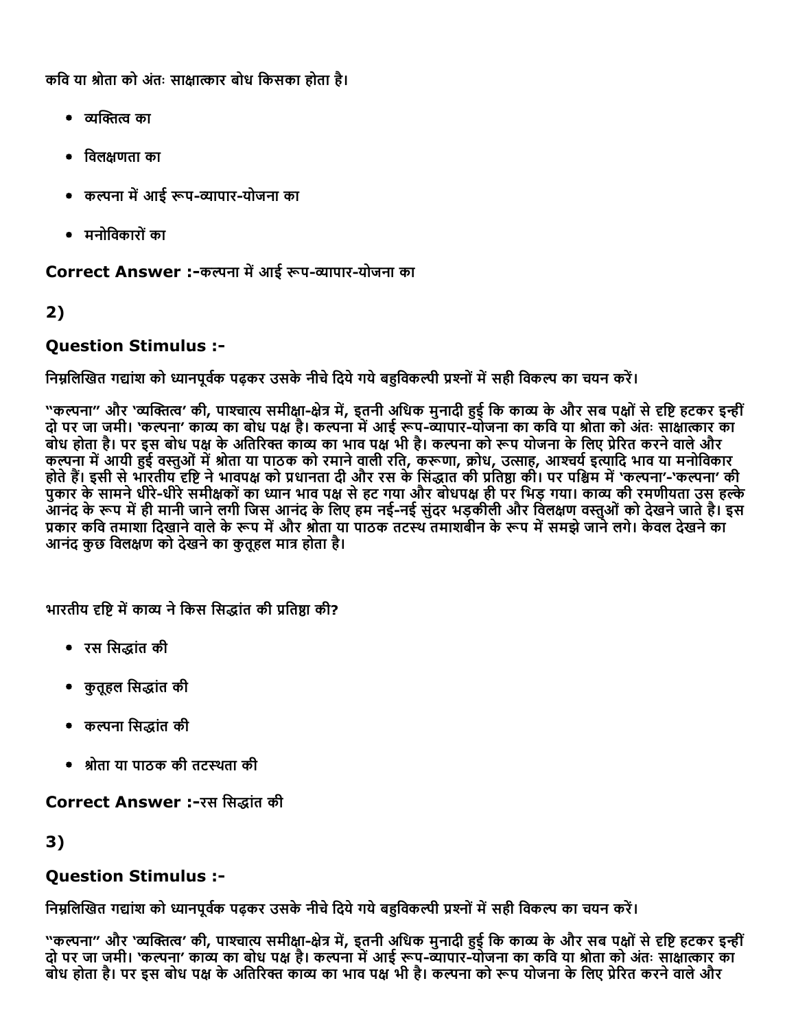कवि या श्रोता को अंतः साक्षात्कार बोध किसका होता है।

- व्यक्तित्व का
- विलक्षणता का
- कल्पना में आई रूप-व्यापार-योजना का
- मनोविकारों का

**Correct Answer :-**कल्पना में आई रूप-व्यापार-योजना का

## 2)

### Question Stimulus :-

निम्नलिखित गद्यांश को ध्यानपूर्वक पढ़कर उसके नीचे दिये गये बहुविकल्पी प्रश्नों में सही विकल्प का चयन करें।

"कल्पना" और 'व्यक्तित्व' की, पाश्चात्य समीक्षा-क्षेत्र में, इतनी अधिक मुनादी हुई कि काव्य के और सब पक्षों से दृष्टि हटकर इन्हीं दो पर जा जमी। 'कल्पना' काव्य का बोध पक्ष है। कल्पना में आई रूप-व्यापार-योजना का कवि या श्रोता को अंतः साक्षात्कार का बोध होता है। पर इस बोध पक्ष के अतिरिक्त काव्य का भाव पक्ष भी है। कल्पना को रूप योजना के लिए प्रेरित करने वाले और कल्पना में आयी हुई वस्तुओं में श्रोता या पाठक को रमाने वाली रति, करूणा, क्रोध, उत्साह, आश्चर्य इत्यादि भाव या मनोविकार होते हैं। इसी से भारतीय दृष्टि ने भावपक्ष को प्रधानता दी और रस के सिंद्धात की प्रतिष्ठा की। पर पश्चिम में 'कल्पना'-'कल्पना' की पुकार के सामने धीरे-धीरे समीक्षकों का ध्यान भाव पक्ष से हट गया और बोधपक्ष ही पर भिड़ गया। काव्य की रमणीयता उस हल्के आनंद के रूप में ही मानी जाने लगी जिस आनंद के लिए हम नई-नई सुंदर भड़कीली और विलक्षण वस्तुओं को देखने जाते है। इस प्रकार कवि तमाशा दिखाने वाले के रूप में और श्रोता या पाठक तटस्थ तमाशबीन के रूप में समझे जाने लगे। केवल देखने का आनंद कुछ विलक्षण को देखने का कुतूहल मात्र होता है।

भारतीय दृष्टि में काव्य ने किस सिद्धांत की प्रतिष्ठा की?

- रस सिद्धांत की
- कुतूहल सिद्धांत की
- कल्पना सिद्धांत की
- श्रोता या पाठक की तटस्थता की

**Correct Answer :-**रस सिद्धांत की

## 3)

### Question Stimulus :-

निम्नलिखित गद्यांश को ध्यानपूर्वक पढ़कर उसके नीचे दिये गये बहुविकल्पी प्रश्नों में सही विकल्प का चयन करें।

"कल्पना" और 'व्यक्तित्व' की, पाश्चात्य समीक्षा-क्षेत्र में, इतनी अधिक मुनादी हुई कि काव्य के और सब पक्षों से दृष्टि हटकर इन्हीं दो पर जा जमी। 'कल्पना' काव्य का बोध पक्ष है। कल्पना में आई रूप-व्यापार-योजना का कवि या श्रोता को अंतः साक्षात्कार का बोध होता है। पर इस बोध पक्ष के अतिरिक्त काव्य का भाव पक्ष भी है। कल्पना को रूप योजना के लिए प्रेरित करने वाले और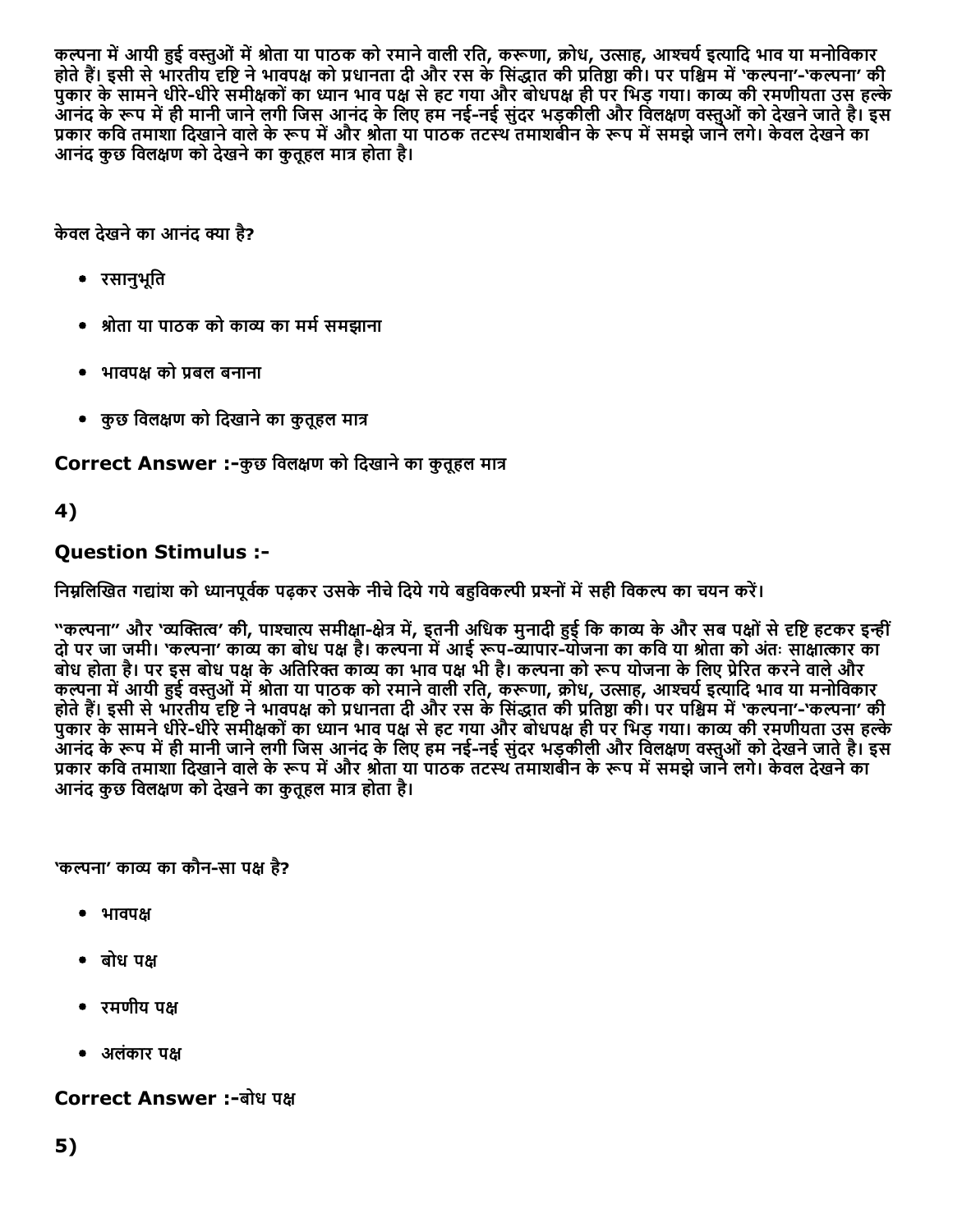कल्पना में आयी हुई वस्तुओं में श्रोता या पाठक को रमाने वाली रति, करूणा, क्रोध, उत्साह, आश्चर्य इत्यादि भाव या मनोविकार होते हैं। इसी से भारतीय दृष्टि ने भावपक्ष को प्रधानता दी और रस के सिद्धात की प्रतिष्ठा की। पर पश्चिम में 'कल्पना'-'कल्पना' की पुकार के सामने धीरे-धीरे समीक्षकों का ध्यान भाव पक्ष से हट गया और बोधपक्ष ही पर भिड़ गया। काव्य की रमणीयता उस हल्के आनंद के रूप में ही मानी जाने लगी जिस आनंद के लिए हम नई-नई सुंदर भड़कीली और विलक्षण वस्तुओं को देखने जाते है। इस प्रकार कवि तमाशा दिखाने वाले के रूप में और श्रोता या पाठक तटस्थ तमाशबीन के रूप में समझे जाने लगे। केवल देखने का आनंद कुछ विलक्षण को देखने का कुतूहल मात्र होता है।

केवल देखने का आनंद क्या है?

- रसानुभूति
- श्रोता या पाठक को काव्य का मर्म समझाना
- भावपक्ष को प्रबल बनाना
- कुछ विलक्षण को दिखाने का कुतूहल मात्र

**Correct Answer :-**कुछ विलक्षण को दिखाने का कुतूहल मात्र

## 4)

### Question Stimulus :-

निम्नलिखित गद्यांश को ध्यानपूर्वक पढ़कर उसके नीचे दिये गये बहुविकल्पी प्रश्नों में सही विकल्प का चयन करें।

"कल्पना" और 'व्यक्तित्व' की, पाश्चात्य समीक्षा-क्षेत्र में, इतनी अधिक मुनादी हुई कि काव्य के और सब पक्षों से दृष्टि हटकर इन्हीं दो पर जा जमी। 'कल्पना' काव्य का बोध पक्ष है। कल्पना में आई रूप-व्यापार-योजना का कवि या श्रोता को अंतः साक्षात्कार का बोध होता है। पर इस बोध पक्ष के अतिरिक्त काव्य का भाव पक्ष भी है। कल्पना को रूप योजना के लिए प्रेरित करने वाले और कल्पना में आयी हुई वस्तुओं में श्रोता या पाठक को रमाने वाली रति, करूणा, क्रोध, उत्साह, आश्चर्य इत्यादि भाव या मनोविकार होते हैं। इसी से भारतीय दृष्टि ने भावपक्ष को प्रधानता दी और रस के सिद्धात की प्रतिष्ठा की। पर पश्चिम में 'कल्पना'-'कल्पना' की पुकार के सामने धीरे-धीरे समीक्षकों का ध्यान भाव पक्ष से हट गया और बोधपक्ष ही पर भिड़ गया। काव्य की रमणीयता उस हल्के आनंद के रूप में ही मानी जाने लगी जिस आनंद के लिए हम नई-नई सुंदर भड़कीली और विलक्षण वस्तुओं को देखने जाते है। इस प्रकार कवि तमाशा दिखाने वाले के रूप में और श्रोता या पाठक तटस्थ तमाशबीन के रूप में समझे जाने लगे। केवल देखने का आनंद कुछ विलक्षण को देखने का कुतूहल मात्र होता है।

'कल्पना' काव्य का कौन-सा पक्ष है?

- भावपक्ष
- बोध पक्ष
- रमणीय पक्ष
- अलंकार पक्ष

**Correct Answer :-**बोध पक्ष

## 5)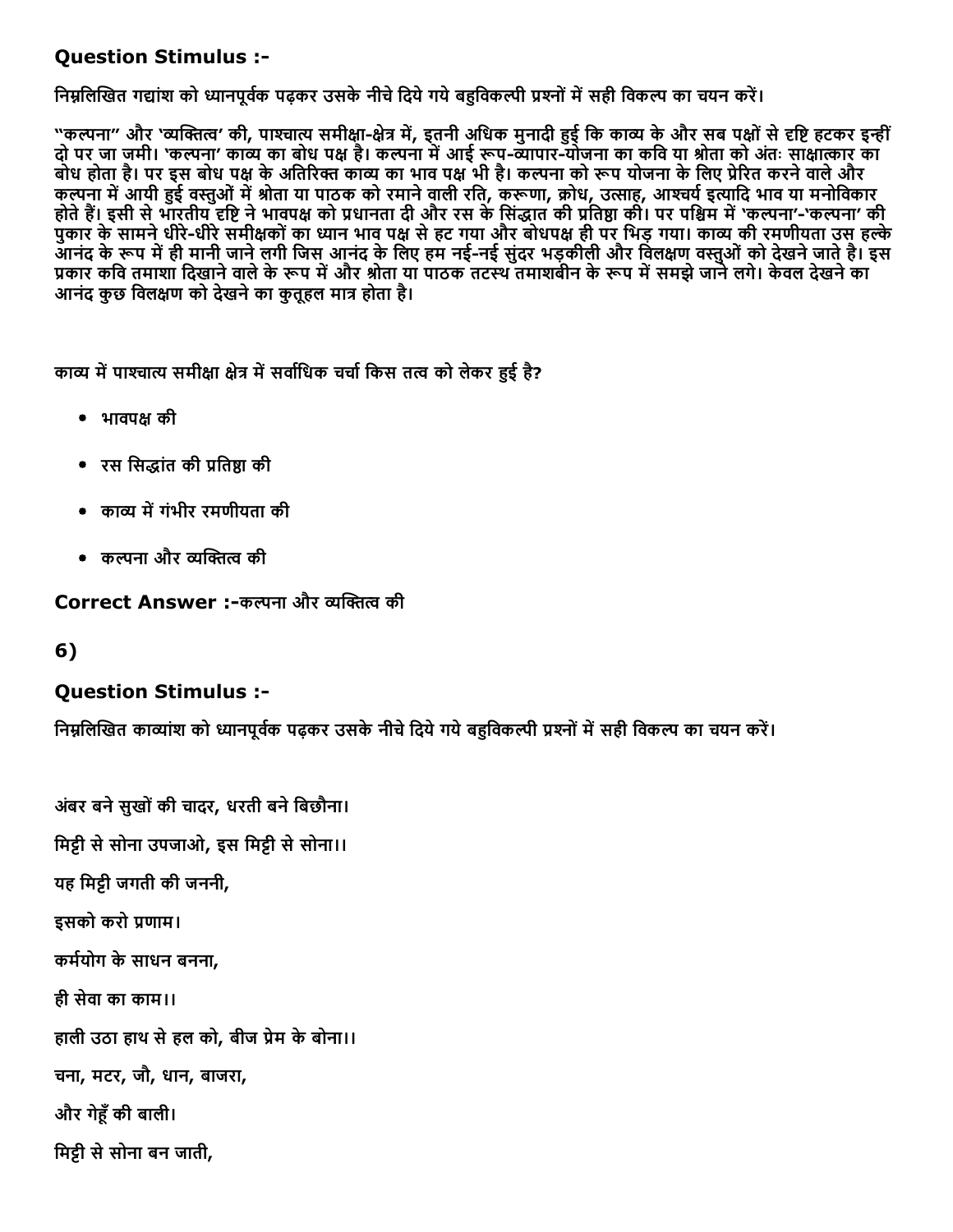### Question Stimulus :-

निम्नलिखित गद्यांश को ध्यानपूर्वक पढ़कर उसके नीचे दिये गये बहुविकल्पी प्रश्नों में सही विकल्प का चयन करें।

"कल्पना" और 'व्यक्तित्व' की, पाश्चात्य समीक्षा-क्षेत्र में, इतनी अधिक मुनादी हुई कि काव्य के और सब पक्षों से दृष्टि हटकर इन्हीं दो पर जा जमी। 'कल्पना' काव्य का बोध पक्ष है। कल्पना में आई रूप-व्यापार-योजना का कवि या श्रोता को अंतः साक्षात्कार का बोध होता है। पर इस बोध पक्ष के अतिरिक्त काव्य का भाव पक्ष भी है। कल्पना को रूप योजना के लिए प्रेरित करने वाले और कल्पना में आयी हुई वस्तुओं में श्रोता या पाठक को रमाने वाली रति, करूणा, क्रोध, उत्साह, आश्चर्य इत्यादि भाव या मनोविकार होते हैं। इसी से भारतीय दृष्टि ने भावपक्ष को प्रधानता दी और रस के सिंद्धात की प्रतिष्ठा की। पर पश्चिम में 'कल्पना'-'कल्पना' की पुकार के सामने धीरे-धीरे समीक्षकों का ध्यान भाव पक्ष से हट गया और बोधपक्ष ही पर भिड़ गया। काव्य की रमणीयता उस हल्के आनंद के रूप में ही मानी जाने लगी जिस आनंद के लिए हम नई-नई सुंदर भड़कीली और विलक्षण वस्तुओं को देखने जाते है। इस प्रकार कवि तमाशा दिखाने वाले के रूप में और श्रोता या पाठक तटस्थ तमाशबीन के रूप में समझे जाने लगे। केवल देखने का आनंद कुछ विलक्षण को देखने का कुतूहल मात्र होता है।

काव्य में पाश्चात्य समीक्षा क्षेत्र में सर्वाधिक चर्चा किस तत्व को लेकर हुई है?

- भावपक्ष की
- रस सिद्धांत की प्रतिष्ठा की
- काव्य में गंभीर रमणीयता की
- कल्पना और व्यक्तित्व की

**Correct Answer :-**कल्पना और व्यक्तित्व की

### 6)

### Question Stimulus :-

निम्नलिखित काव्यांश को ध्यानपूर्वक पढ़कर उसके नीचे दिये गये बहुविकल्पी प्रश्नों में सही विकल्प का चयन करें।

अंबर बने सुखों की चादर, धरती बने बिछौना।

मिट्टी से सोना उपजाओ, इस मिट्टी से सोना।।

यह मिट्टी जगती की जननी,

इसको करो प्रणाम।

कर्मयोग के साधन बनना,

ही सेवा का काम।।

हाली उठा हाथ से हल को, बीज प्रेम के बोना।।

चना, मटर, जौ, धान, बाजरा,

और गेहूँ की बाली।

मिट्टी से सोना बन जाती,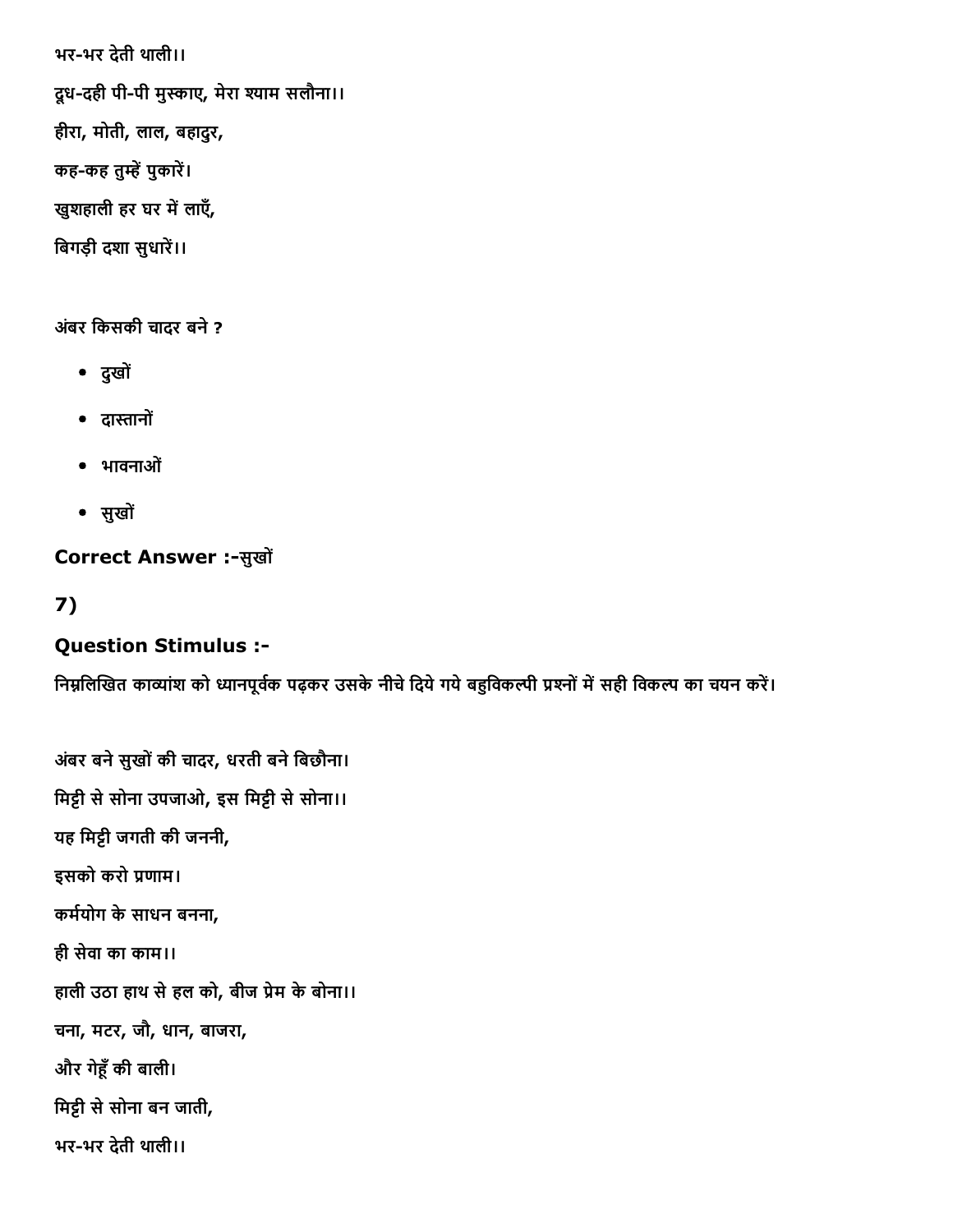भर-भर देती थाली।।

दूध-दही पी-पी मुस्काए, मेरा श्याम सलौना।।

हीरा, मोती, लाल, बहादुर,

कह-कह तुम्हें पुकारें।

खुशहाली हर घर में लाएँ,

बिगड़ी दशा सुधारें।।

अंबर किसकी चादर बने ?

- दुखों
- दास्तानों
- भावनाओं
- सुखों

**Correct Answer :-सुखों**

**7)**

**Question Stimulus :-**

निम्नलिखित काव्यांश को ध्यानपूर्वक पढ़कर उसके नीचे दिये गये बहुविकल्पी प्रश्नों में सही विकल्प का चयन करें।

अंबर बने सुखों की चादर, धरती बने बिछौना।

मिट्टी से सोना उपजाओ, इस मिट्टी से सोना।।

यह मिट्टी जगती की जननी,

इसको करो प्रणाम।

कर्मयोग के साधन बनना,

ही सेवा का काम।।

हाली उठा हाथ से हल को, बीज प्रेम के बोना।।

चना, मटर, जौ, धान, बाजरा,

और गेहूँ की बाली।

मिट्टी से सोना बन जाती,

भर-भर देती थाली।।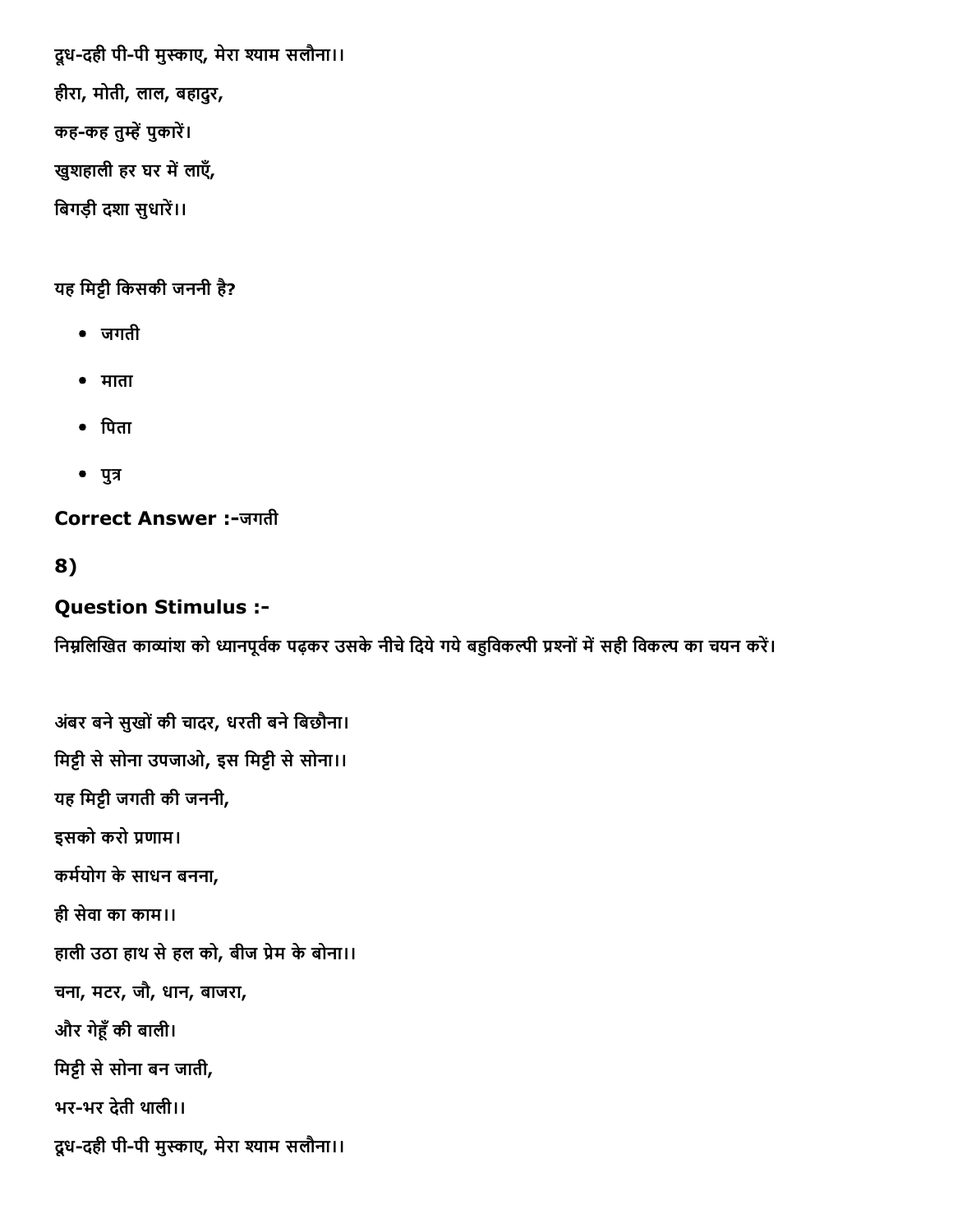दूध-दही पी-पी मुस्काए, मेरा श्याम सलौना।।

हीरा, मोती, लाल, बहादुर,

कह-कह तुम्हें पुकारें।

खुशहाली हर घर में लाएँ,

बिगड़ी दशा सुधारें।।

यह मिट्टी किसकी जननी है?

- जगती
- माता
- पिता
- पुत्र

**Correct Answer :-**जगती

## 8)

### Question Stimulus :-

निम्नलिखित काव्यांश को ध्यानपूर्वक पढ़कर उसके नीचे दिये गये बहुविकल्पी प्रश्नों में सही विकल्प का चयन करें।

अंबर बने सुखों की चादर, धरती बने बिछौना।

मिट्टी से सोना उपजाओ, इस मिट्टी से सोना।।

यह मिट्टी जगती की जननी,

इसको करो प्रणाम।

कर्मयोग के साधन बनना,

ही सेवा का काम।।

हाली उठा हाथ से हल को, बीज प्रेम के बोना।।

चना, मटर, जौ, धान, बाजरा,

और गेहूँ की बाली।

मिट्टी से सोना बन जाती,

भर-भर देती थाली।।

दूध-दही पी-पी मुस्काए, मेरा श्याम सलौना।।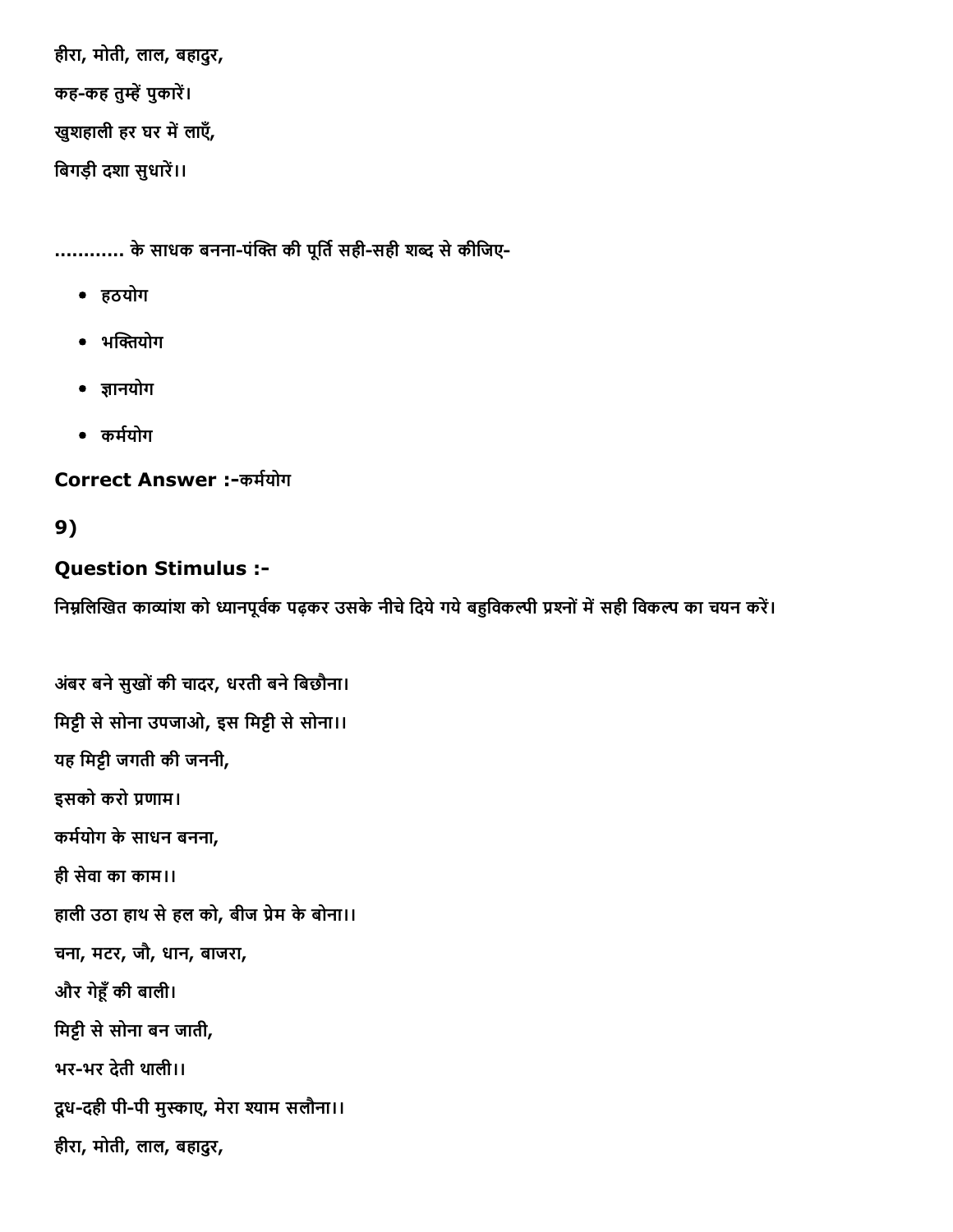हीरा, मोती, लाल, बहादुर,

कह-कह तुम्हें पुकारें।

खुशहाली हर घर में लाएँ,

बिगड़ी दशा सुधारें।।

........... के साधक बनना-पंक्ति की पूर्ति सही-सही शब्द से कीजिए-

- हठयोग
- भक्तियोग
- ज्ञानयोग
- कर्मयोग

**Correct Answer :-**कर्मयोग

**9)**

**Question Stimulus :-**

निम्नलिखित काव्यांश को ध्यानपूर्वक पढ़कर उसके नीचे दिये गये बहुविकल्पी प्रश्नों में सही विकल्प का चयन करें।

अंबर बने सुखों की चादर, धरती बने बिछौना।

मिट्टी से सोना उपजाओ, इस मिट्टी से सोना।।

यह मिट्टी जगती की जननी,

इसको करो प्रणाम।

कर्मयोग के साधन बनना,

ही सेवा का काम।।

हाली उठा हाथ से हल को, बीज प्रेम के बोना।।

चना, मटर, जौ, धान, बाजरा,

और गेहूँ की बाली।

मिट्टी से सोना बन जाती,

भर-भर देती थाली।।

दूध-दही पी-पी मुस्काए, मेरा श्याम सलौना।।

हीरा, मोती, लाल, बहादुर,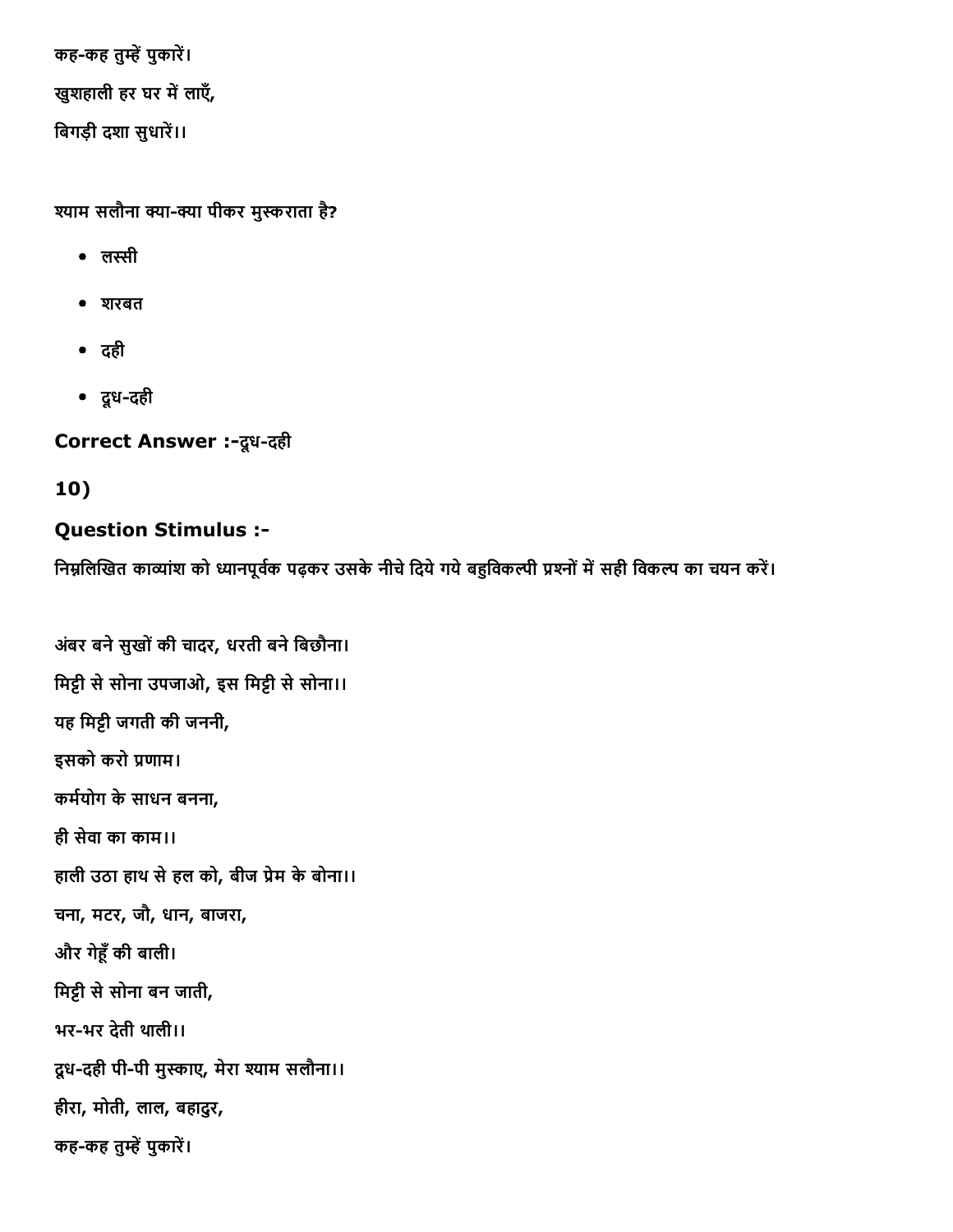कह-कह तुम्हें पुकारें।

खुशहाली हर घर में लाएँ,

बिगड़ी दशा सुधारें।।

श्याम सलौना क्या-क्या पीकर मुस्कराता है?

- लस्सी
- शरबत
- दही
- दूध-दही

**Correct Answer :-**दूध-दही

**10)**

**Question Stimulus :-**

निम्नलिखित काव्यांश को ध्यानपूर्वक पढ़कर उसके नीचे दिये गये बहुविकल्पी प्रश्नों में सही विकल्प का चयन करें।

अंबर बने सुखों की चादर, धरती बने बिछौना।

मिट्टी से सोना उपजाओ, इस मिट्टी से सोना।।

यह मिट्टी जगती की जननी,

इसको करो प्रणाम।

कर्मयोग के साधन बनना,

ही सेवा का काम।।

हाली उठा हाथ से हल को, बीज प्रेम के बोना।।

चना, मटर, जौ, धान, बाजरा,

और गेहूँ की बाली।

मिट्टी से सोना बन जाती,

भर-भर देती थाली।।

दूध-दही पी-पी मुस्काए, मेरा श्याम सलौना।।

हीरा, मोती, लाल, बहादुर,

कह-कह तुम्हें पुकारें।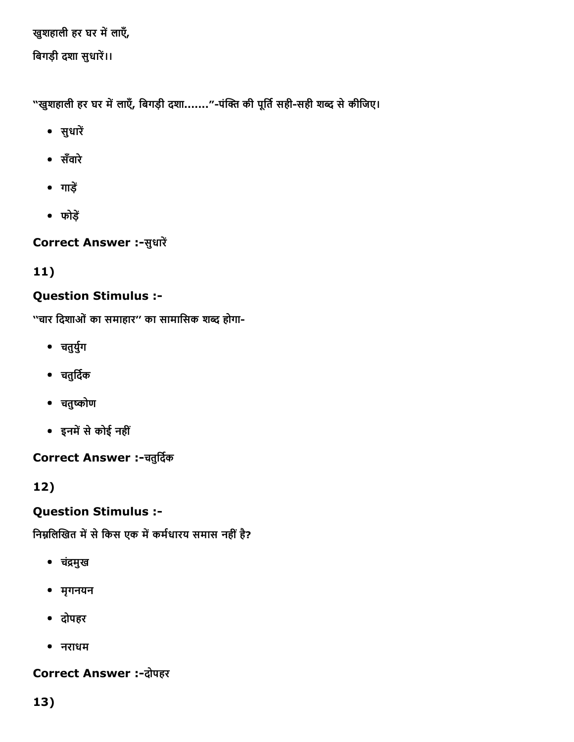खुशहाली हर घर में लाएँ,

बिगड़ी दशा सुधारें।।

"खुशहाली हर घर में लाएँ, बिगड़ी दशा.......”-पंक्ति की पूर्ति सही-सही शब्द से कीजिए।

- सुधारें
- सँवारे
- गाड़ें
- फोड़ें

**Correct Answer :-**सुधारें

**11)**

**Question Stimulus :-**

"चार दिशाओं का समाहार" का सामासिक शब्द होगा-

- चतुर्युग
- चतुर्दिक
- चतुष्कोण
- इनमें से कोई नहीं

**Correct Answer :-**चतुर्दिक

**12)**

**Question Stimulus :-**

निम्नलिखित में से किस एक में कर्मधारय समास नहीं है?

- चंद्रमुख
- मृगनयन
- दोपहर
- नराधम

**Correct Answer :-**दोपहर

**13)**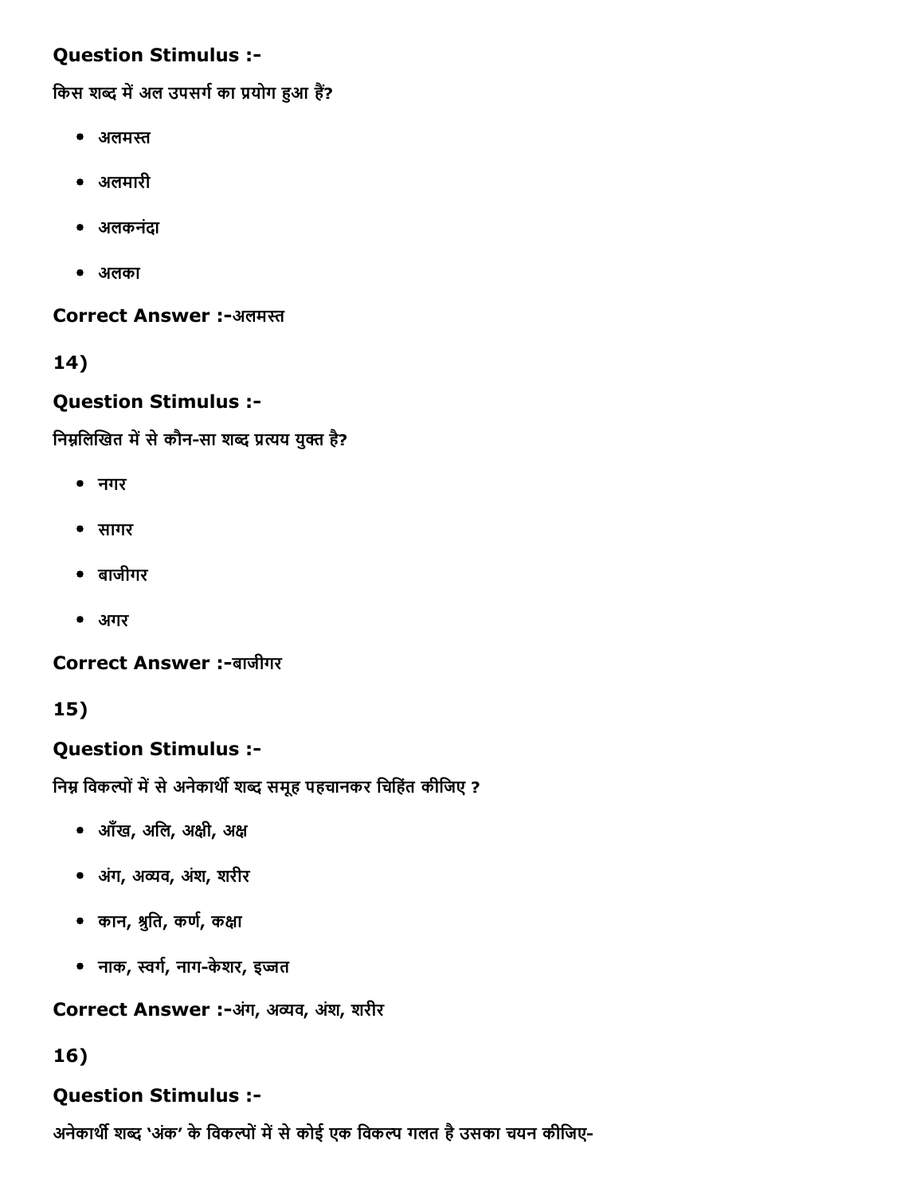**Question Stimulus :-**

किस शब्द में अल उपसर्ग का प्रयोग हुआ हैं?

- अलमस्त
- अलमारी
- अलकनंदा
- अलका

**Correct Answer :-**अलमस्त

**14)**

**Question Stimulus :-**

निम्नलिखित में से कौन-सा शब्द प्रत्यय युक्त है?

- नगर
- सागर
- बाजीगर
- अगर

**Correct Answer :-**बाजीगर

**15)**

**Question Stimulus :-**

निम्न विकल्पों में से अनेकार्थी शब्द समूह पहचानकर चिहिंत कीजिए ?

- आँख, अलि, अक्षी, अक्ष
- अंग, अव्यव, अंश, शरीर
- कान, श्रुति, कर्ण, कक्षा
- नाक, स्वर्ग, नाग-केशर, इज्जत

**Correct Answer :-**अंग, अव्यव, अंश, शरीर

**16)**

**Question Stimulus :-**

अनेकार्थी शब्द 'अंक' के विकल्पों में से कोई एक विकल्प गलत है उसका चयन कीजिए-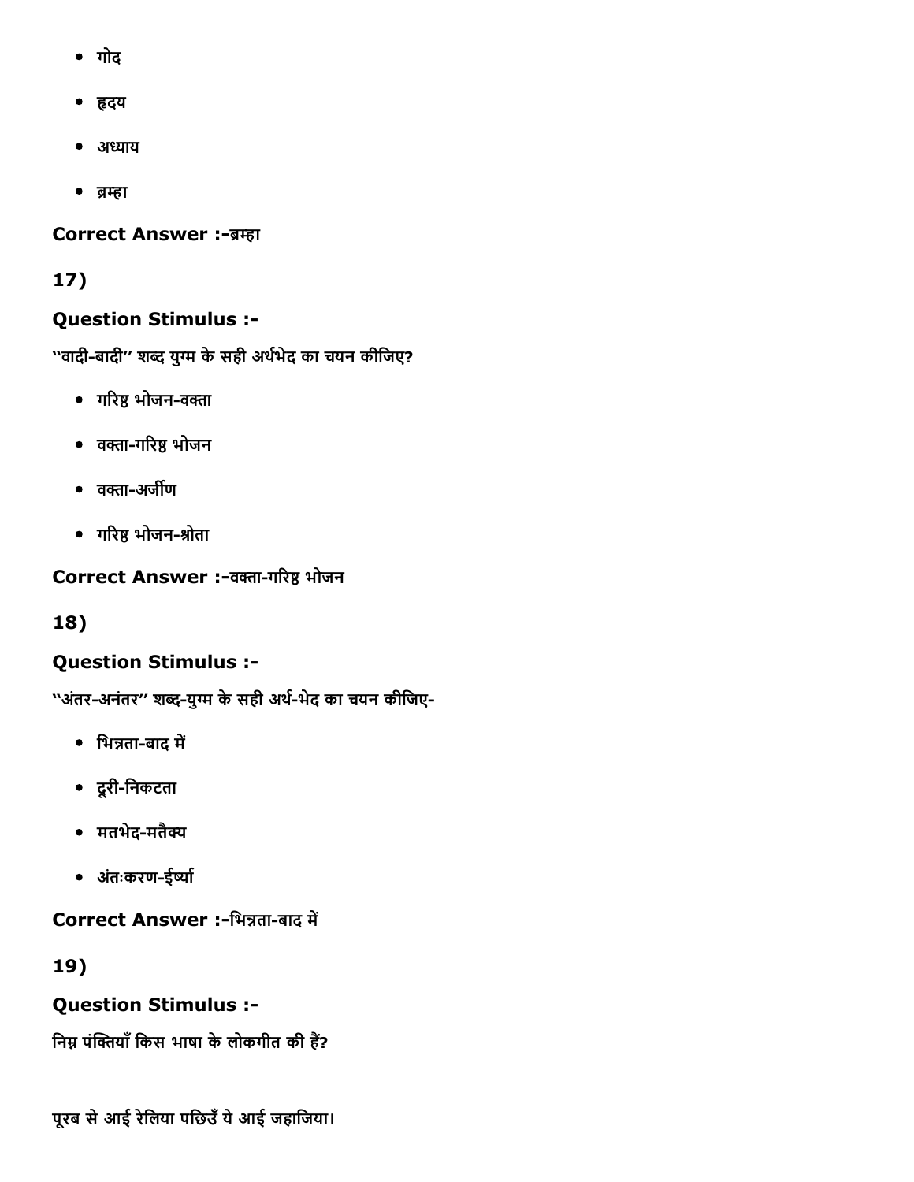- गोद
- हृदय
- अध्याय
- ब्रम्हा

**Correct Answer :-**ब्रम्हा

**17)**

**Question Stimulus :-**

"वादी-बादी" शब्द युग्म के सही अर्थभेद का चयन कीजिए?

- गरिष्ठ भोजन-वक्ता
- वक्ता-गरिष्ठ भोजन
- वक्ता-अर्जीण
- गरिष्ठ भोजन-श्रोता

**Correct Answer :-**वक्ता-गरिष्ठ भोजन

**18)**

**Question Stimulus :-**

"अंतर-अनंतर" शब्द-युग्म के सही अर्थ-भेद का चयन कीजिए-

- भिन्नता-बाद में
- दूरी-निकटता
- मतभेद-मतैक्य
- अंतःकरण-ईर्ष्या

**Correct Answer :-**भिन्नता-बाद में

**19)**

**Question Stimulus :-**

निम्न पंक्तियाँ किस भाषा के लोकगीत की हैं?

पूरब से आई रेलिया पछिउँ ये आई जहाजिया।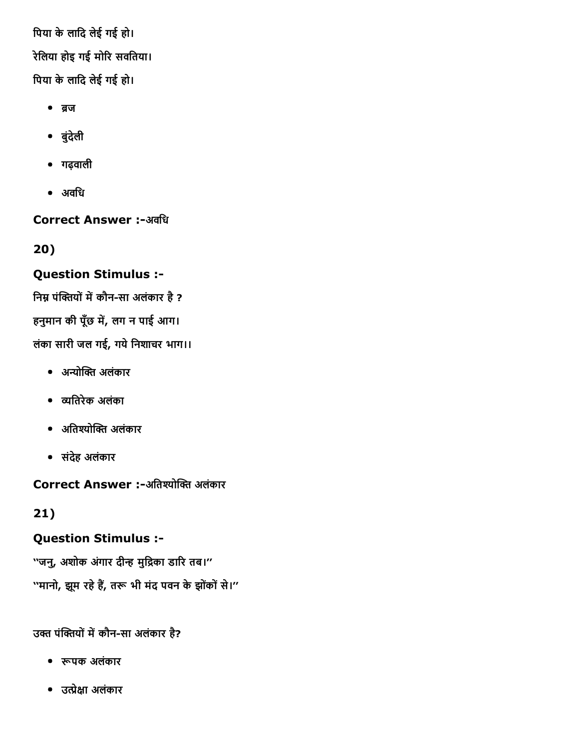पिया के लादि लेई गई हो।

रेलिया होइ गई मोरि सवतिया।

पिया के लादि लेई गई हो।

- ब्रज
- बुंदेली
- गढ़वाली
- अवधि

**Correct Answer :-**अवधि

## 20)

### Question Stimulus :-

निम्न पंक्तियों में कौन-सा अलंकार है ?

हनुमान की पूँछ में, लग न पाई आग।

लंका सारी जल गई, गये निशाचर भाग।।

- अन्योक्ति अलंकार
- व्यतिरेक अलंका
- अतिश्योक्ति अलंकार
- संदेह अलंकार

**Correct Answer :-**अतिश्योक्ति अलंकार

## 21)

### Question Stimulus :-

"जनु, अशोक अंगार दीन्ह मुद्रिका डारि तब।"

"मानो, झूम रहे हैं, तरू भी मंद पवन के झोंकों से।"

उक्त पंक्तियों में कौन-सा अलंकार है?

- रूपक अलंकार
- उत्प्रेक्षा अलंकार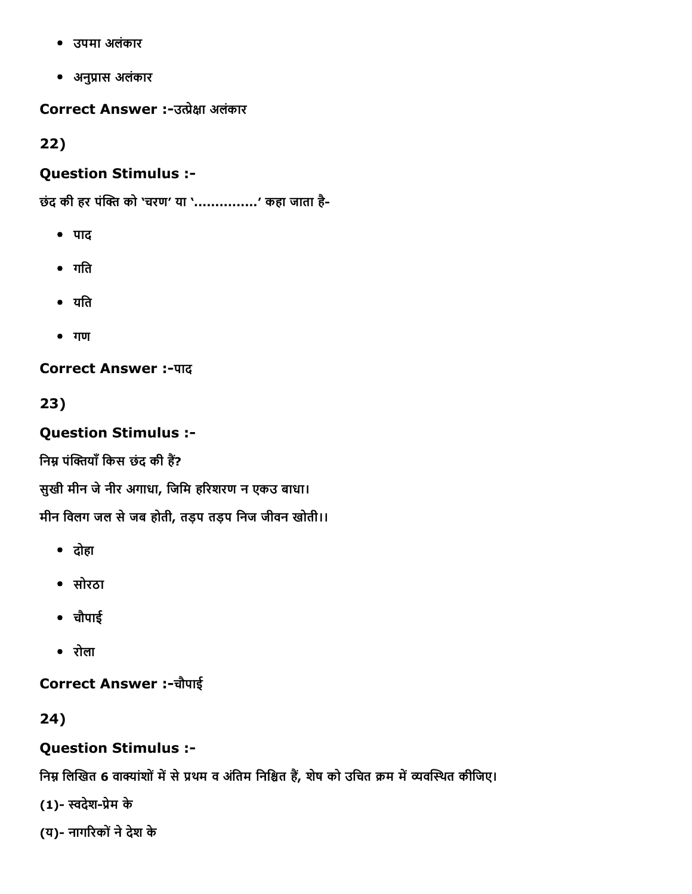- उपमा अलंकार
- अनुप्रास अलंकार

**Correct Answer :-**उत्प्रेक्षा अलंकार

**22)**

**Question Stimulus :-**

छंद की हर पंक्ति को 'चरण' या '..............' कहा जाता है-

- पाद
- गति
- यति
- गण

**Correct Answer :-**पाद

**23)**

**Question Stimulus :-**

निम्न पंक्तियाँ किस छंद की हैं?

सुखी मीन जे नीर अगाधा, जिमि हरिशरण न एकउ बाधा।

मीन विलग जल से जब होती, तड़प तड़प निज जीवन खोती।।

- दोहा
- सोरठा
- चौपाई
- रोला

**Correct Answer :-**चौपाई

**24)**

**Question Stimulus :-**

निम्न लिखित 6 वाक्यांशों में से प्रथम व अंतिम निश्चित हैं, शेष को उचित क्रम में व्यवस्थित कीजिए।

(1)- स्वदेश-प्रेम के

(य)- नागरिकों ने देश के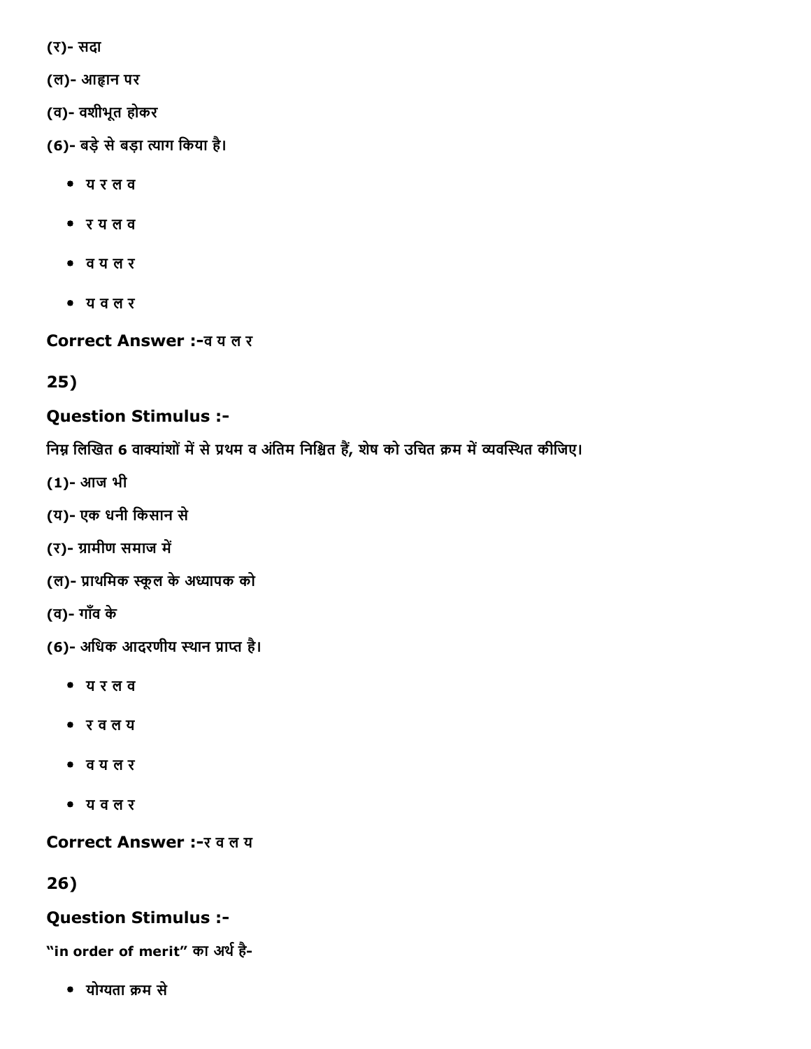(र)- सदा

(ल)- आह्वान पर

(व)- वशीभूत होकर

(6)- बड़े से बड़ा त्याग किया है।

- य र ल व
- र य ल व
- व य ल र
- य व ल र

**Correct Answer :-**व य ल र

**25)**

**Question Stimulus :-**

निम्न लिखित 6 वाक्यांशों में से प्रथम व अंतिम निश्चित हैं, शेष को उचित क्रम में व्यवस्थित कीजिए।

(1)- आज भी

(य)- एक धनी किसान से

(र)- ग्रामीण समाज में

(ल)- प्राथमिक स्कूल के अध्यापक को

(व)- गाँव के

(6)- अधिक आदरणीय स्थान प्राप्त है।

- य र ल व
- र व ल य
- व य ल र
- य व ल र

**Correct Answer :-**र व ल य

**26)**

**Question Stimulus :-**

"in order of merit" का अर्थ है-

- योग्यता क्रम से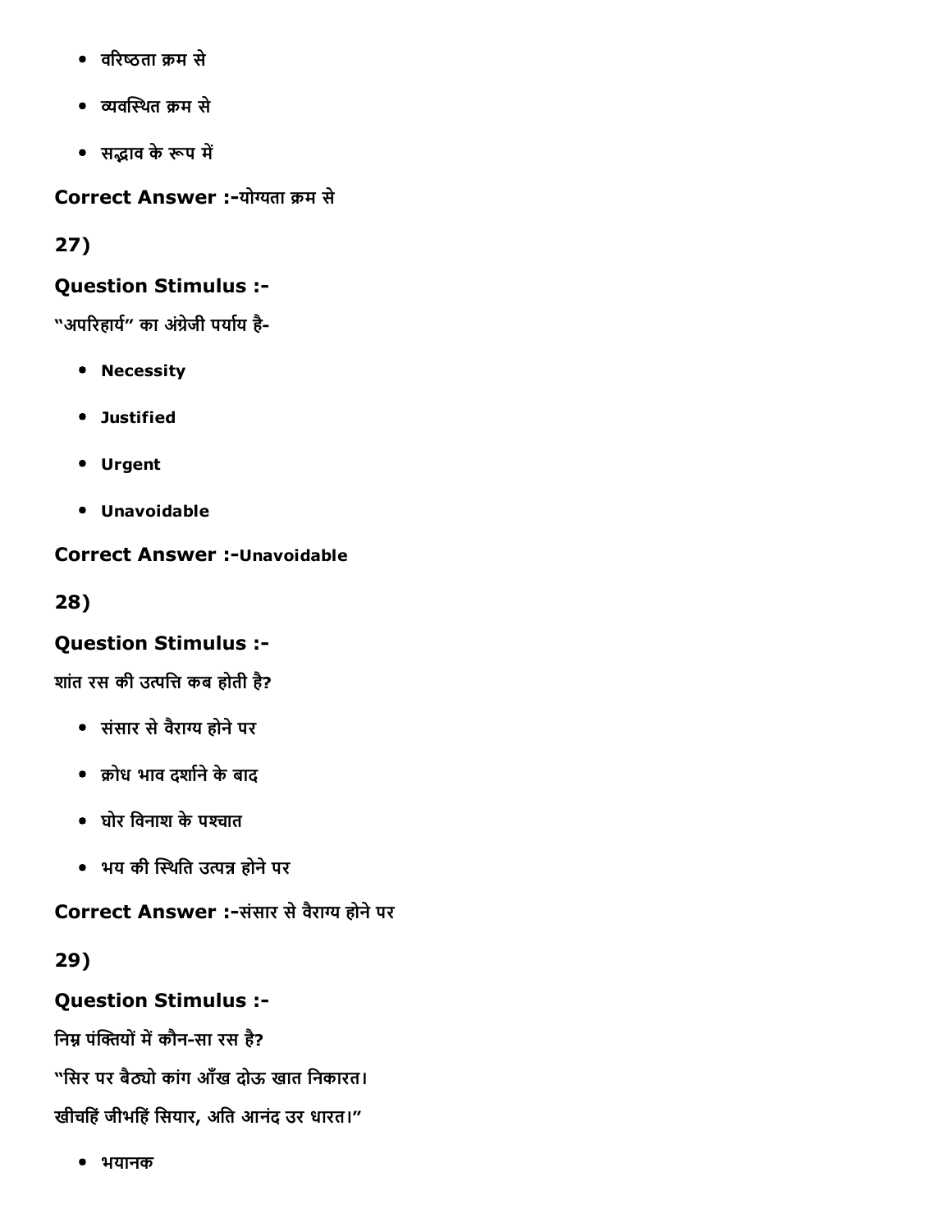- वरिष्ठता क्रम से
- व्यवस्थित क्रम से
- सद्भाव के रूप में

**Correct Answer :-**योग्यता क्रम से

**27)**

**Question Stimulus :-**

"अपरिहार्य" का अंग्रेजी पर्याय है-

- **Necessity**
- **Justified**
- **Urgent**
- **Unavoidable**

**Correct Answer :-Unavoidable**

**28)**

**Question Stimulus :-**

शांत रस की उत्पत्ति कब होती है?

- संसार से वैराग्य होने पर
- क्रोध भाव दर्शाने के बाद
- घोर विनाश के पश्चात
- भय की स्थिति उत्पन्न होने पर

**Correct Answer :-**संसार से वैराग्य होने पर

**29)**

**Question Stimulus :-**

निम्न पंक्तियों में कौन-सा रस है?

"सिर पर बैठ्यो कांग आँख दोऊ खात निकारत।

खीचहिं जीभहिं सियार, अति आनंद उर धारत।"

- भयानक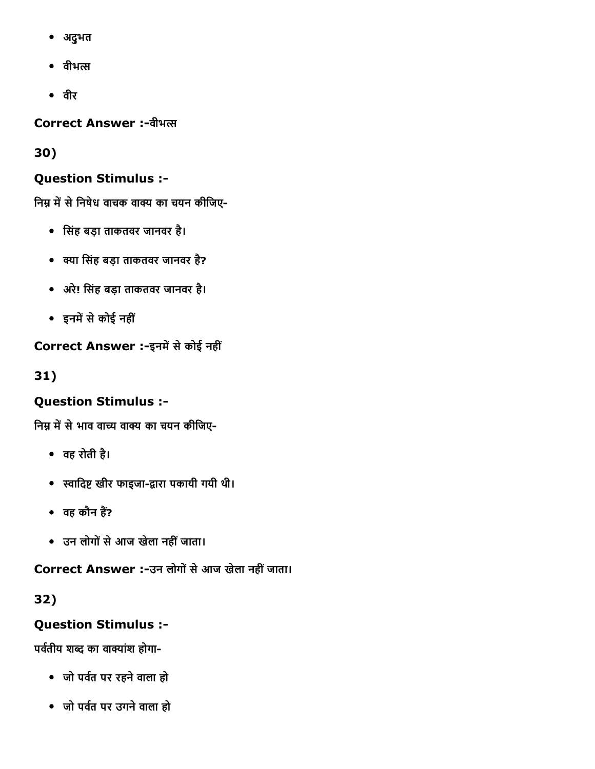- अदुभत
- वीभत्स
- वीर

**Correct Answer :-**वीभत्स

**30)**

**Question Stimulus :-**

निम्न में से निषेध वाचक वाक्य का चयन कीजिए-

- सिंह बड़ा ताकतवर जानवर है।
- क्या सिंह बड़ा ताकतवर जानवर है?
- अरे! सिंह बड़ा ताकतवर जानवर है।
- इनमें से कोई नहीं

**Correct Answer :-**इनमें से कोई नहीं

**31)**

**Question Stimulus :-**

निम्न में से भाव वाच्य वाक्य का चयन कीजिए-

- वह रोती है।
- स्वादिष्ट खीर फाइजा-द्वारा पकायी गयी थी।
- वह कौन हैं?
- उन लोगों से आज खेला नहीं जाता।

**Correct Answer :-**उन लोगों से आज खेला नहीं जाता।

**32)**

**Question Stimulus :-**

पर्वतीय शब्द का वाक्यांश होगा-

- जो पर्वत पर रहने वाला हो
- जो पर्वत पर उगने वाला हो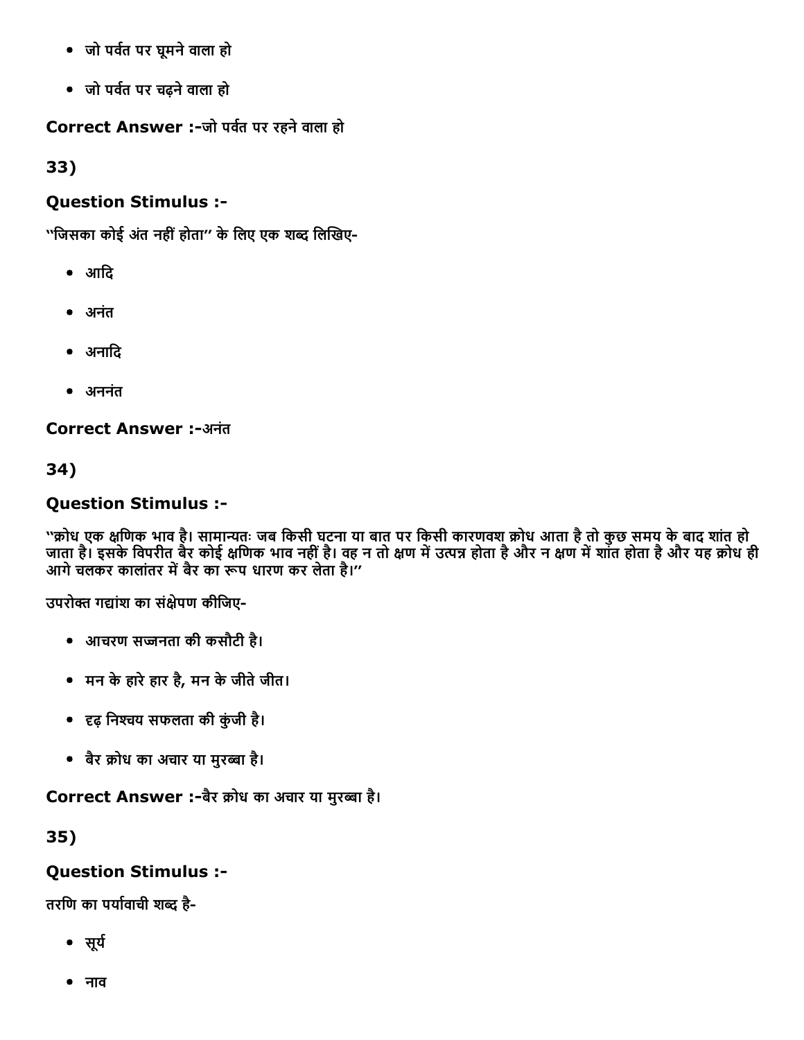- जो पर्वत पर घूमने वाला हो
- जो पर्वत पर चढ़ने वाला हो

**Correct Answer :-**जो पर्वत पर रहने वाला हो

**33)**

### Question Stimulus :-

''जिसका कोई अंत नहीं होता'' के लिए एक शब्द लिखिए-

- आदि
- अनंत
- अनादि
- अननंत

**Correct Answer :-**अनंत

**34)**

### Question Stimulus :-

''क्रोध एक क्षणिक भाव है। सामान्यतः जब किसी घटना या बात पर किसी कारणवश क्रोध आता है तो कुछ समय के बाद शांत हो जाता है। इसके विपरीत बैर कोई क्षणिक भाव नहीं है। वह न तो क्षण में उत्पन्न होता है और न क्षण में शांत होता है और यह क्रोध ही आगे चलकर कालांतर में बैर का रूप धारण कर लेता है।''

उपरोक्त गद्यांश का संक्षेपण कीजिए-

- आचरण सज्जनता की कसौटी है।
- मन के हारे हार है, मन के जीते जीत।
- दृढ़ निश्चय सफलता की कुंजी है।
- बैर क्रोध का अचार या मुरब्बा है।

**Correct Answer :-**बैर क्रोध का अचार या मुरब्बा है।

**35)**

### Question Stimulus :-

तरणि का पर्यावाची शब्द है-

- सूर्य
- नाव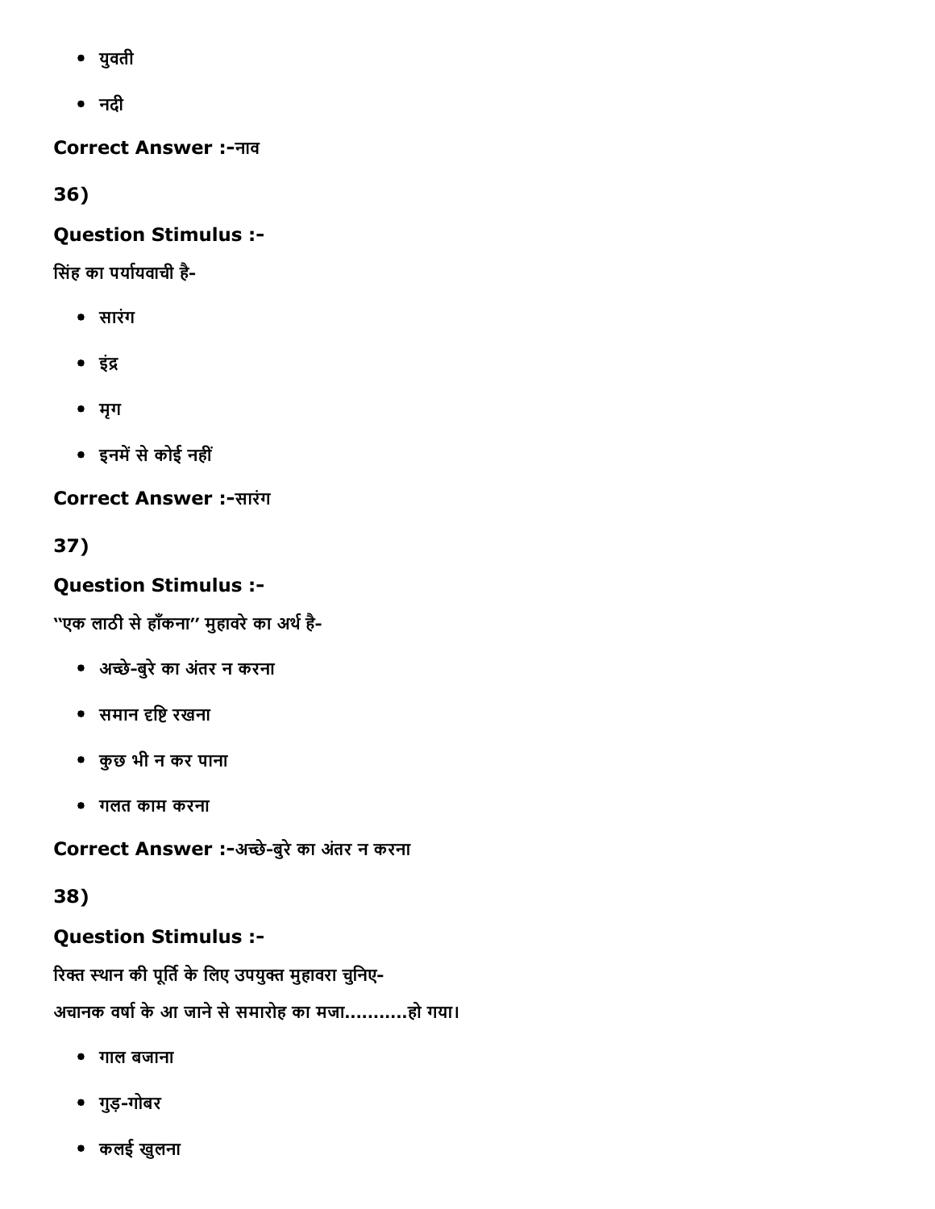- युवती
- नदी

**Correct Answer :-**नाव

**36)**

**Question Stimulus :-**

सिंह का पर्यायवाची है-

- सारंग
- इंद्र
- मृग
- इनमें से कोई नहीं

**Correct Answer :-**सारंग

**37)**

**Question Stimulus :-**

''एक लाठी से हाँकना'' मुहावरे का अर्थ है-

- अच्छे-बुरे का अंतर न करना
- समान दृष्टि रखना
- कुछ भी न कर पाना
- गलत काम करना

**Correct Answer :-**अच्छे-बुरे का अंतर न करना

**38)**

**Question Stimulus :-**

रिक्त स्थान की पूर्ति के लिए उपयुक्त मुहावरा चुनिए-

अचानक वर्षा के आ जाने से समारोह का मजा...........हो गया।

- गाल बजाना
- गुड़-गोबर
- कलई खुलना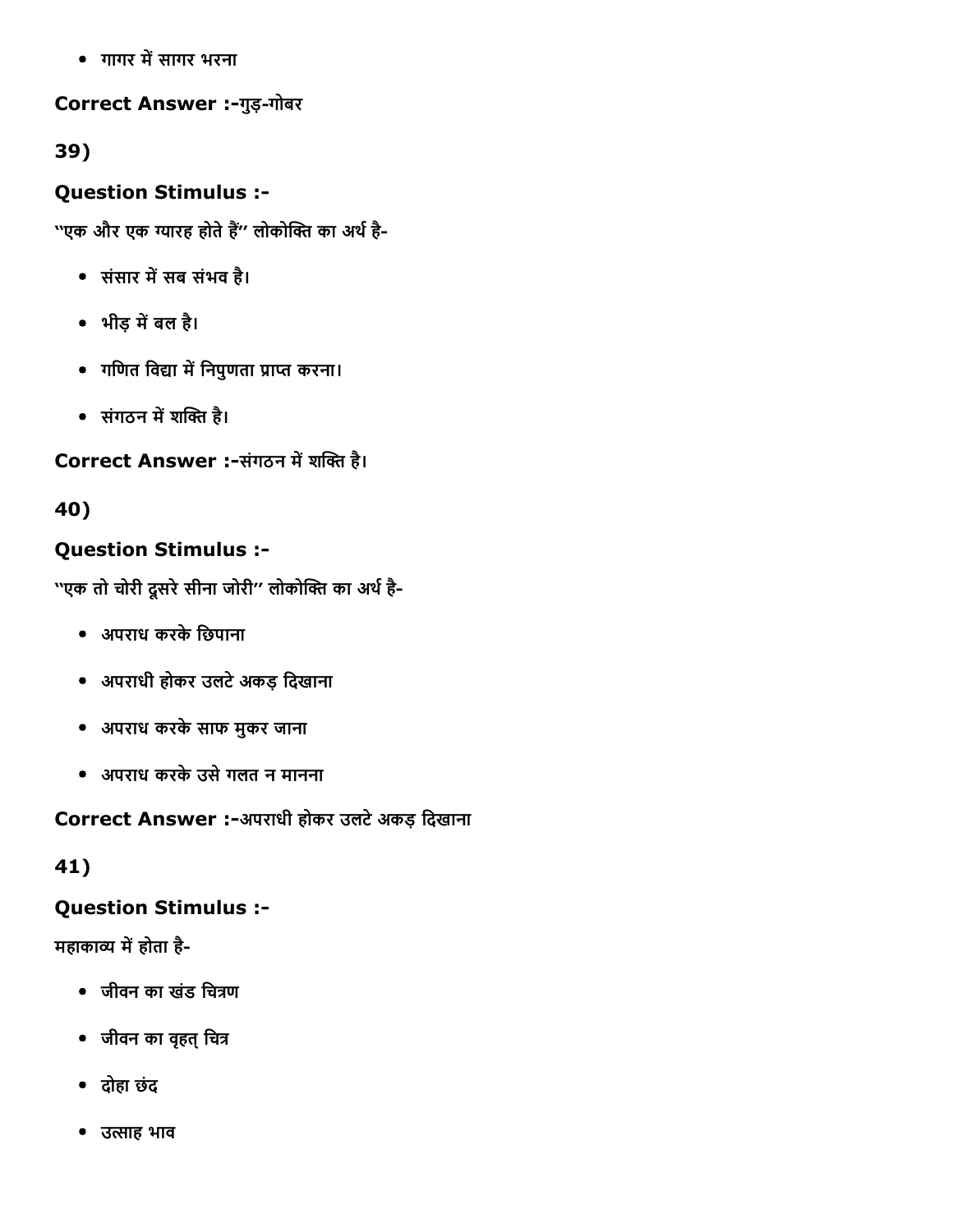- गागर में सागर भरना

**Correct Answer :-**गुड़-गोबर

**39)**

**Question Stimulus :-**

"एक और एक ग्यारह होते हैं" लोकोक्ति का अर्थ है-

- संसार में सब संभव है।
- भीड़ में बल है।
- गणित विद्या में निपुणता प्राप्त करना।
- संगठन में शक्ति है।

**Correct Answer :-**संगठन में शक्ति है।

**40)**

**Question Stimulus :-**

"एक तो चोरी दूसरे सीना जोरी" लोकोक्ति का अर्थ है-

- अपराध करके छिपाना
- अपराधी होकर उलटे अकड़ दिखाना
- अपराध करके साफ मुकर जाना
- अपराध करके उसे गलत न मानना

**Correct Answer :-**अपराधी होकर उलटे अकड़ दिखाना

**41)**

**Question Stimulus :-**

महाकाव्य में होता है-

- जीवन का खंड चित्रण
- जीवन का वृहत् चित्र
- दोहा छंद
- उत्साह भाव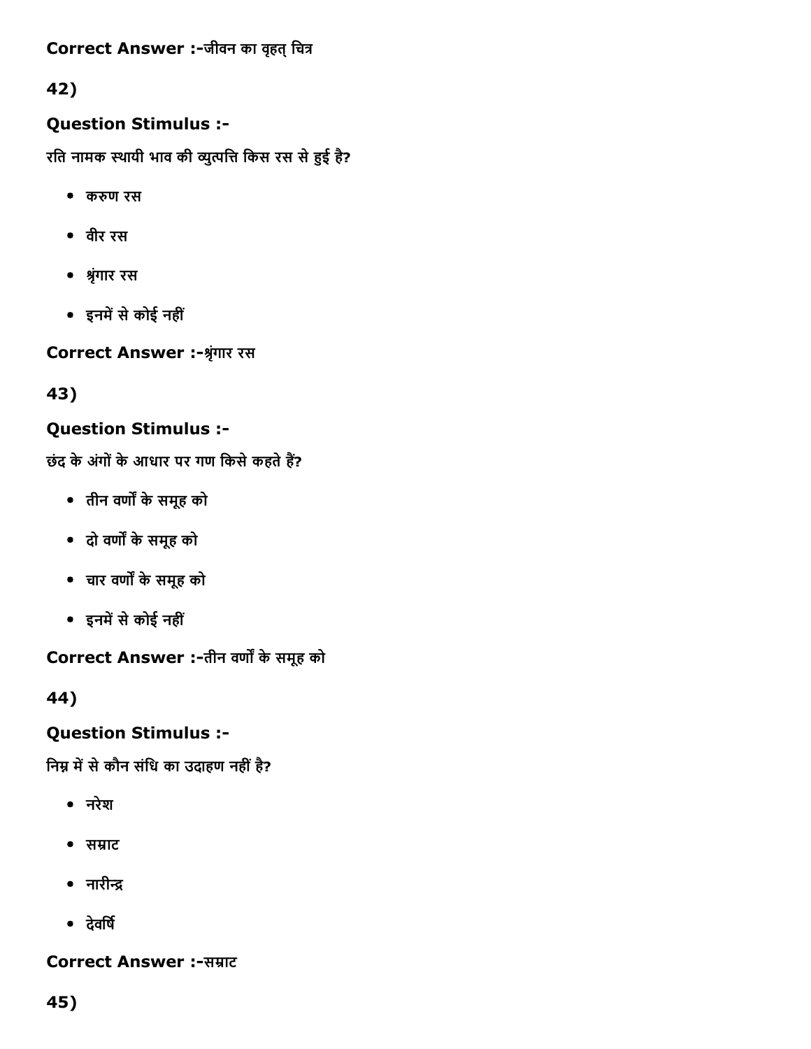**Correct Answer :-**जीवन का वृहत् चित्र

**42)**

**Question Stimulus :-**

रति नामक स्थायी भाव की व्युत्पत्ति किस रस से हुई है?

- करुण रस
- वीर रस
- श्रृंगार रस
- इनमें से कोई नहीं

**Correct Answer :-**श्रृंगार रस

**43)**

**Question Stimulus :-**

छंद के अंगों के आधार पर गण किसे कहते हैं?

- तीन वर्णों के समूह को
- दो वर्णों के समूह को
- चार वर्णों के समूह को
- इनमें से कोई नहीं

**Correct Answer :-**तीन वर्णों के समूह को

**44)**

**Question Stimulus :-**

निम्न में से कौन संधि का उदाहरण नहीं है?

- नरेश
- सम्राट
- नारीन्द्र
- देवर्षि

**Correct Answer :-**सम्राट

**45)**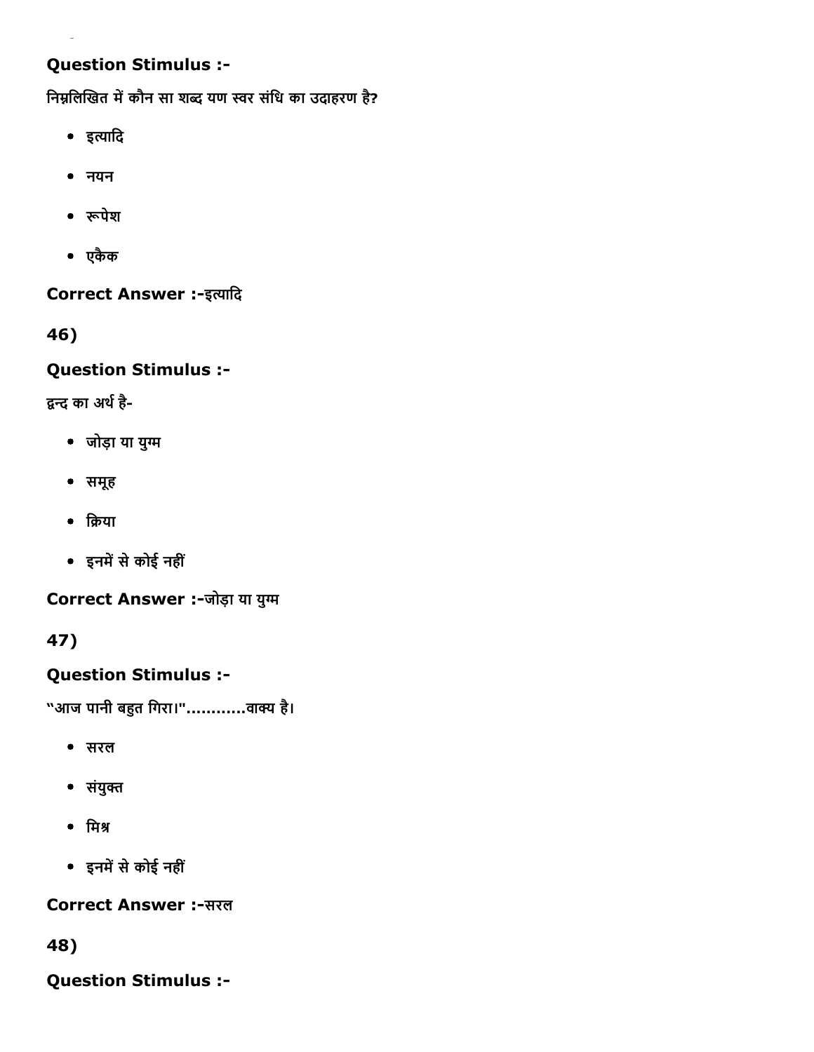**Question Stimulus :-**

निम्नलिखित में कौन सा शब्द यण स्वर संधि का उदाहरण है?

- इत्यादि
- नयन
- रूपेश
- एकैक

**Correct Answer :-**इत्यादि

**46)**

**Question Stimulus :-**

द्वन्द का अर्थ है-

- जोड़ा या युग्म
- समूह
- क्रिया
- इनमें से कोई नहीं

**Correct Answer :-**जोड़ा या युग्म

**47)**

**Question Stimulus :-**

"आज पानी बहुत गिरा।"............वाक्य है।

- सरल
- संयुक्त
- मिश्र
- इनमें से कोई नहीं

**Correct Answer :-**सरल

**48)**

**Question Stimulus :-**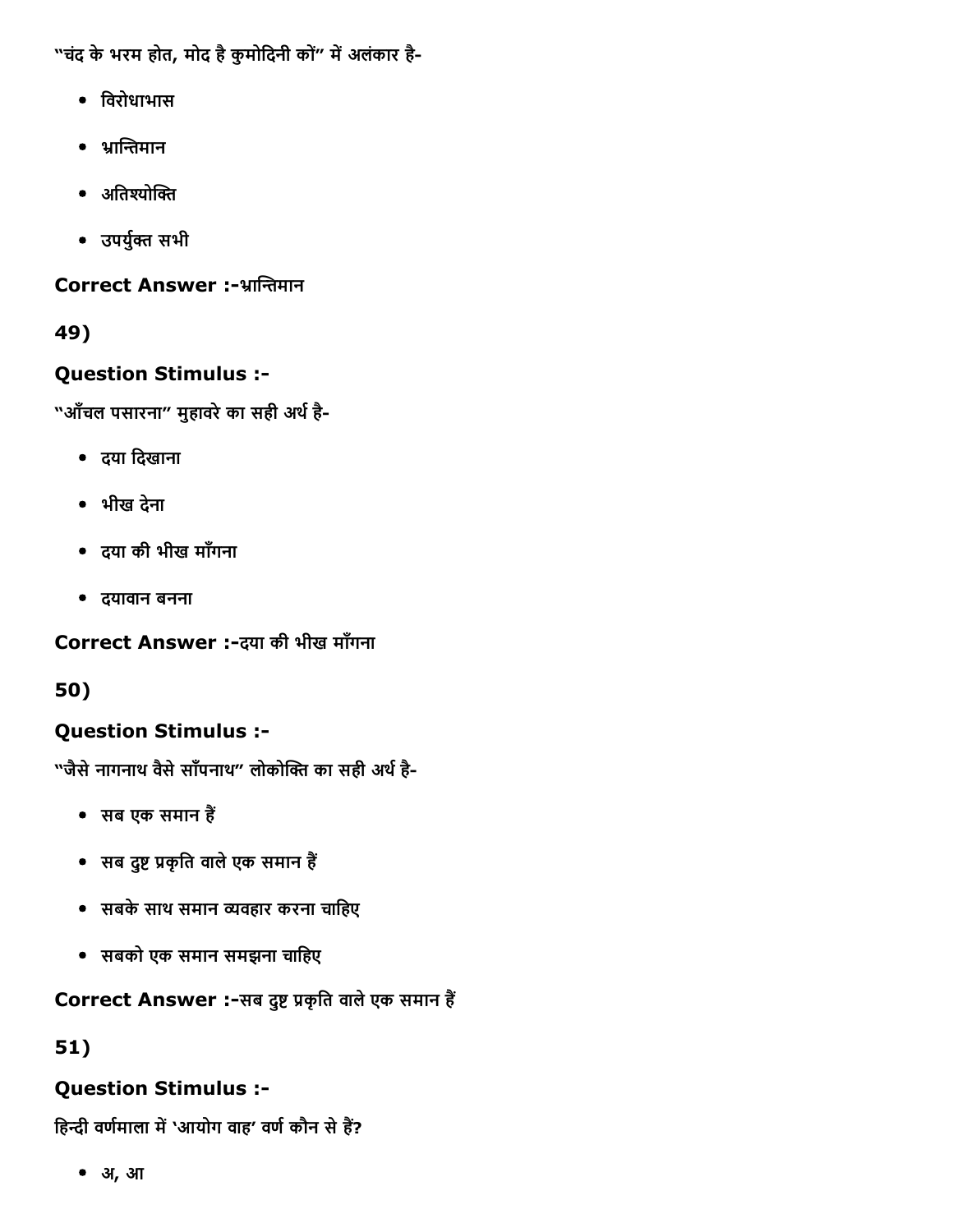"चंद के भरम होत, मोद है कुमोदिनी कों" में अलंकार है-

- विरोधाभास
- भ्रान्तिमान
- अतिश्योक्ति
- उपर्युक्त सभी

**Correct Answer :-**भ्रान्तिमान

**49)**

**Question Stimulus :-**

"आँचल पसारना" मुहावरे का सही अर्थ है-

- दया दिखाना
- भीख देना
- दया की भीख माँगना
- दयावान बनना

**Correct Answer :-**दया की भीख माँगना

**50)**

**Question Stimulus :-**

"जैसे नागनाथ वैसे साँपनाथ" लोकोक्ति का सही अर्थ है-

- सब एक समान हैं
- सब दुष्ट प्रकृति वाले एक समान हैं
- सबके साथ समान व्यवहार करना चाहिए
- सबको एक समान समझना चाहिए

**Correct Answer :-**सब दुष्ट प्रकृति वाले एक समान हैं

**51)**

**Question Stimulus :-**

हिन्दी वर्णमाला में 'आयोग वाह' वर्ण कौन से हैं?

- अ, आ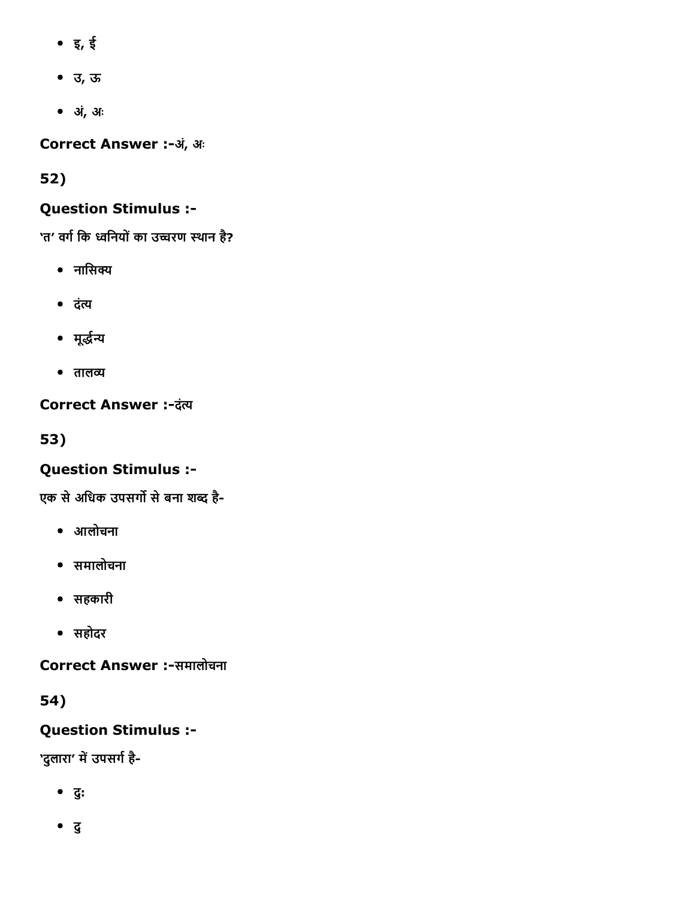- इ, ई
- उ, ऊ
- अं, अः

**Correct Answer :-**अं, अः

**52)**

**Question Stimulus :-**

'त' वर्ग कि ध्वनियों का उच्चरण स्थान है?

- नासिक्य
- दंत्य
- मूर्द्धन्य
- तालव्य

**Correct Answer :-**दंत्य

**53)**

**Question Stimulus :-**

एक से अधिक उपसर्गो से बना शब्द है-

- आलोचना
- समालोचना
- सहकारी
- सहोदर

**Correct Answer :-**समालोचना

**54)**

**Question Stimulus :-**

'दुलारा' में उपसर्ग है-

- दुः
- दु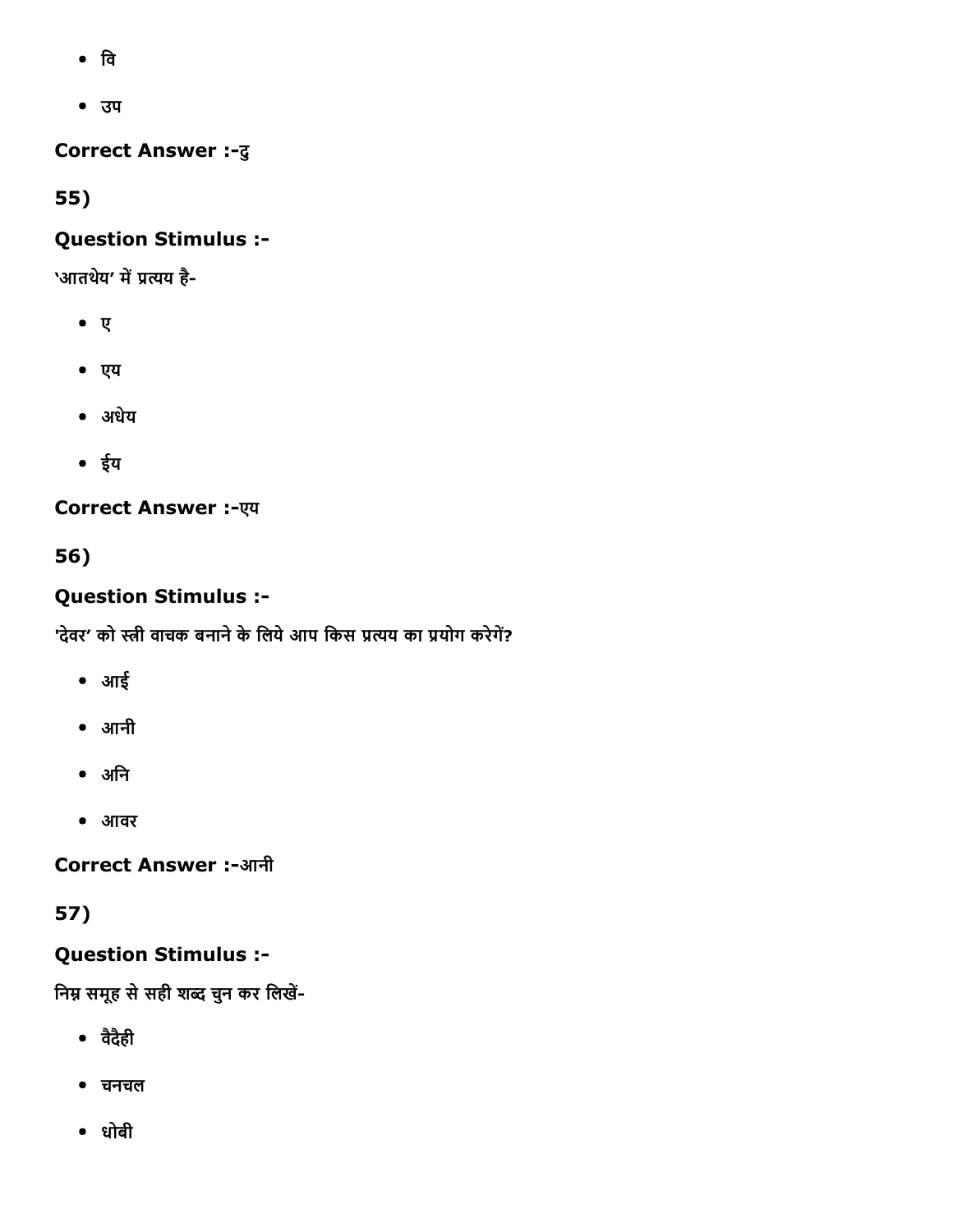- वि
- उप

**Correct Answer :-**दु

**55)**

**Question Stimulus :-**

'आतथेय' में प्रत्यय है-

- ए
- एय
- अधेय
- ईय

**Correct Answer :-**एय

**56)**

**Question Stimulus :-**

'देवर' को स्त्री वाचक बनाने के लिये आप किस प्रत्यय का प्रयोग करेगें?

- आई
- आनी
- अनि
- आवर

**Correct Answer :-**आनी

**57)**

**Question Stimulus :-**

निम्न समूह से सही शब्द चुन कर लिखें-

- वैदैही
- चनचल
- धोबी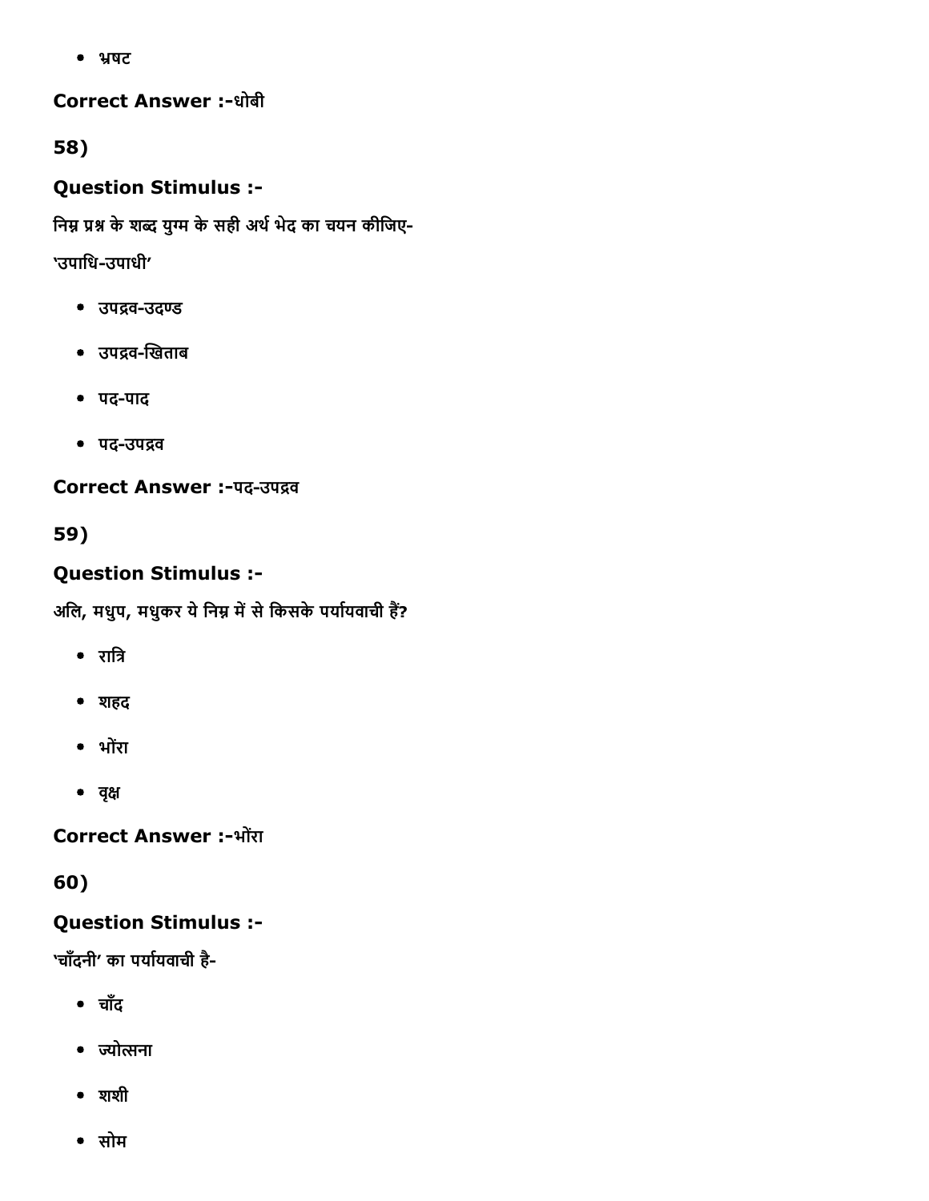- भ्रषट

**Correct Answer :-**धोबी

**58)**

**Question Stimulus :-**

निम्न प्रश्न के शब्द युग्म के सही अर्थ भेद का चयन कीजिए-

'उपाधि-उपाधी'

- उपद्रव-उदण्ड
- उपद्रव-खिताब
- पद-पाद
- पद-उपद्रव

**Correct Answer :-**पद-उपद्रव

**59)**

**Question Stimulus :-**

अलि, मधुप, मधुकर ये निम्न में से किसके पर्यायवाची हैं?

- रात्रि
- शहद
- भोंरा
- वृक्ष

**Correct Answer :-**भोंरा

**60)**

**Question Stimulus :-**

'चाँदनी' का पर्यायवाची है-

- चाँद
- ज्योत्सना
- शशी
- सोम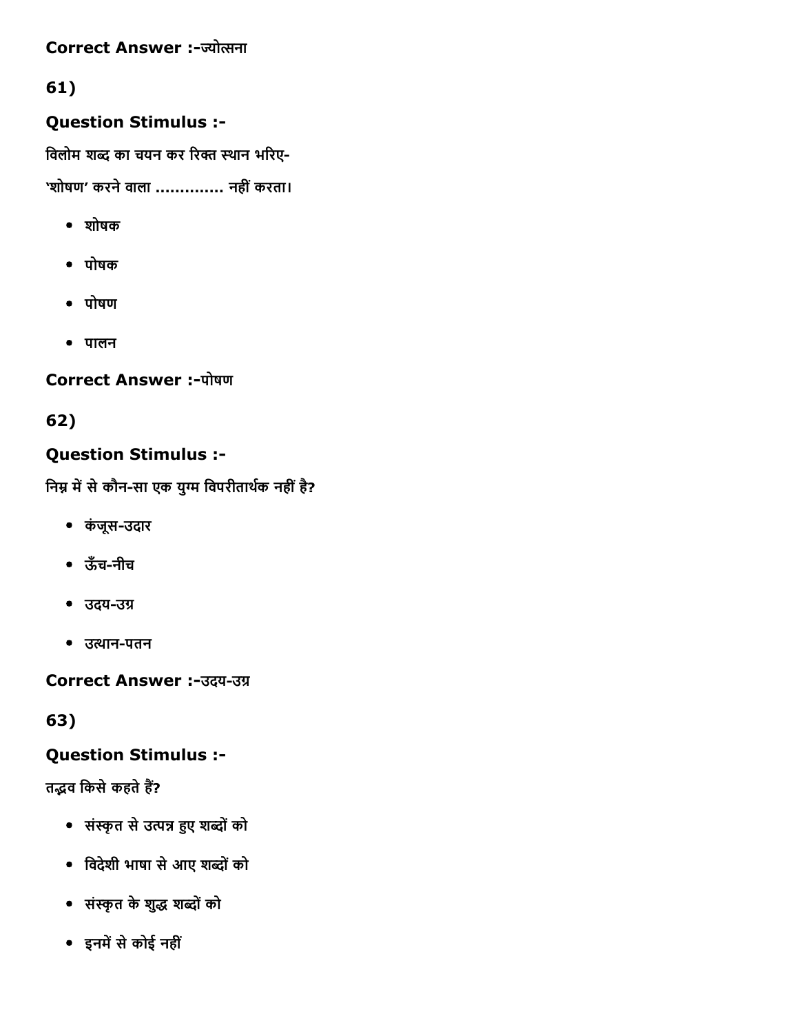**Correct Answer :-**ज्योत्सना

**61)**

**Question Stimulus :-**

विलोम शब्द का चयन कर रिक्त स्थान भरिए-

'शोषण' करने वाला ............. नहीं करता।

- शोषक
- पोषक
- पोषण
- पालन

**Correct Answer :-**पोषण

**62)**

**Question Stimulus :-**

निम्न में से कौन-सा एक युग्म विपरीतार्थक नहीं है?

- कंजूस-उदार
- ऊँच-नीच
- उदय-उग्र
- उत्थान-पतन

**Correct Answer :-**उदय-उग्र

**63)**

**Question Stimulus :-**

तद्भव किसे कहते हैं?

- संस्कृत से उत्पन्न हुए शब्दों को
- विदेशी भाषा से आए शब्दों को
- संस्कृत के शुद्ध शब्दों को
- इनमें से कोई नहीं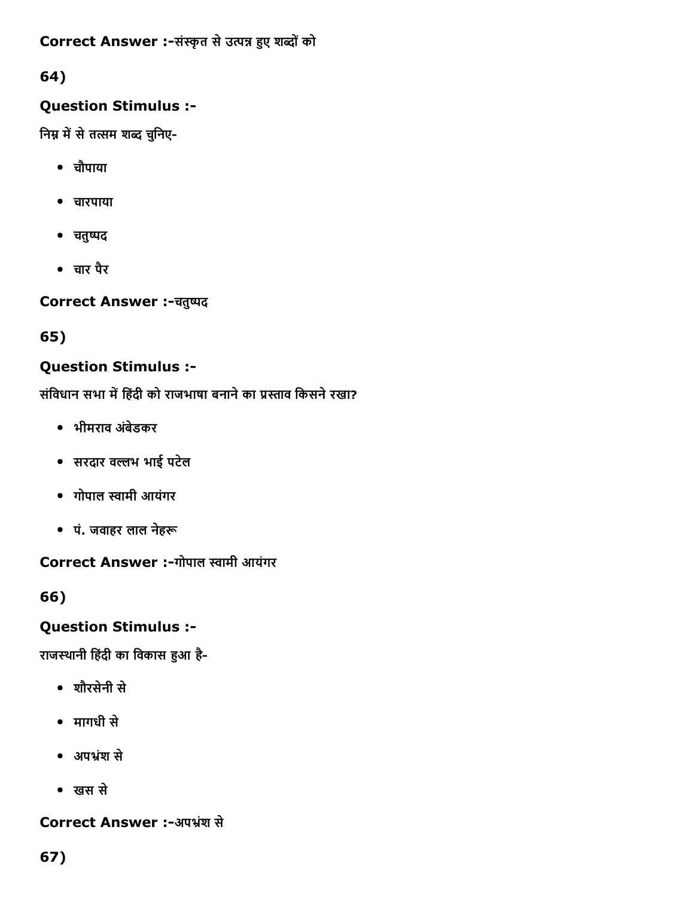**Correct Answer :-**संस्कृत से उत्पन्न हुए शब्दों को

**64)**

**Question Stimulus :-**

निम्न में से तत्सम शब्द चुनिए-

- चौपाया
- चारपाया
- चतुष्पद
- चार पैर

**Correct Answer :-**चतुष्पद

**65)**

**Question Stimulus :-**

संविधान सभा में हिंदी को राजभाषा बनाने का प्रस्ताव किसने रखा?

- भीमराव अंबेडकर
- सरदार वल्लभ भाई पटेल
- गोपाल स्वामी आयंगर
- पं. जवाहर लाल नेहरू

**Correct Answer :-**गोपाल स्वामी आयंगर

**66)**

**Question Stimulus :-**

राजस्थानी हिंदी का विकास हुआ है-

- शौरसेनी से
- मागधी से
- अपभ्रंश से
- खस से

**Correct Answer :-**अपभ्रंश से

**67)**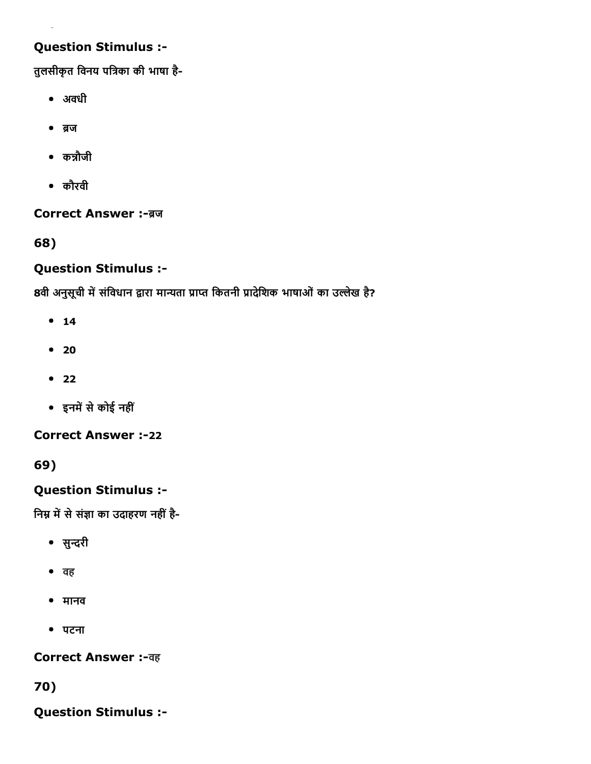**Question Stimulus :-**

तुलसीकृत विनय पत्रिका की भाषा है-

- अवधी
- ब्रज
- कन्नौजी
- कौरवी

**Correct Answer :-**ब्रज

**68)**

**Question Stimulus :-**

8वी अनुसूची में संविधान द्वारा मान्यता प्राप्त कितनी प्रादेशिक भाषाओं का उल्लेख है?

- 14
- 20
- 22
- इनमें से कोई नहीं

**Correct Answer :-**22

**69)**

**Question Stimulus :-**

निम्न में से संज्ञा का उदाहरण नहीं है-

- सुन्दरी
- वह
- मानव
- पटना

**Correct Answer :-**वह

**70)**

**Question Stimulus :-**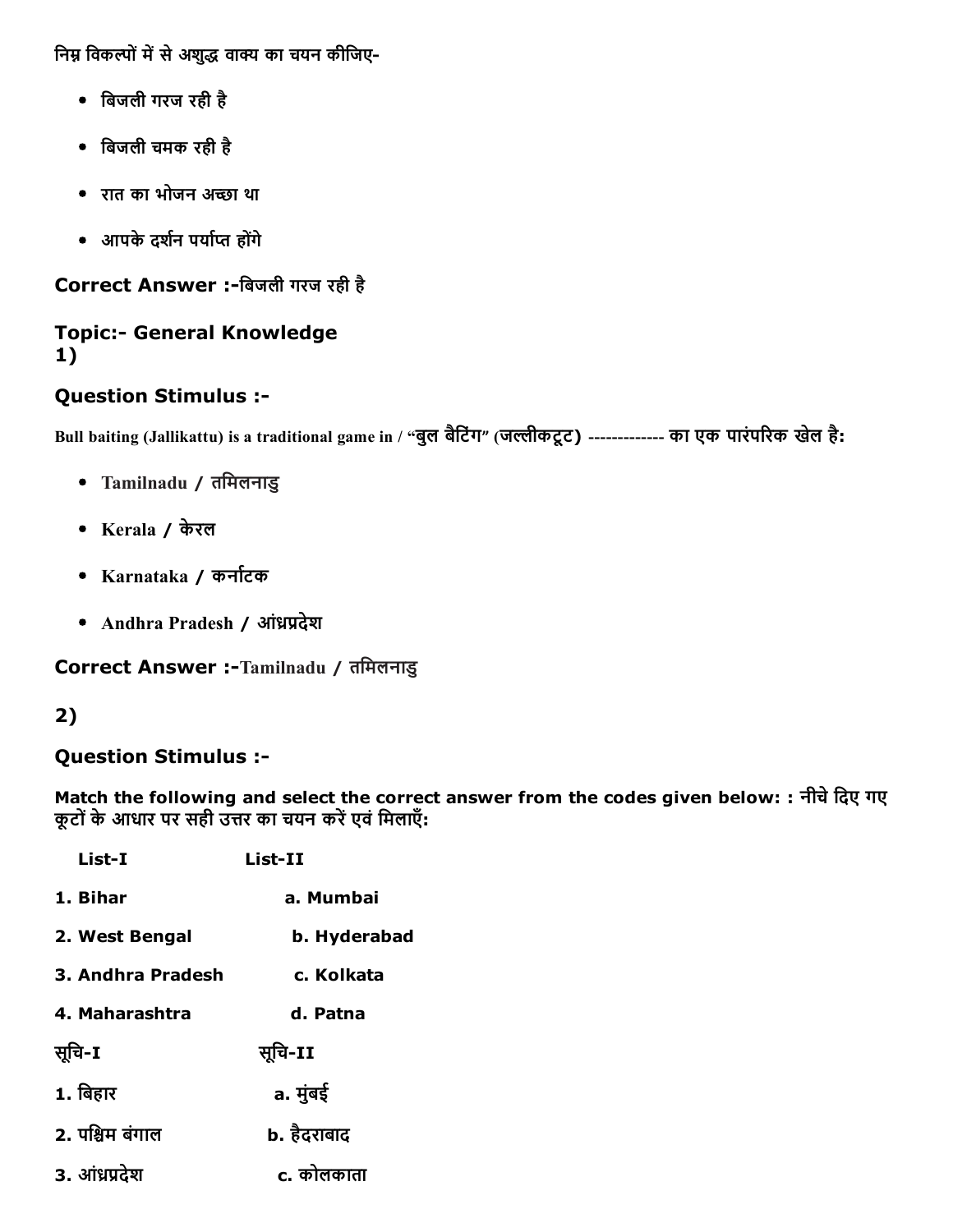निम्न विकल्पों में से अशुद्ध वाक्य का चयन कीजिए-

- बिजली गरज रही है
- बिजली चमक रही है
- रात का भोजन अच्छा था
- आपके दर्शन पर्याप्त होंगे

**Correct Answer :-**बिजली गरज रही है

## Topic:- General Knowledge

1)

### Question Stimulus :-

Bull baiting (Jallikattu) is a traditional game in / "बुल बैटिंग" (जल्लीकट्टूट) ------------- का एक पारंपरिक खेल है:

- Tamilnadu / तमिलनाडु
- Kerala / केरल
- Karnataka / कर्नाटक
- Andhra Pradesh / आंध्रप्रदेश

**Correct Answer :-**Tamilnadu / तमिलनाडु

2)

### Question Stimulus :-

**Match the following and select the correct answer from the codes given below: : नीचे दिए गए कूटों के आधार पर सही उत्तर का चयन करें एवं मिलाएँ:**

| List-I | List-II |
|---|---|
| 1. Bihar | a. Mumbai |
| 2. West Bengal | b. Hyderabad |
| 3. Andhra Pradesh | c. Kolkata |
| 4. Maharashtra | d. Patna |

| सूचि-I | सूचि-II |
|---|---|
| 1. बिहार | a. मुंबई |
| 2. पश्चिम बंगाल | b. हैदराबाद |
| 3. आंध्रप्रदेश | c. कोलकाता |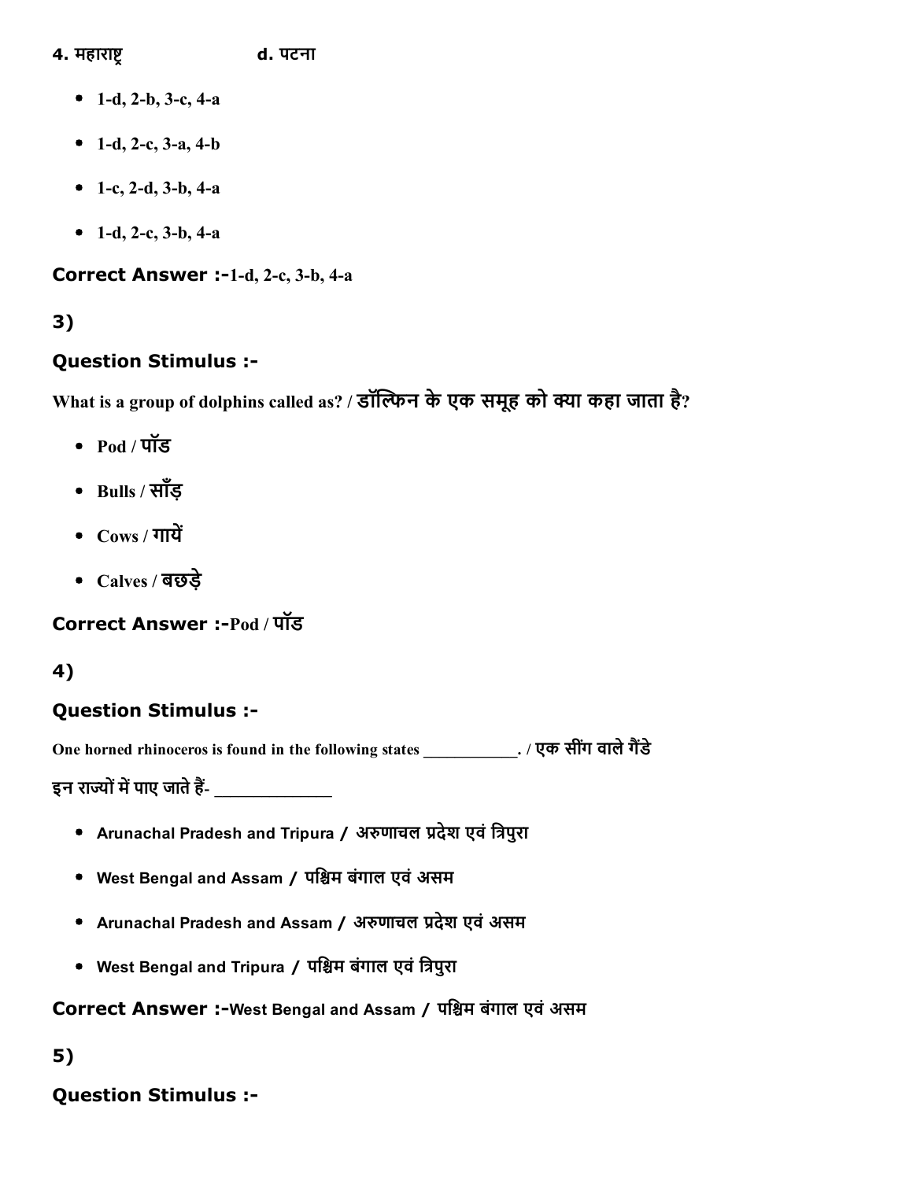4. महाराष्ट्र d. पटना

- 1-d, 2-b, 3-c, 4-a
- 1-d, 2-c, 3-a, 4-b
- 1-c, 2-d, 3-b, 4-a
- 1-d, 2-c, 3-b, 4-a

**Correct Answer :-**1-d, 2-c, 3-b, 4-a

## 3)

### Question Stimulus :-

What is a group of dolphins called as? / डॉल्फिन के एक समूह को क्या कहा जाता है?

- Pod / पॉड
- Bulls / साँड़
- Cows / गायें
- Calves / बछड़े

**Correct Answer :-**Pod / पॉड

## 4)

### Question Stimulus :-

One horned rhinoceros is found in the following states ___________. / एक सींग वाले गैंडे इन राज्यों में पाए जाते हैं- _____________

- Arunachal Pradesh and Tripura / अरुणाचल प्रदेश एवं त्रिपुरा
- West Bengal and Assam / पश्चिम बंगाल एवं असम
- Arunachal Pradesh and Assam / अरुणाचल प्रदेश एवं असम
- West Bengal and Tripura / पश्चिम बंगाल एवं त्रिपुरा

**Correct Answer :-**West Bengal and Assam / पश्चिम बंगाल एवं असम

## 5)

### Question Stimulus :-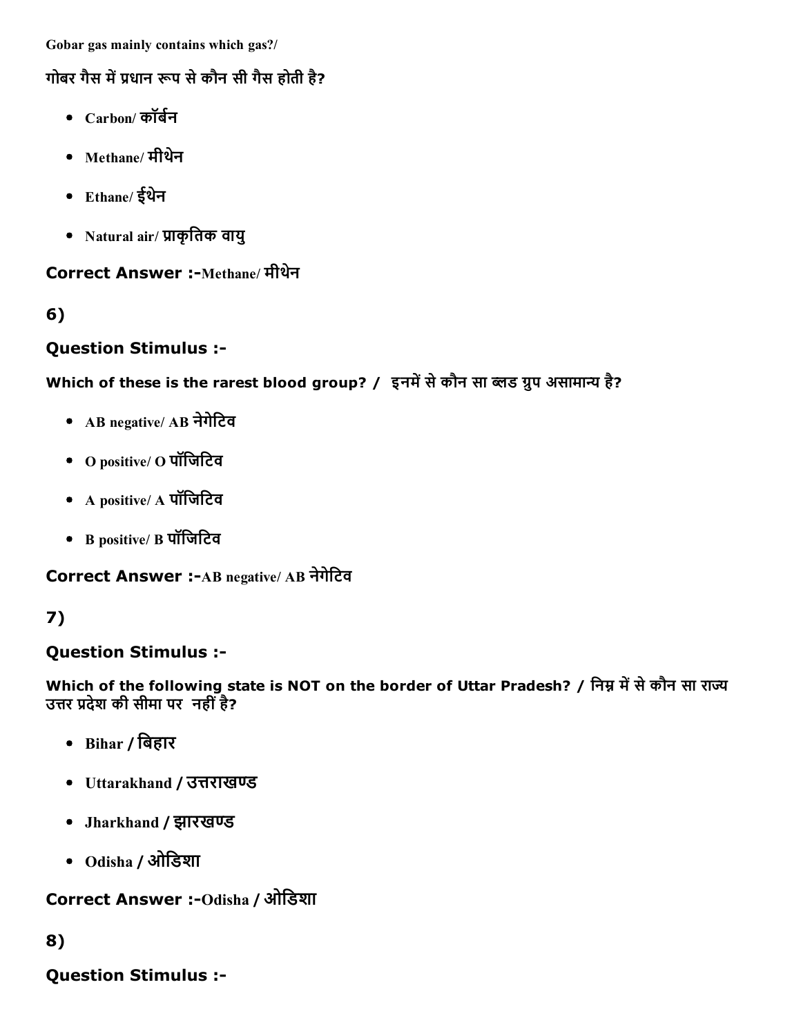Gobar gas mainly contains which gas?/

गोबर गैस में प्रधान रूप से कौन सी गैस होती है?

- Carbon/ कॉर्बन
- Methane/ मीथेन
- Ethane/ ईथेन
- Natural air/ प्राकृतिक वायु

**Correct Answer :-**Methane/ मीथेन

6)

**Question Stimulus :-**

**Which of these is the rarest blood group? / इनमें से कौन सा ब्लड ग्रुप असामान्य है?**

- AB negative/ AB नेगेटिव
- O positive/ O पॉजिटिव
- A positive/ A पॉजिटिव
- B positive/ B पॉजिटिव

**Correct Answer :-**AB negative/ AB नेगेटिव

7)

**Question Stimulus :-**

**Which of the following state is NOT on the border of Uttar Pradesh? / निम्न में से कौन सा राज्य उत्तर प्रदेश की सीमा पर नहीं है?**

- Bihar / बिहार
- Uttarakhand / उत्तराखण्ड
- Jharkhand / झारखण्ड
- Odisha / ओडिशा

**Correct Answer :-**Odisha / ओडिशा

8)

**Question Stimulus :-**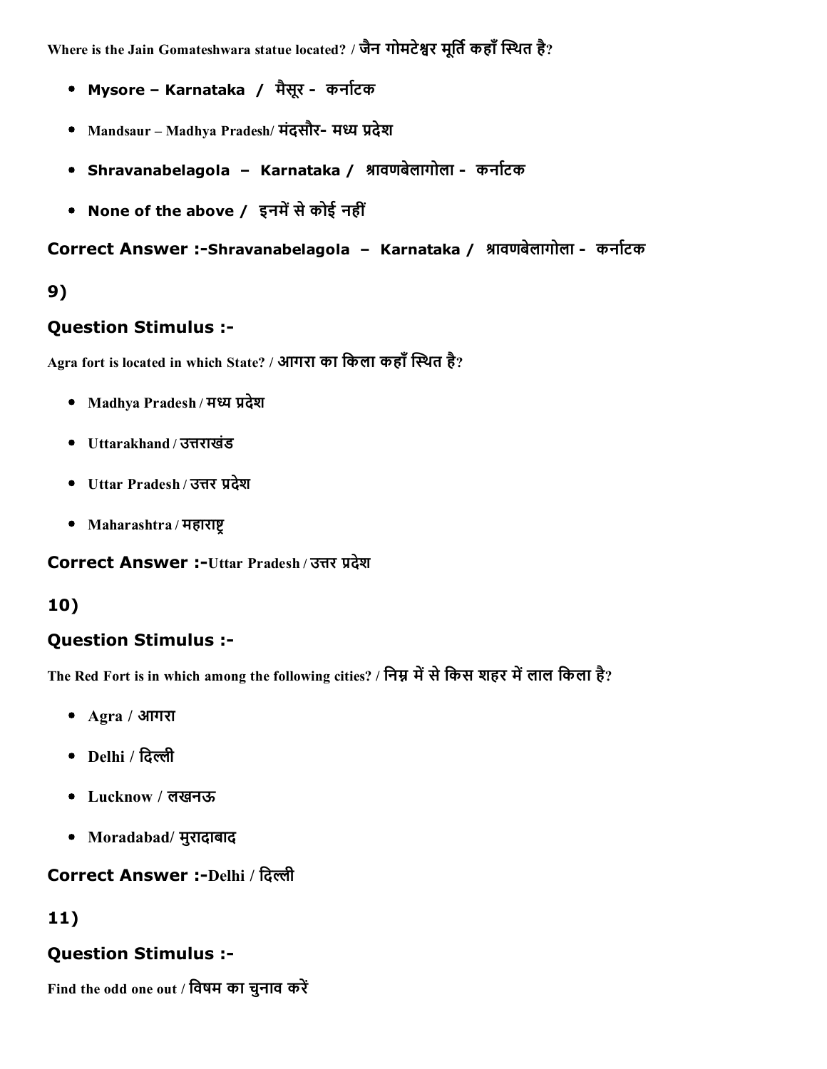Where is the Jain Gomateshwara statue located? / जैन गोमटेश्वर मूर्ति कहाँ स्थित है?

- **Mysore – Karnataka / मैसूर - कर्नाटक**
- Mandsaur – Madhya Pradesh/ मंदसौर- मध्य प्रदेश
- **Shravanabelagola – Karnataka / श्रावणबेलागोला - कर्नाटक**
- **None of the above / इनमें से कोई नहीं**

**Correct Answer :-Shravanabelagola – Karnataka / श्रावणबेलागोला - कर्नाटक**

**9)**

### Question Stimulus :-

Agra fort is located in which State? / आगरा का किला कहाँ स्थित है?

- Madhya Pradesh / मध्य प्रदेश
- Uttarakhand / उत्तराखंड
- Uttar Pradesh / उत्तर प्रदेश
- Maharashtra / महाराष्ट्र

**Correct Answer :-**Uttar Pradesh / उत्तर प्रदेश

**10)**

### Question Stimulus :-

The Red Fort is in which among the following cities? / निम्न में से किस शहर में लाल किला है?

- Agra / आगरा
- Delhi / दिल्ली
- Lucknow / लखनऊ
- Moradabad/ मुरादाबाद

**Correct Answer :-**Delhi / दिल्ली

**11)**

### Question Stimulus :-

Find the odd one out / विषम का चुनाव करें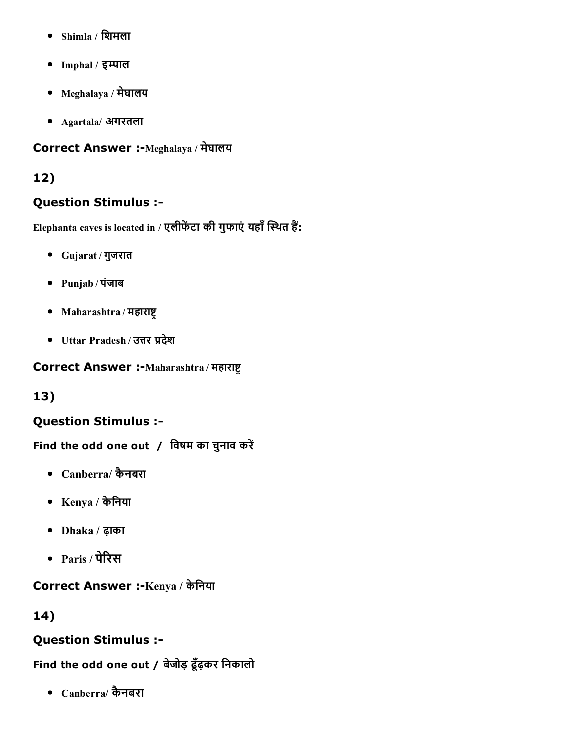- Shimla / शिमला
- Imphal / इम्पाल
- Meghalaya / मेघालय
- Agartala/ अगरतला

**Correct Answer :-**Meghalaya / मेघालय

**12)**

**Question Stimulus :-**

Elephanta caves is located in / एलीफेंटा की गुफाएं यहाँ स्थित हैं:

- Gujarat / गुजरात
- Punjab / पंजाब
- Maharashtra / महाराष्ट्र
- Uttar Pradesh / उत्तर प्रदेश

**Correct Answer :-**Maharashtra / महाराष्ट्र

**13)**

**Question Stimulus :-**

Find the odd one out / विषम का चुनाव करें

- Canberra/ कैनबरा
- Kenya / केनिया
- Dhaka / ढ़ाका
- Paris / पेरिस

**Correct Answer :-**Kenya / केनिया

**14)**

**Question Stimulus :-**

Find the odd one out / बेजोड़ ढूँढ़कर निकालो

- Canberra/ कैनबरा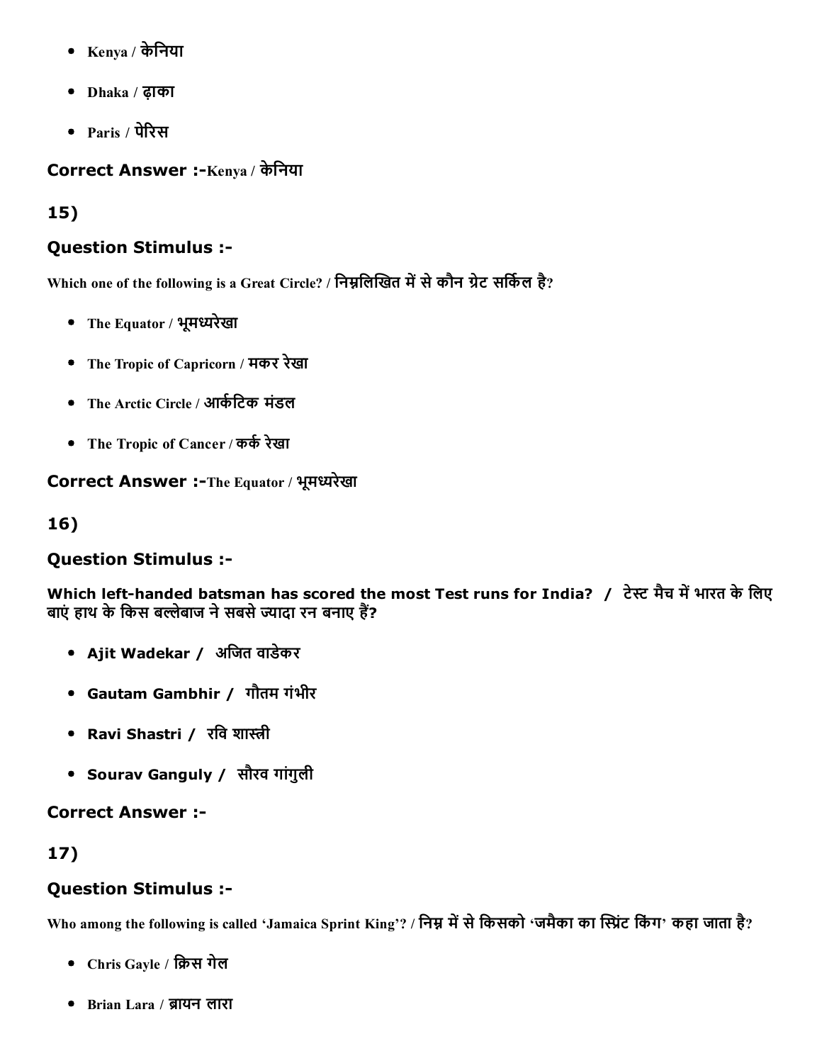- Kenya / केनिया
- Dhaka / ढ़ाका
- Paris / पेरिस

**Correct Answer :-**Kenya / केनिया

## 15)

### Question Stimulus :-

Which one of the following is a Great Circle? / निम्नलिखित में से कौन ग्रेट सर्किल है?

- The Equator / भूमध्यरेखा
- The Tropic of Capricorn / मकर रेखा
- The Arctic Circle / आर्कटिक मंडल
- The Tropic of Cancer / कर्क रेखा

**Correct Answer :-**The Equator / भूमध्यरेखा

## 16)

### Question Stimulus :-

**Which left-handed batsman has scored the most Test runs for India? / टेस्ट मैच में भारत के लिए बाएं हाथ के किस बल्लेबाज ने सबसे ज्यादा रन बनाए हैं?**

- **Ajit Wadekar / अजित वाडेकर**
- **Gautam Gambhir / गौतम गंभीर**
- **Ravi Shastri / रवि शास्त्री**
- **Sourav Ganguly / सौरव गांगुली**

**Correct Answer :-**

## 17)

### Question Stimulus :-

Who among the following is called 'Jamaica Sprint King'? / निम्न में से किसको 'जमैका का स्प्रिंट किंग' कहा जाता है?

- Chris Gayle / क्रिस गेल
- Brian Lara / ब्रायन लारा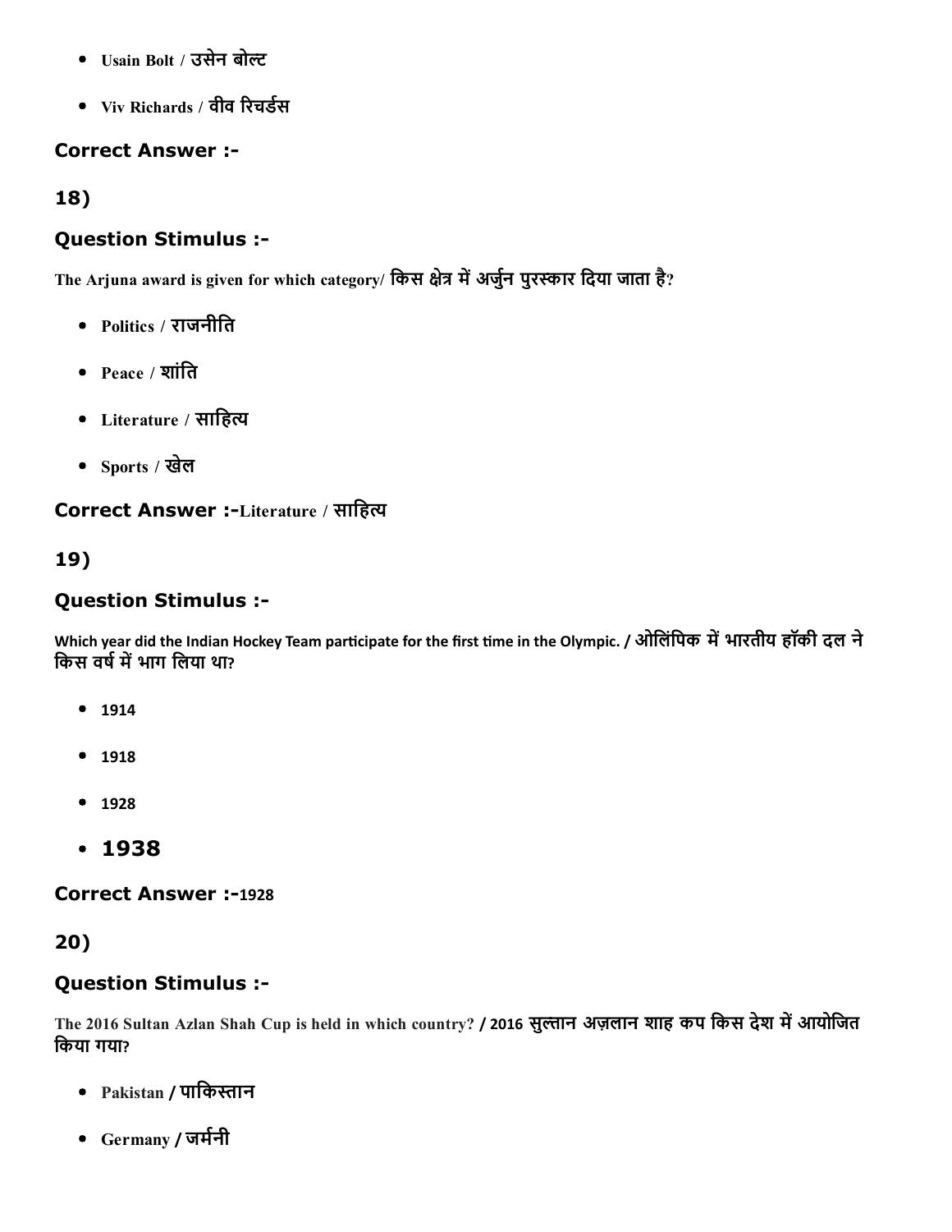- Usain Bolt / उसेन बोल्ट
- Viv Richards / वीव रिचर्डस

### Correct Answer :-

## 18)

### Question Stimulus :-

The Arjuna award is given for which category/ किस क्षेत्र में अर्जुन पुरस्कार दिया जाता है?

- Politics / राजनीति
- Peace / शांति
- Literature / साहित्य
- Sports / खेल

### Correct Answer :-Literature / साहित्य

## 19)

### Question Stimulus :-

Which year did the Indian Hockey Team participate for the first time in the Olympic. / ओलिंपिक में भारतीय हॉकी दल ने किस वर्ष में भाग लिया था?

- 1914
- 1918
- 1928
- 1938

### Correct Answer :-1928

## 20)

### Question Stimulus :-

The 2016 Sultan Azlan Shah Cup is held in which country? / 2016 सुल्तान अज़लान शाह कप किस देश में आयोजित किया गया?

- Pakistan / पाकिस्तान
- Germany / जर्मनी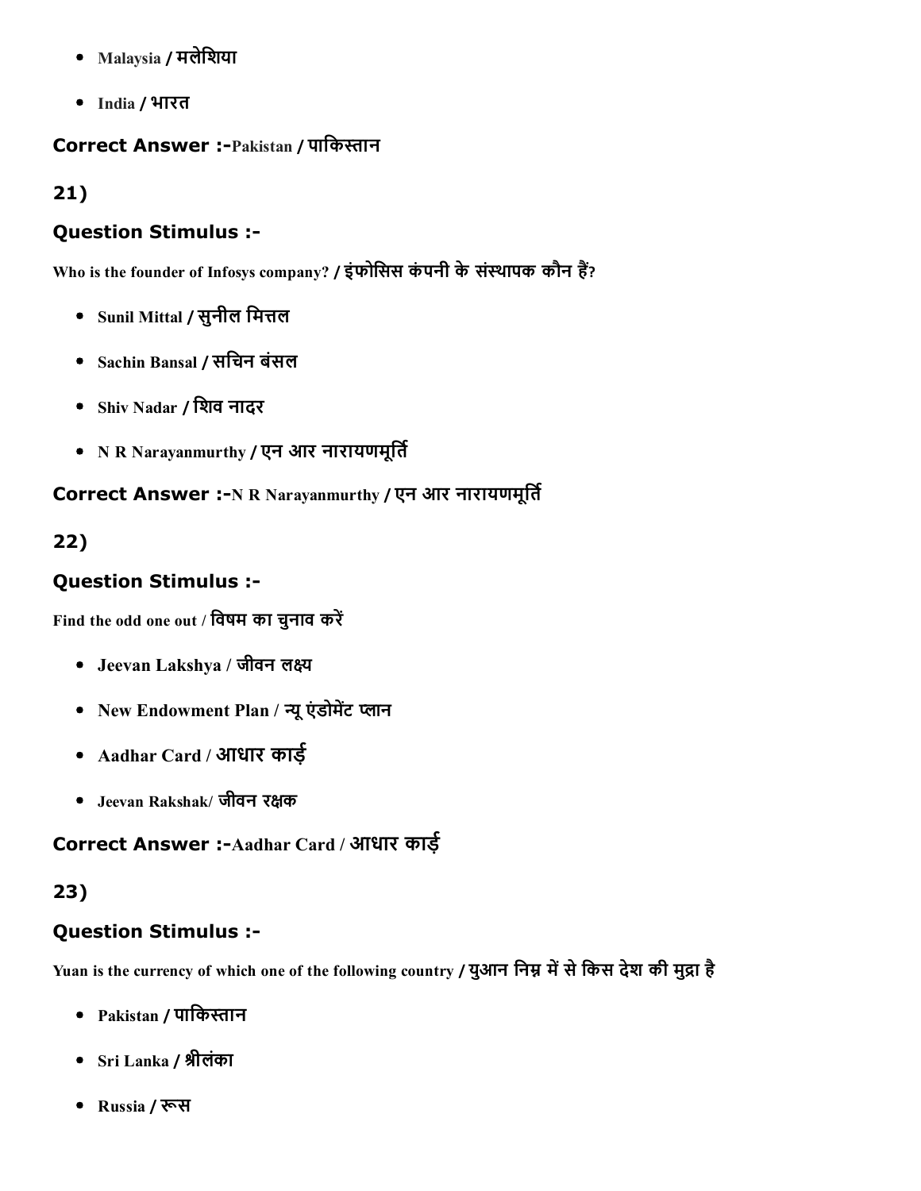- Malaysia / मलेशिया
- India / भारत

**Correct Answer :-**Pakistan / पाकिस्तान

### 21)

### Question Stimulus :-

Who is the founder of Infosys company? / इंफोसिस कंपनी के संस्थापक कौन हैं?

- Sunil Mittal / सुनील मित्तल
- Sachin Bansal / सचिन बंसल
- Shiv Nadar / शिव नादर
- N R Narayanmurthy / एन आर नारायणमूर्ति

**Correct Answer :-**N R Narayanmurthy / एन आर नारायणमूर्ति

### 22)

### Question Stimulus :-

Find the odd one out / विषम का चुनाव करें

- Jeevan Lakshya / जीवन लक्ष्य
- New Endowment Plan / न्यू एंडोमेंट प्लान
- Aadhar Card / आधार कार्ड़
- Jeevan Rakshak/ जीवन रक्षक

**Correct Answer :-**Aadhar Card / आधार कार्ड़

### 23)

### Question Stimulus :-

Yuan is the currency of which one of the following country / युआन निम्न में से किस देश की मुद्रा है

- Pakistan / पाकिस्तान
- Sri Lanka / श्रीलंका
- Russia / रूस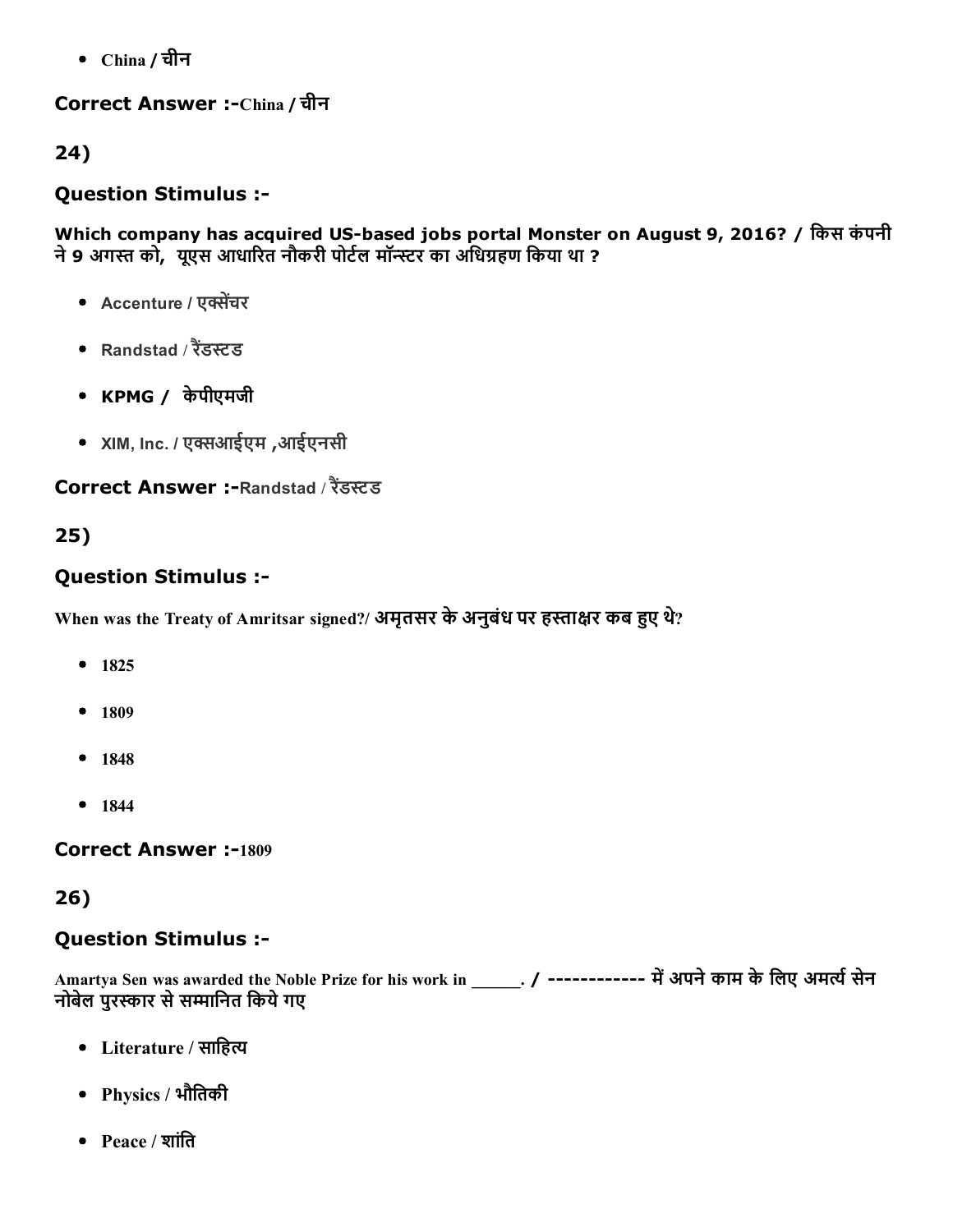- China / चीन

**Correct Answer :-**China / चीन

## 24)

### Question Stimulus :-

**Which company has acquired US-based jobs portal Monster on August 9, 2016? / किस कंपनी ने 9 अगस्त को, यूएस आधारित नौकरी पोर्टल मॉन्स्टर का अधिग्रहण किया था ?**

- Accenture / एक्सेंचर
- Randstad / रैंडस्टड
- **KPMG / केपीएमजी**
- XIM, Inc. / एक्सआईएम ,आईएनसी

**Correct Answer :-**Randstad / रैंडस्टड

## 25)

### Question Stimulus :-

**When was the Treaty of Amritsar signed?/ अमृतसर के अनुबंध पर हस्ताक्षर कब हुए थे?**

- 1825
- 1809
- 1848
- 1844

**Correct Answer :-**1809

## 26)

### Question Stimulus :-

**Amartya Sen was awarded the Noble Prize for his work in ______. / ------------ में अपने काम के लिए अमर्त्य सेन नोबेल पुरस्कार से सम्मानित किये गए**

- Literature / साहित्य
- Physics / भौतिकी
- Peace / शांति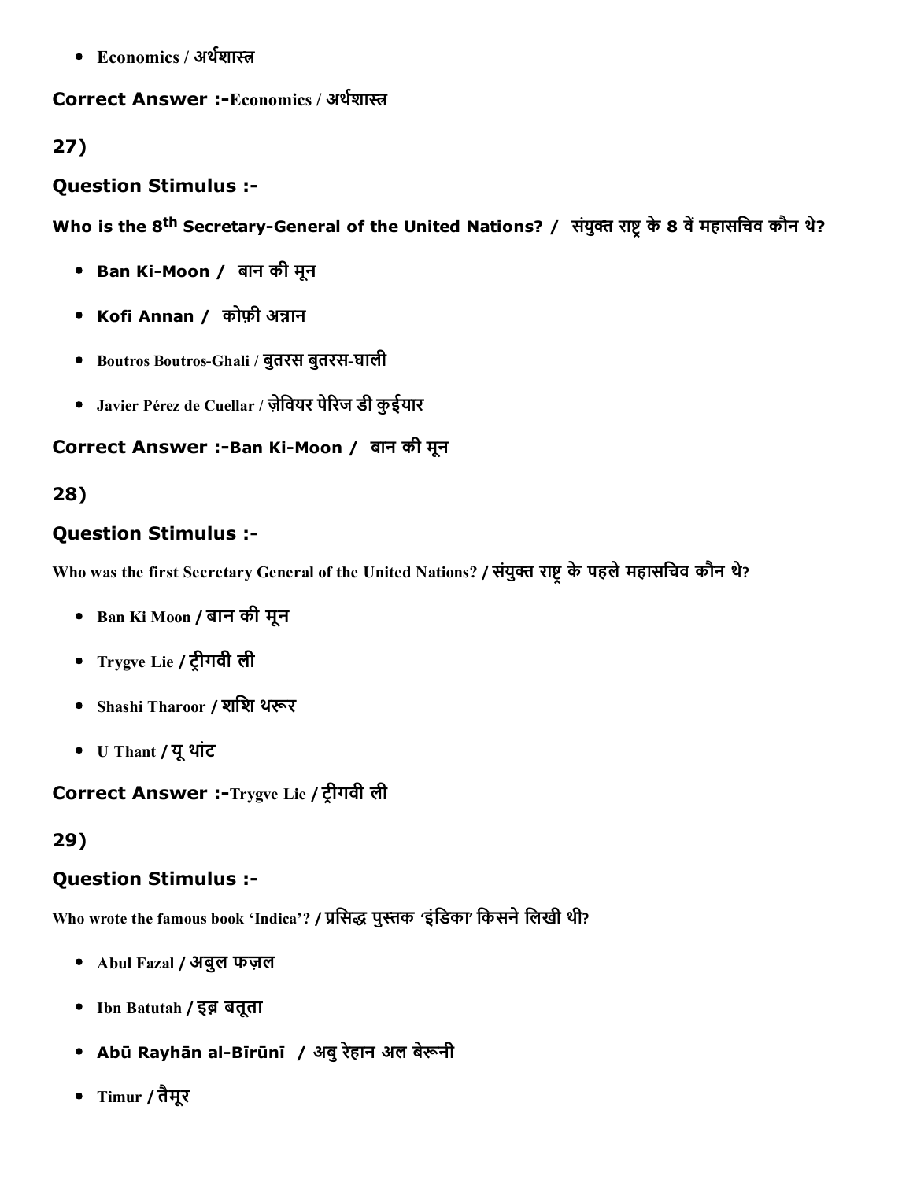- Economics / अर्थशास्त्र

**Correct Answer :-**Economics / अर्थशास्त्र

**27)**

### Question Stimulus :-

**Who is the 8$^{th}$ Secretary-General of the United Nations? / संयुक्त राष्ट्र के 8 वें महासचिव कौन थे?**

- **Ban Ki-Moon / बान की मून**
- **Kofi Annan / कोफ़ी अन्नान**
- Boutros Boutros-Ghali / बुतरस बुतरस-घाली
- Javier Pérez de Cuellar / ज़ेवियर पेरिज डी कुईयार

**Correct Answer :-Ban Ki-Moon / बान की मून**

**28)**

### Question Stimulus :-

**Who was the first Secretary General of the United Nations? / संयुक्त राष्ट्र के पहले महासचिव कौन थे?**

- Ban Ki Moon / बान की मून
- Trygve Lie / ट्रीगवी ली
- Shashi Tharoor / शशि थरूर
- U Thant / यू थांट

**Correct Answer :-**Trygve Lie / ट्रीगवी ली

**29)**

### Question Stimulus :-

**Who wrote the famous book 'Indica'? / प्रसिद्ध पुस्तक 'इंडिका' किसने लिखी थी?**

- Abul Fazal / अबुल फज़ल
- Ibn Batutah / इब्न बतूता
- **Abū Rayhān al-Bīrūnī / अबु रेहान अल बेरूनी**
- Timur / तैमूर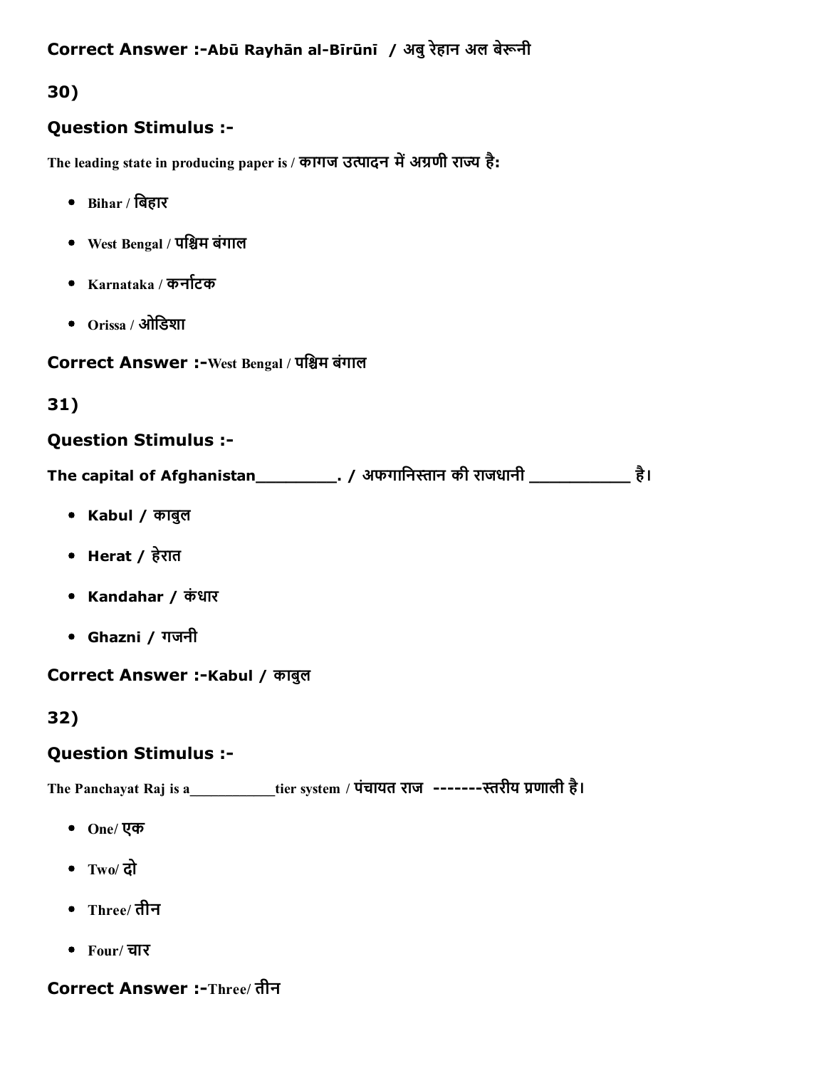**Correct Answer :-Abū Rayhān al-Bīrūnī  / अबु रेहान अल बेरूनी**

## 30)

### Question Stimulus :-

The leading state in producing paper is / कागज उत्पादन में अग्रणी राज्य है:

- Bihar / बिहार
- West Bengal / पश्चिम बंगाल
- Karnataka / कर्नाटक
- Orissa / ओडिशा

**Correct Answer :-West Bengal / पश्चिम बंगाल**

## 31)

### Question Stimulus :-

The capital of Afghanistan_________. / अफगानिस्तान की राजधानी ___________ है।

- Kabul / काबुल
- Herat / हेरात
- Kandahar / कंधार
- Ghazni / गजनी

**Correct Answer :-Kabul / काबुल**

## 32)

### Question Stimulus :-

The Panchayat Raj is a___________tier system / पंचायत राज  -------स्तरीय प्रणाली है।

- One/ एक
- Two/ दो
- Three/ तीन
- Four/ चार

**Correct Answer :-Three/ तीन**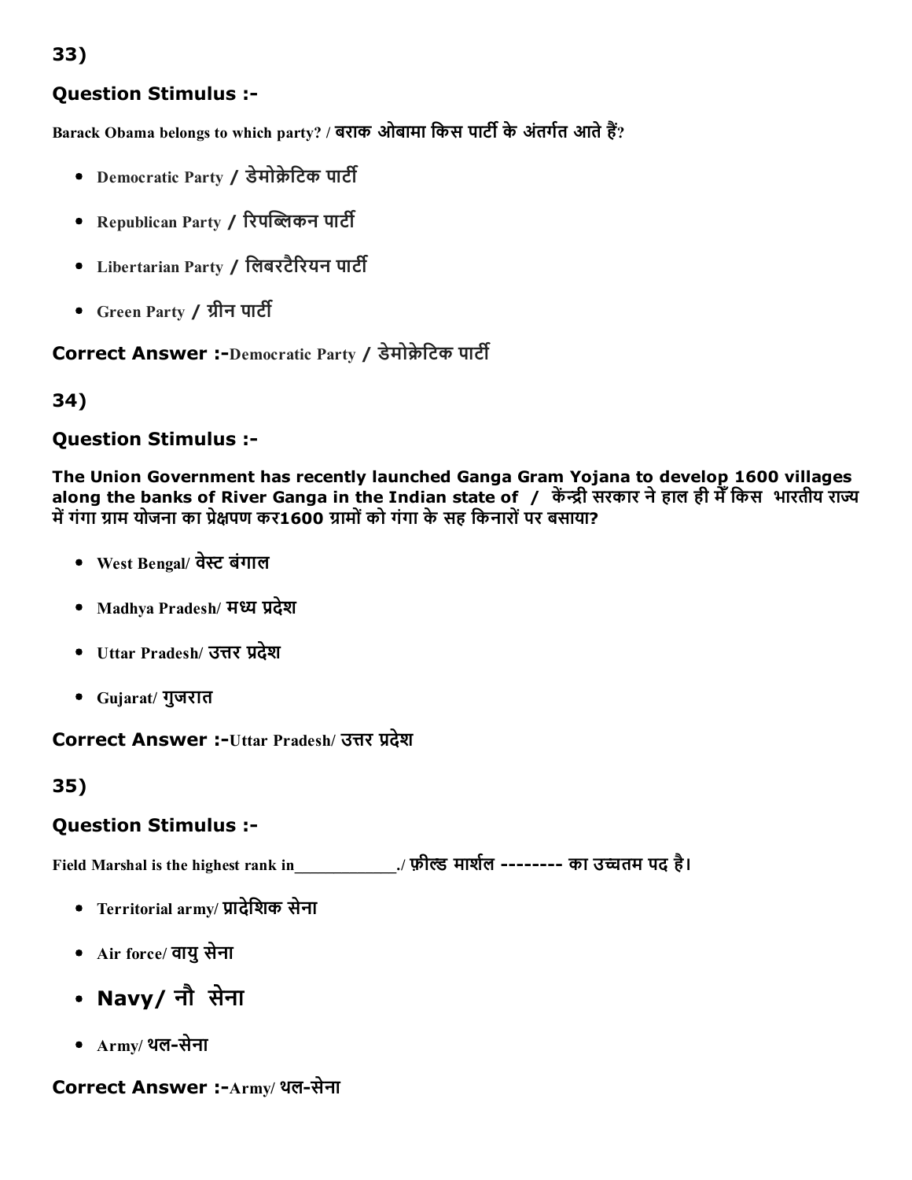## 33)

### Question Stimulus :-

Barack Obama belongs to which party? / बराक ओबामा किस पार्टी के अंतर्गत आते हैं?

- Democratic Party / डेमोक्रेटिक पार्टी
- Republican Party / रिपब्लिकन पार्टी
- Libertarian Party / लिबरटैरियन पार्टी
- Green Party / ग्रीन पार्टी

**Correct Answer :-**Democratic Party / डेमोक्रेटिक पार्टी

## 34)

### Question Stimulus :-

**The Union Government has recently launched Ganga Gram Yojana to develop 1600 villages along the banks of River Ganga in the Indian state of / केंन्द्री सरकार ने हाल ही मेँ किस भारतीय राज्य में गंगा ग्राम योजना का प्रेक्षपण कर1600 ग्रामों को गंगा के सह किनारों पर बसाया?**

- West Bengal/ वेस्ट बंगाल
- Madhya Pradesh/ मध्य प्रदेश
- Uttar Pradesh/ उत्तर प्रदेश
- Gujarat/ गुजरात

**Correct Answer :-**Uttar Pradesh/ उत्तर प्रदेश

## 35)

### Question Stimulus :-

Field Marshal is the highest rank in____________./ फ़ील्ड मार्शल -------- का उच्चतम पद है।

- Territorial army/ प्रादेशिक सेना
- Air force/ वायु सेना
- **Navy/ नौ सेना**
- Army/ थल-सेना

**Correct Answer :-**Army/ थल-सेना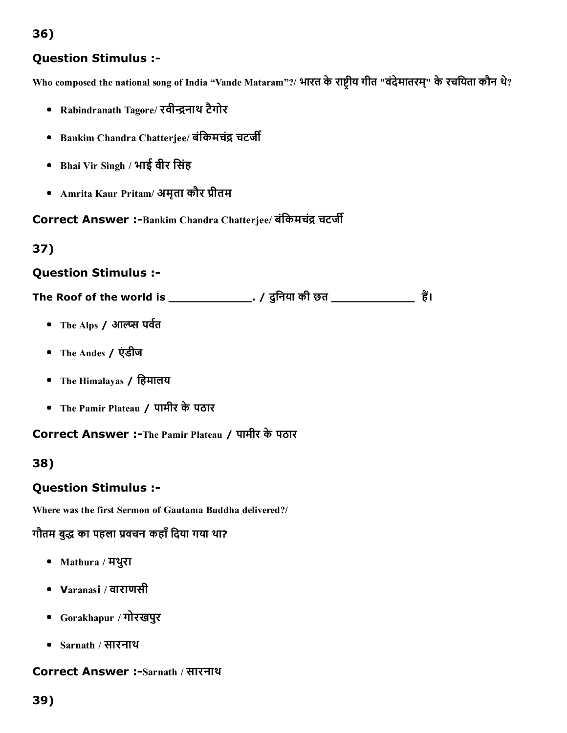## 36)

### Question Stimulus :-

**Who composed the national song of India “Vande Mataram”?/ भारत के राष्ट्रीय गीत "वंदेमातरम्" के रचयिता कौन थे?**

- Rabindranath Tagore/ रवीन्द्रनाथ टैगोर
- Bankim Chandra Chatterjee/ बंकिमचंद्र चटर्जी
- Bhai Vir Singh / भाई वीर सिंह
- Amrita Kaur Pritam/ अमृता कौर प्रीतम

**Correct Answer :-**Bankim Chandra Chatterjee/ बंकिमचंद्र चटर्जी

## 37)

### Question Stimulus :-

**The Roof of the world is _____________. / दुनिया की छत _____________ हैं।**

- The Alps / आल्प्स पर्वत
- The Andes / एंडीज
- The Himalayas / हिमालय
- The Pamir Plateau / पामीर के पठार

**Correct Answer :-**The Pamir Plateau / पामीर के पठार

## 38)

### Question Stimulus :-

**Where was the first Sermon of Gautama Buddha delivered?/**

**गौतम बुद्ध का पहला प्रवचन कहाँ दिया गया था?**

- Mathura / मथुरा
- Varanasi / वाराणसी
- Gorakhapur / गोरखपुर
- Sarnath / सारनाथ

**Correct Answer :-**Sarnath / सारनाथ

## 39)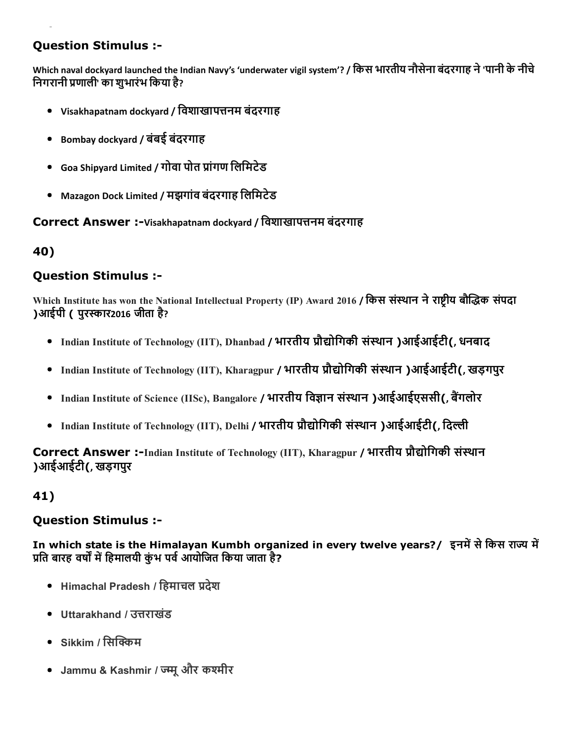### Question Stimulus :-

Which naval dockyard launched the Indian Navy's 'underwater vigil system'? / किस भारतीय नौसेना बंदरगाह ने 'पानी के नीचे निगरानी प्रणाली' का शुभारंभ किया है?

- Visakhapatnam dockyard / विशाखापत्तनम बंदरगाह
- Bombay dockyard / बंबई बंदरगाह
- Goa Shipyard Limited / गोवा पोत प्रांगण लिमिटेड
- Mazagon Dock Limited / मझगांव बंदरगाह लिमिटेड

**Correct Answer :-**Visakhapatnam dockyard / विशाखापत्तनम बंदरगाह

## 40)

### Question Stimulus :-

Which Institute has won the National Intellectual Property (IP) Award 2016 / किस संस्थान ने राष्ट्रीय बौद्धिक संपदा )आईपी ( पुरस्कार2016 जीता है?

- Indian Institute of Technology (IIT), Dhanbad / भारतीय प्रौद्योगिकी संस्थान )आईआईटी(, धनबाद
- Indian Institute of Technology (IIT), Kharagpur / भारतीय प्रौद्योगिकी संस्थान )आईआईटी(, खड़गपुर
- Indian Institute of Science (IISc), Bangalore / भारतीय विज्ञान संस्थान )आईआईएससी(, बैंगलोर
- Indian Institute of Technology (IIT), Delhi / भारतीय प्रौद्योगिकी संस्थान )आईआईटी(, दिल्ली

**Correct Answer :-**Indian Institute of Technology (IIT), Kharagpur / भारतीय प्रौद्योगिकी संस्थान )आईआईटी(, खड़गपुर

## 41)

### Question Stimulus :-

**In which state is the Himalayan Kumbh organized in every twelve years?/ इनमें से किस राज्य में प्रति बारह वर्षों में हिमालयी कुंभ पर्व आयोजित किया जाता है?**

- Himachal Pradesh / हिमाचल प्रदेश
- Uttarakhand / उत्तराखंड
- Sikkim / सिक्किम
- Jammu & Kashmir / जम्मू और कश्मीर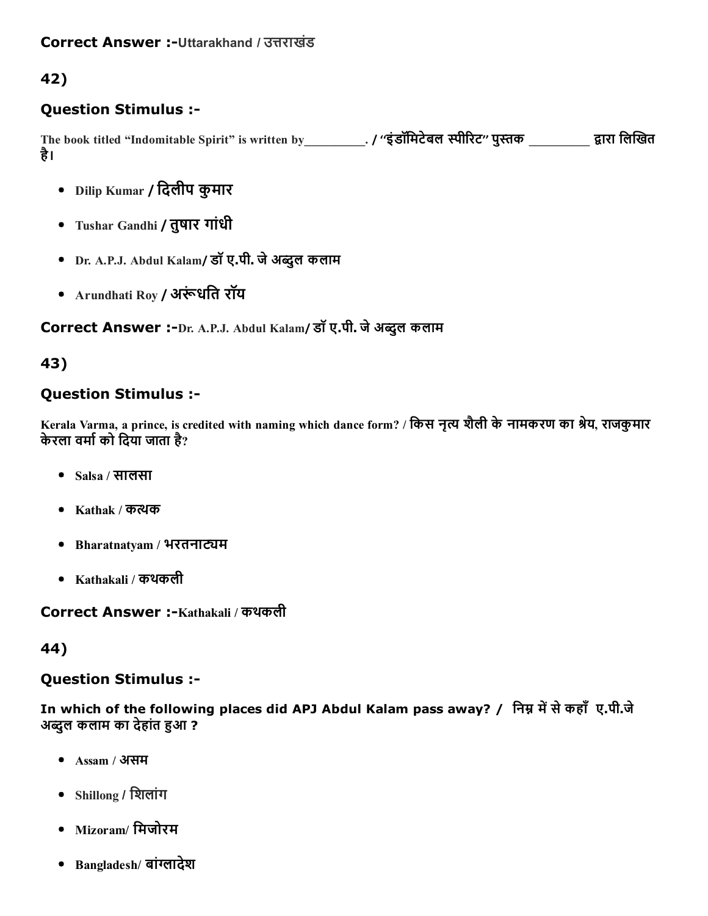**Correct Answer :-**Uttarakhand / उत्तराखंड

## 42)

### Question Stimulus :-

The book titled "Indomitable Spirit" is written by_________. / "इंडॉमिटेबल स्पीरिट" पुस्तक _________ द्वारा लिखित है।

- Dilip Kumar / दिलीप कुमार
- Tushar Gandhi / तुषार गांधी
- Dr. A.P.J. Abdul Kalam/ डॉ ए.पी. जे अब्दुल कलाम
- Arundhati Roy / अरूंधति रॉय

**Correct Answer :-**Dr. A.P.J. Abdul Kalam/ डॉ ए.पी. जे अब्दुल कलाम

## 43)

### Question Stimulus :-

Kerala Varma, a prince, is credited with naming which dance form? / किस नृत्य शैली के नामकरण का श्रेय, राजकुमार केरला वर्मा को दिया जाता है?

- Salsa / सालसा
- Kathak / कत्थक
- Bharatnatyam / भरतनाट्यम
- Kathakali / कथकली

**Correct Answer :-**Kathakali / कथकली

## 44)

### Question Stimulus :-

**In which of the following places did APJ Abdul Kalam pass away? / निम्न में से कहाँ ए.पी.जे अब्दुल कलाम का देहांत हुआ ?**

- Assam / असम
- Shillong / शिलांग
- Mizoram/ मिजोरम
- Bangladesh/ बांग्लादेश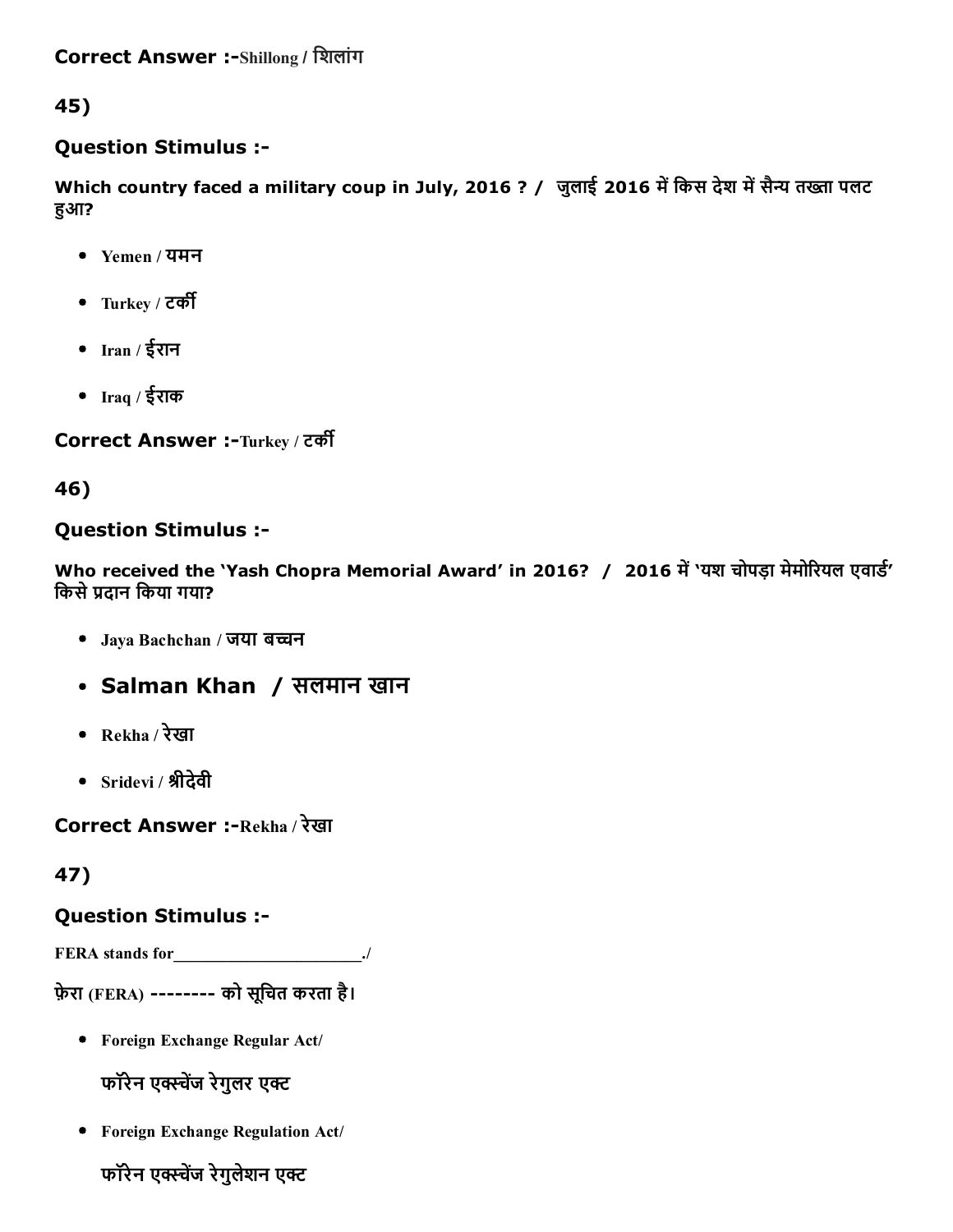**Correct Answer :-**Shillong / शिलांग

**45)**

**Question Stimulus :-**

**Which country faced a military coup in July, 2016 ? / जुलाई 2016 में किस देश में सैन्य तख्ता पलट हुआ?**

- Yemen / यमन
- Turkey / टर्की
- Iran / ईरान
- Iraq / ईराक

**Correct Answer :-**Turkey / टर्की

**46)**

**Question Stimulus :-**

**Who received the 'Yash Chopra Memorial Award' in 2016? / 2016 में 'यश चोपड़ा मेमोरियल एवार्ड' किसे प्रदान किया गया?**

- Jaya Bachchan / जया बच्चन
- Salman Khan / सलमान खान
- Rekha / रेखा
- Sridevi / श्रीदेवी

**Correct Answer :-**Rekha / रेखा

**47)**

**Question Stimulus :-**

FERA stands for______________________./

फ़ेरा (FERA) -------- को सूचित करता है।

- Foreign Exchange Regular Act/

  फॉरेन एक्स्चेंज रेगुलर एक्ट

- Foreign Exchange Regulation Act/

  फॉरेन एक्स्चेंज रेगुलेशन एक्ट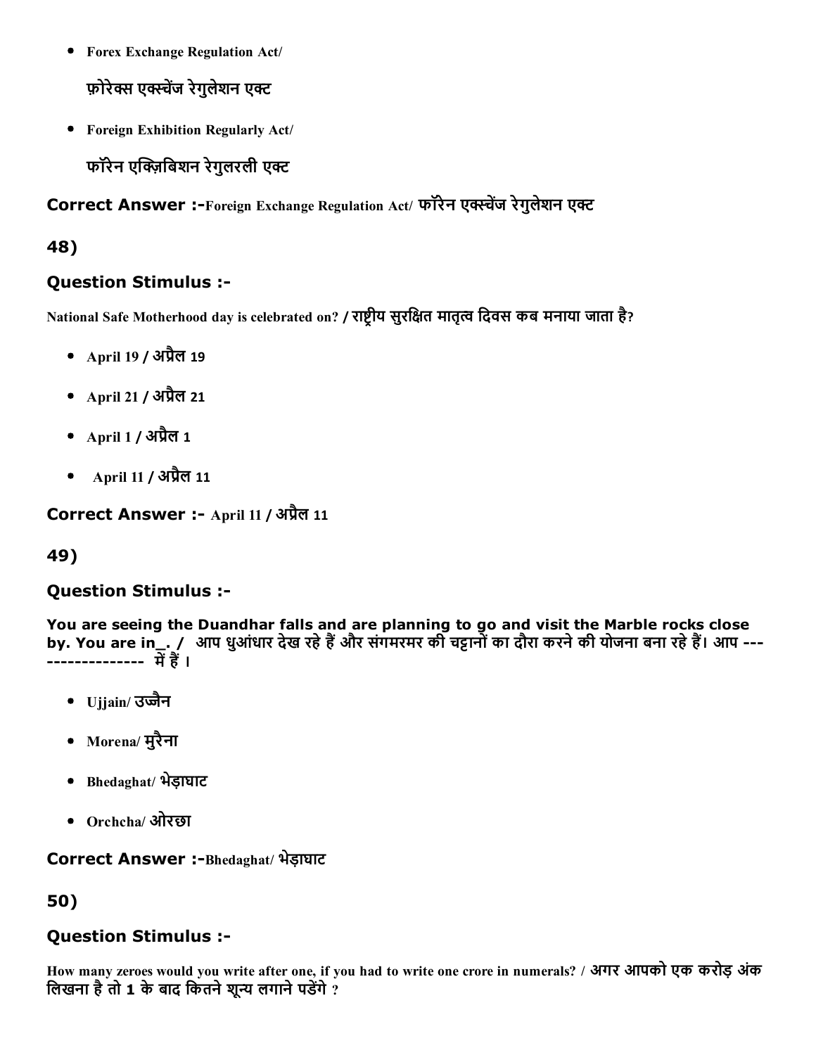- Forex Exchange Regulation Act/

  फ़ोरेक्स एक्स्चेंज रेगुलेशन एक्ट

- Foreign Exhibition Regularly Act/

  फॉरेन एक्ज़िबिशन रेगुलरली एक्ट

**Correct Answer :-**Foreign Exchange Regulation Act/ फॉरेन एक्स्चेंज रेगुलेशन एक्ट

## 48)

### Question Stimulus :-

National Safe Motherhood day is celebrated on? / राष्ट्रीय सुरक्षित मातृत्व दिवस कब मनाया जाता है?

- April 19 / अप्रैल 19
- April 21 / अप्रैल 21
- April 1 / अप्रैल 1
- April 11 / अप्रैल 11

**Correct Answer :-** April 11 / अप्रैल 11

## 49)

### Question Stimulus :-

You are seeing the Duandhar falls and are planning to go and visit the Marble rocks close by. You are in_. / आप धुआंधार देख रहे हैं और संगमरमर की चट्टानों का दौरा करने की योजना बना रहे हैं। आप ----------------- में हैं ।

- Ujjain/ उज्जैन
- Morena/ मुरैना
- Bhedaghat/ भेड़ाघाट
- Orchcha/ ओरछा

**Correct Answer :-**Bhedaghat/ भेड़ाघाट

## 50)

### Question Stimulus :-

How many zeroes would you write after one, if you had to write one crore in numerals? / अगर आपको एक करोड़ अंक लिखना है तो 1 के बाद कितने शून्य लगाने पडेंगे ?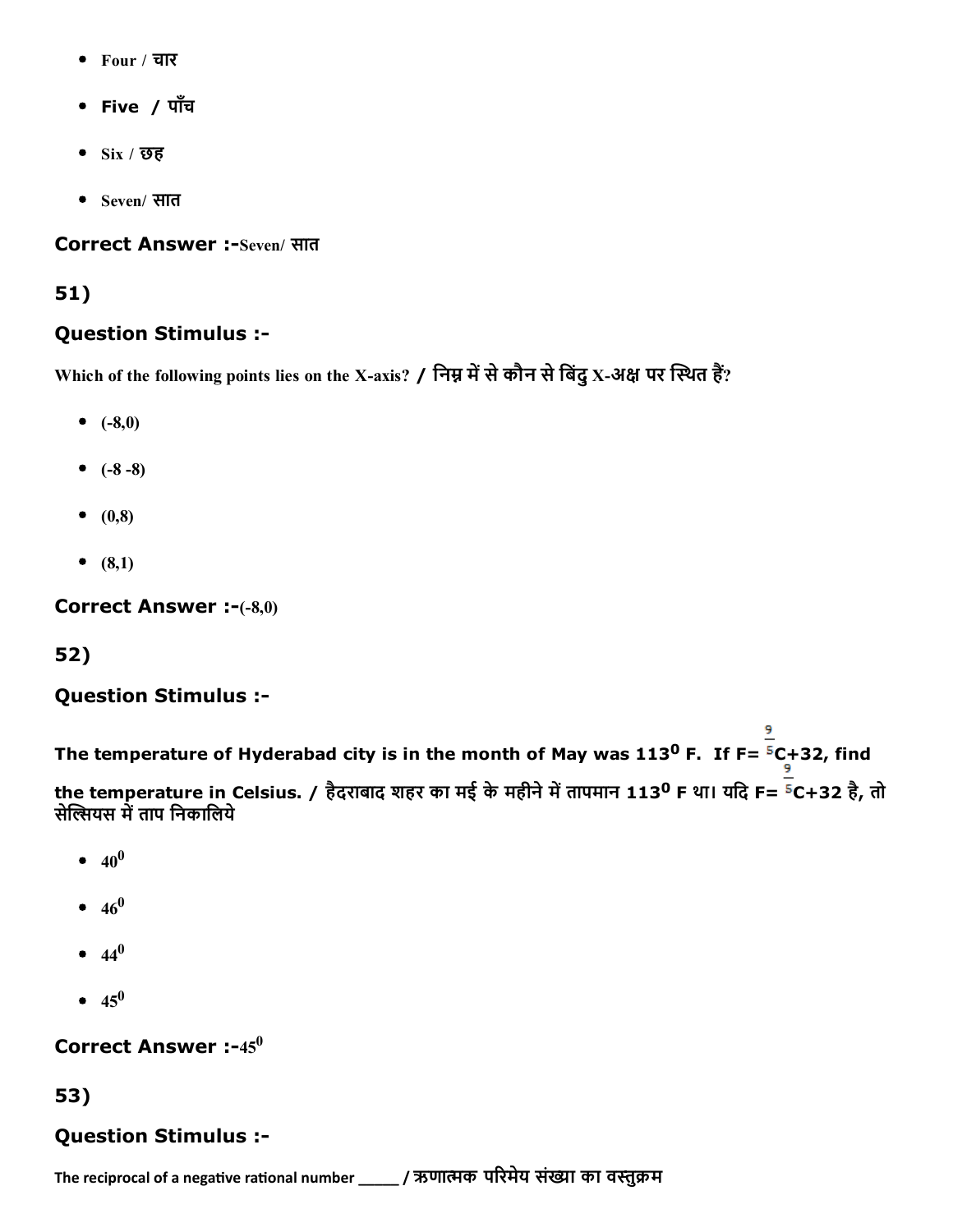- Four / चार
- **Five / पाँच**
- Six / छह
- Seven/ सात

**Correct Answer :-**Seven/ सात

## 51)

### Question Stimulus :-

Which of the following points lies on the X-axis? / निम्न में से कौन से बिंदु X-अक्ष पर स्थित हैं?

- (-8,0)
- (-8 -8)
- (0,8)
- (8,1)

**Correct Answer :-**(-8,0)

## 52)

### Question Stimulus :-

**The temperature of Hyderabad city is in the month of May was $113^0$ F. If F= $\frac{9}{5}$C+32, find the temperature in Celsius. / हैदराबाद शहर का मई के महीने में तापमान $113^0$ F था। यदि F= $\frac{9}{5}$C+32 है, तो सेल्सियस में ताप निकालिये**

- $40^0$
- $46^0$
- $44^0$
- $45^0$

**Correct Answer :-**$45^0$

## 53)

### Question Stimulus :-

The reciprocal of a negative rational number _____ / ऋणात्मक परिमेय संख्या का वस्तुक्रम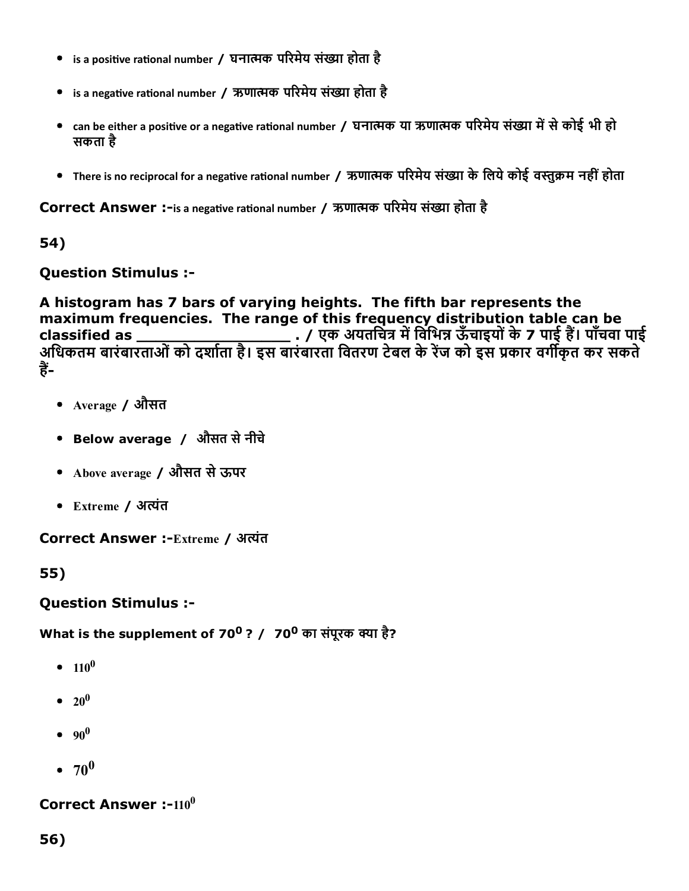- is a positive rational number / घनात्मक परिमेय संख्या होता है
- is a negative rational number / ऋणात्मक परिमेय संख्या होता है
- can be either a positive or a negative rational number / घनात्मक या ऋणात्मक परिमेय संख्या में से कोई भी हो सकता है
- There is no reciprocal for a negative rational number / ऋणात्मक परिमेय संख्या के लिये कोई वस्तुक्रम नहीं होता

**Correct Answer :-**is a negative rational number / ऋणात्मक परिमेय संख्या होता है

**54)**

**Question Stimulus :-**

**A histogram has 7 bars of varying heights. The fifth bar represents the maximum frequencies. The range of this frequency distribution table can be classified as ___________________ . / एक अयतचित्र में विभिन्न ऊँचाइयों के 7 पाई हैं। पाँचवा पाई अधिकतम बारंबारताओं को दर्शाता है। इस बारंबारता वितरण टेबल के रेंज को इस प्रकार वर्गीकृत कर सकते हैं-**

- Average / औसत
- **Below average / औसत से नीचे**
- Above average / औसत से ऊपर
- Extreme / अत्यंत

**Correct Answer :-**Extreme / अत्यंत

**55)**

**Question Stimulus :-**

**What is the supplement of $70^0$ ? / $70^0$ का संपूरक क्या है?**

- $110^0$
- $20^0$
- $90^0$
- $70^0$

**Correct Answer :-**$110^0$

**56)**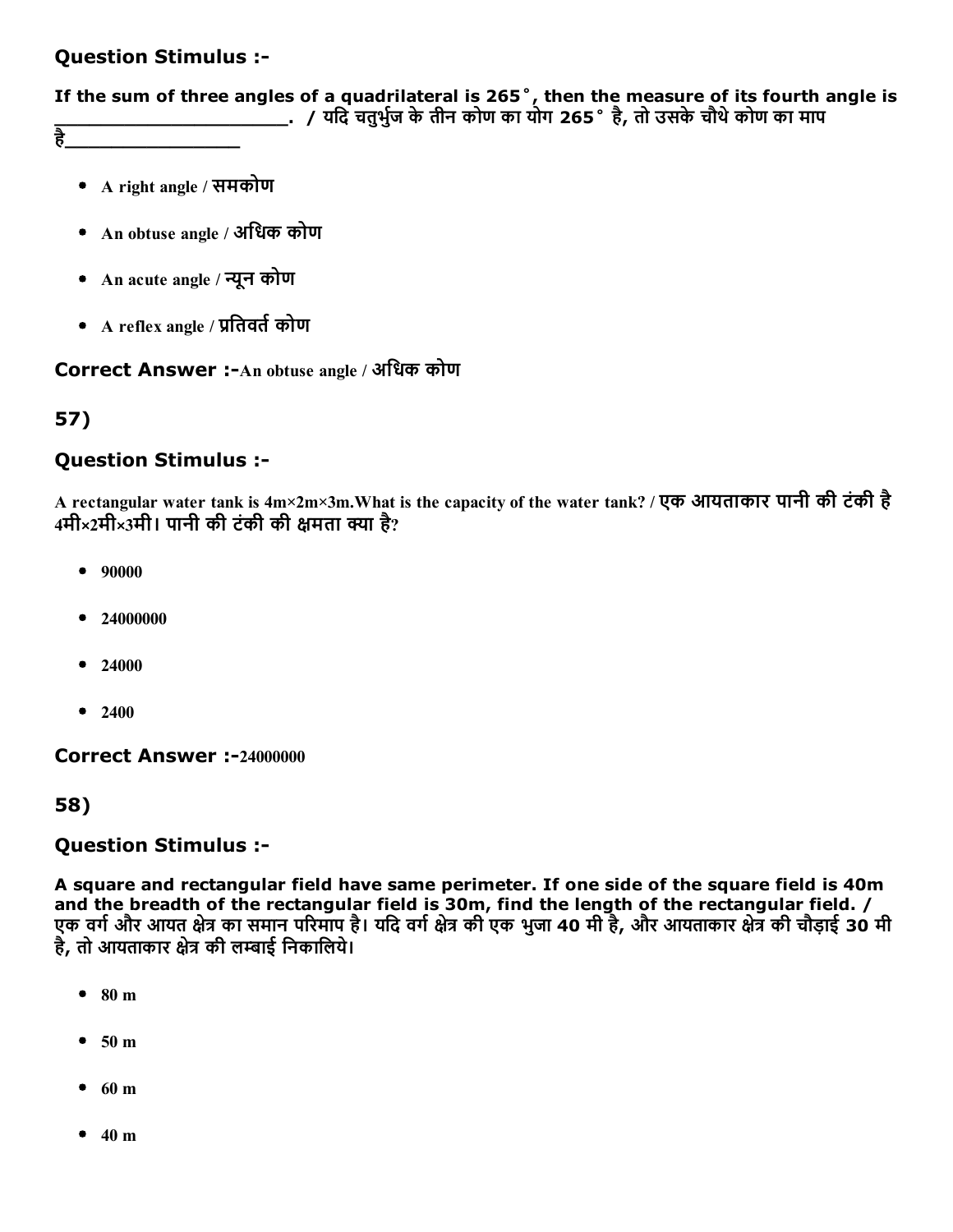## Question Stimulus :-

**If the sum of three angles of a quadrilateral is 265˚, then the measure of its fourth angle is \_\_\_\_\_\_\_\_\_\_\_\_\_\_\_\_\_\_\_\_\_\_. / यदि चतुर्भुज के तीन कोण का योग 265˚ है, तो उसके चौथे कोण का माप है\_\_\_\_\_\_\_\_\_\_\_\_\_\_\_\_\_\_**

- A right angle / समकोण
- An obtuse angle / अधिक कोण
- An acute angle / न्यून कोण
- A reflex angle / प्रतिवर्त कोण

**Correct Answer :-**An obtuse angle / अधिक कोण

## 57)

## Question Stimulus :-

**A rectangular water tank is 4m×2m×3m.What is the capacity of the water tank? / एक आयताकार पानी की टंकी है 4मी×2मी×3मी। पानी की टंकी की क्षमता क्या है?**

- 90000
- 24000000
- 24000
- 2400

**Correct Answer :-**24000000

## 58)

## Question Stimulus :-

**A square and rectangular field have same perimeter. If one side of the square field is 40m and the breadth of the rectangular field is 30m, find the length of the rectangular field. / एक वर्ग और आयत क्षेत्र का समान परिमाप है। यदि वर्ग क्षेत्र की एक भुजा 40 मी है, और आयताकार क्षेत्र की चौड़ाई 30 मी है, तो आयताकार क्षेत्र की लम्बाई निकालिये।**

- 80 m
- 50 m
- 60 m
- 40 m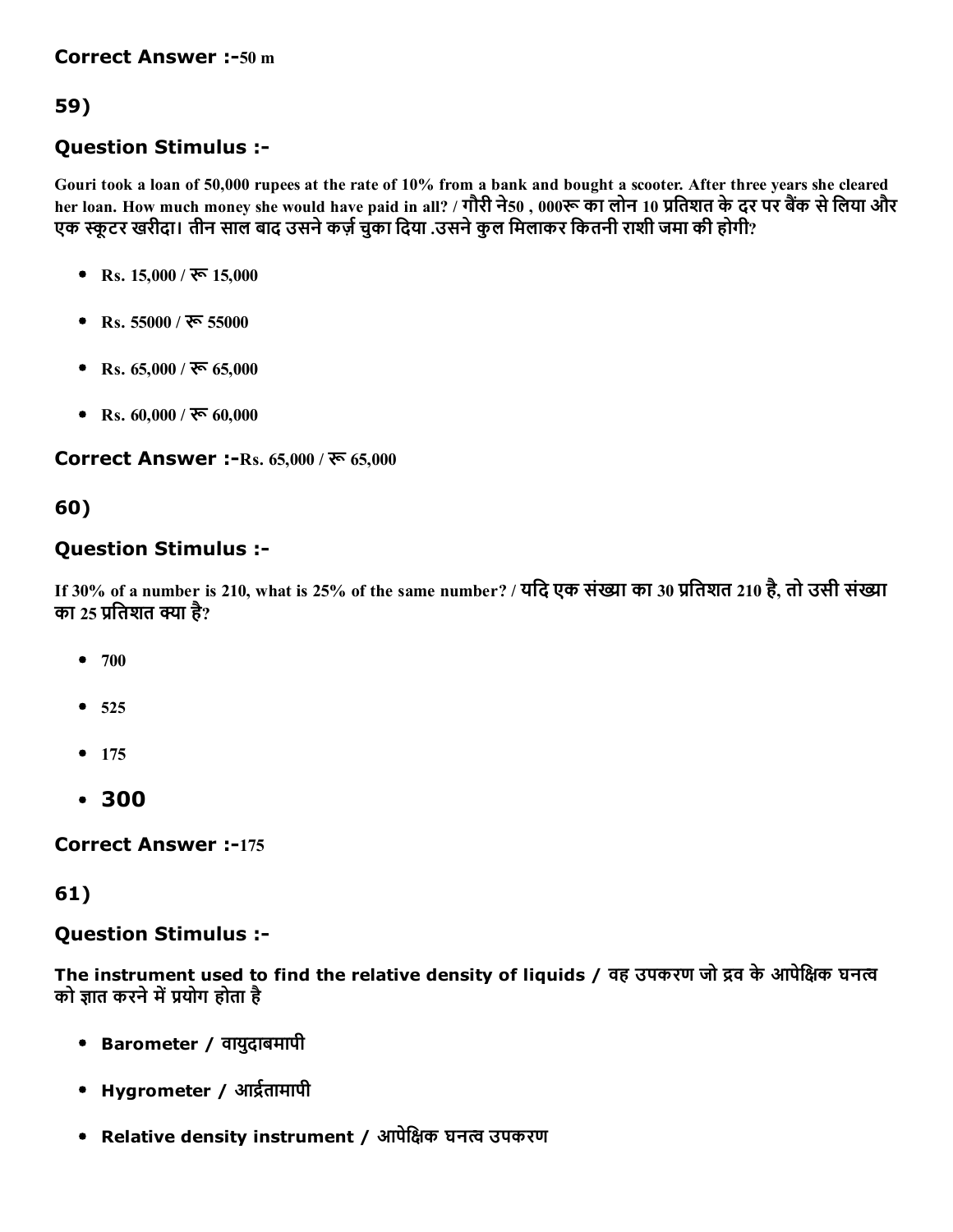**Correct Answer :-**50 m

## 59)

### Question Stimulus :-

Gouri took a loan of 50,000 rupees at the rate of 10% from a bank and bought a scooter. After three years she cleared her loan. How much money she would have paid in all? / गौरी ने50 , 000रू का लोन 10 प्रतिशत के दर पर बैंक से लिया और एक स्कूटर खरीदा। तीन साल बाद उसने कर्ज़ चुका दिया .उसने कुल मिलाकर कितनी राशी जमा की होगी?

- Rs. 15,000 / रू 15,000
- Rs. 55000 / रू 55000
- Rs. 65,000 / रू 65,000
- Rs. 60,000 / रू 60,000

**Correct Answer :-**Rs. 65,000 / रू 65,000

## 60)

### Question Stimulus :-

If 30% of a number is 210, what is 25% of the same number? / यदि एक संख्या का 30 प्रतिशत 210 है, तो उसी संख्या का 25 प्रतिशत क्या है?

- 700
- 525
- 175
- 300

**Correct Answer :-**175

## 61)

### Question Stimulus :-

The instrument used to find the relative density of liquids / वह उपकरण जो द्रव के आपेक्षिक घनत्व को ज्ञात करने में प्रयोग होता है

- Barometer / वायुदाबमापी
- Hygrometer / आर्द्रतामापी
- Relative density instrument / आपेक्षिक घनत्व उपकरण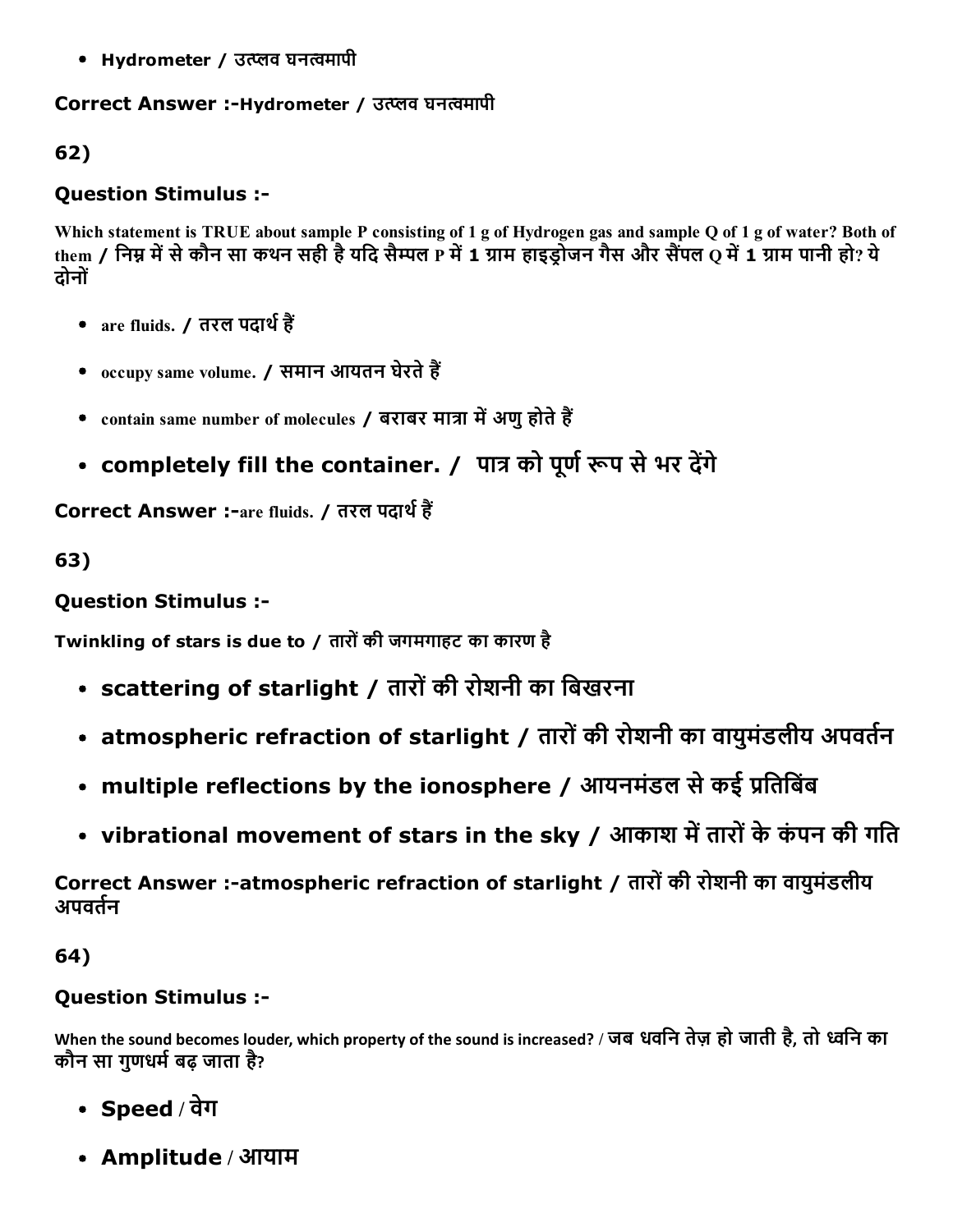- Hydrometer / उत्प्लव घनत्वमापी

**Correct Answer :-Hydrometer / उत्प्लव घनत्वमापी**

**62)**

**Question Stimulus :-**

Which statement is TRUE about sample P consisting of 1 g of Hydrogen gas and sample Q of 1 g of water? Both of them / निम्न में से कौन सा कथन सही है यदि सैम्पल P में 1 ग्राम हाइड्रोजन गैस और सैंपल Q में 1 ग्राम पानी हो? ये दोनों

- are fluids. / तरल पदार्थ हैं
- occupy same volume. / समान आयतन घेरते हैं
- contain same number of molecules / बराबर मात्रा में अणु होते हैं
- completely fill the container. / पात्र को पूर्ण रूप से भर देंगे

**Correct Answer :-are fluids. / तरल पदार्थ हैं**

**63)**

**Question Stimulus :-**

Twinkling of stars is due to / तारों की जगमगाहट का कारण है

- scattering of starlight / तारों की रोशनी का बिखरना
- atmospheric refraction of starlight / तारों की रोशनी का वायुमंडलीय अपवर्तन
- multiple reflections by the ionosphere / आयनमंडल से कई प्रतिबिंब
- vibrational movement of stars in the sky / आकाश में तारों के कंपन की गति

**Correct Answer :-atmospheric refraction of starlight / तारों की रोशनी का वायुमंडलीय अपवर्तन**

**64)**

**Question Stimulus :-**

When the sound becomes louder, which property of the sound is increased? / जब धवनि तेज़ हो जाती है, तो ध्वनि का कौन सा गुणधर्म बढ़ जाता है?

- Speed / वेग
- Amplitude / आयाम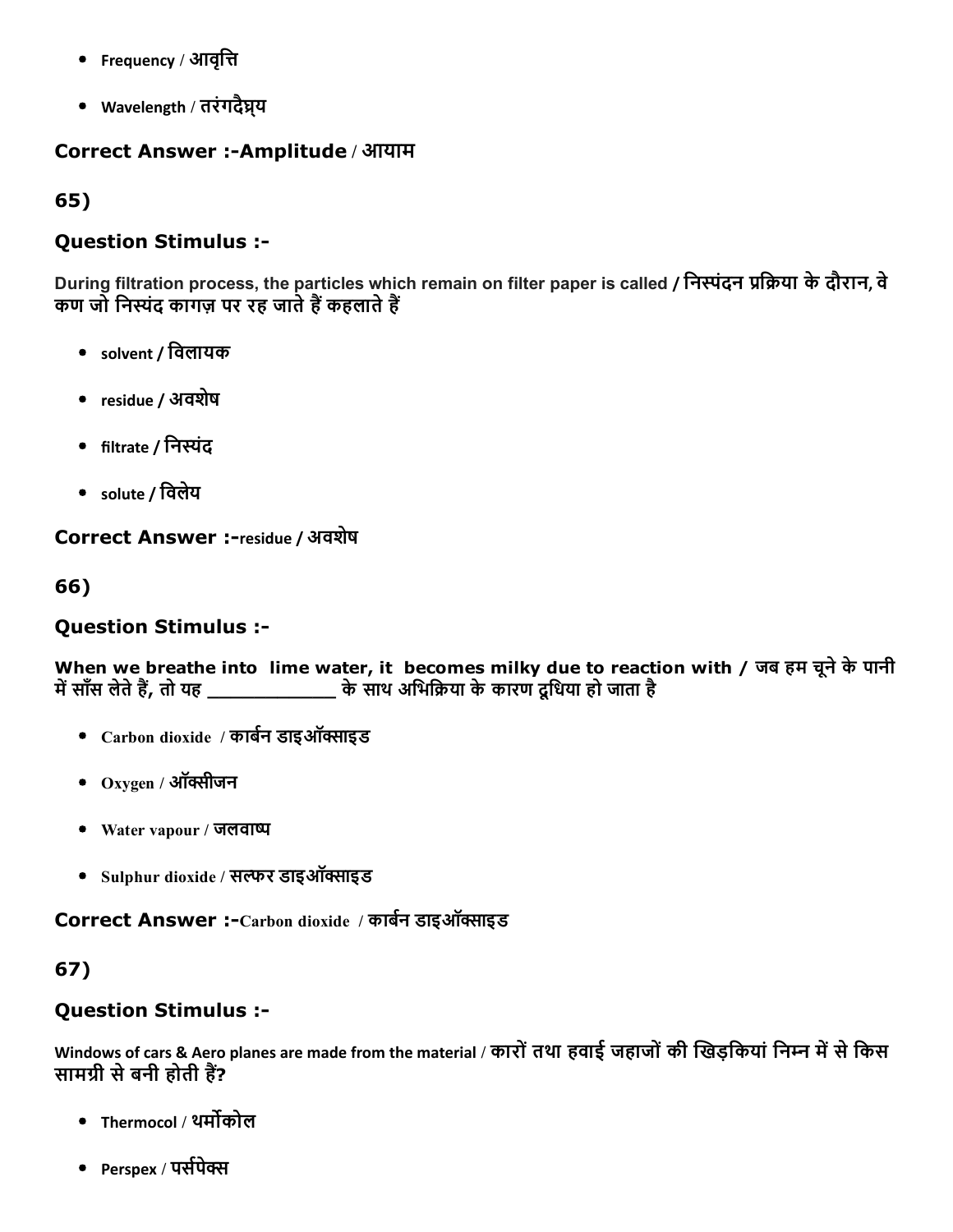- Frequency / आवृत्ति
- Wavelength / तरंगदैघ्र्य

**Correct Answer :-Amplitude / आयाम**

**65)**

### Question Stimulus :-

During filtration process, the particles which remain on filter paper is called / निस्पंदन प्रक्रिया के दौरान, वे कण जो निस्यंद कागज़ पर रह जाते हैं कहलाते हैं

- solvent / विलायक
- residue / अवशेष
- filtrate / निस्यंद
- solute / विलेय

**Correct Answer :-residue / अवशेष**

**66)**

### Question Stimulus :-

**When we breathe into lime water, it becomes milky due to reaction with / जब हम चूने के पानी में साँस लेते हैं, तो यह ____________ के साथ अभिक्रिया के कारण दूधिया हो जाता है**

- Carbon dioxide / कार्बन डाइऑक्साइड
- Oxygen / ऑक्सीजन
- Water vapour / जलवाष्प
- Sulphur dioxide / सल्फर डाइऑक्साइड

**Correct Answer :-Carbon dioxide / कार्बन डाइऑक्साइड**

**67)**

### Question Stimulus :-

Windows of cars & Aero planes are made from the material / कारों तथा हवाई जहाजों की खिड़कियां निम्न में से किस सामग्री से बनी होती हैं?

- Thermocol / थर्मोकोल
- Perspex / पर्सपेक्स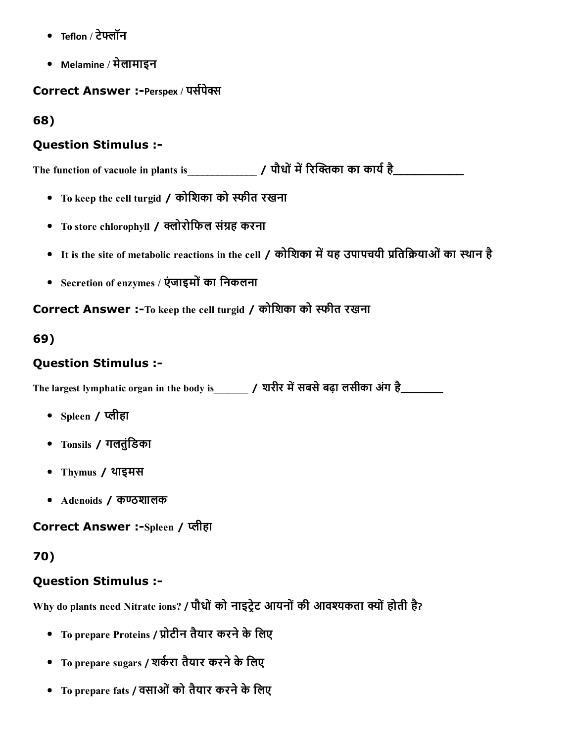- Teflon / टेफ्लॉन
- Melamine / मेलामाइन

**Correct Answer :-**Perspex / पर्सपेक्स

## 68)

### Question Stimulus :-

The function of vacuole in plants is____________ / पौधों में रिक्तिका का कार्य है__________

- To keep the cell turgid / कोशिका को स्फीत रखना
- To store chlorophyll / क्लोरोफिल संग्रह करना
- It is the site of metabolic reactions in the cell / कोशिका में यह उपापचयी प्रतिक्रियाओं का स्थान है
- Secretion of enzymes / एंजाइमों का निकलना

**Correct Answer :-**To keep the cell turgid / कोशिका को स्फीत रखना

## 69)

### Question Stimulus :-

The largest lymphatic organ in the body is______ / शरीर में सबसे बढ़ा लसीका अंग है_______

- Spleen / प्लीहा
- Tonsils / गलतुंडिका
- Thymus / थाइमस
- Adenoids / कण्ठशालक

**Correct Answer :-**Spleen / प्लीहा

## 70)

### Question Stimulus :-

Why do plants need Nitrate ions? / पौधों को नाइट्रेट आयनों की आवश्यकता क्यों होती है?

- To prepare Proteins / प्रोटीन तैयार करने के लिए
- To prepare sugars / शर्करा तैयार करने के लिए
- To prepare fats / वसाओं को तैयार करने के लिए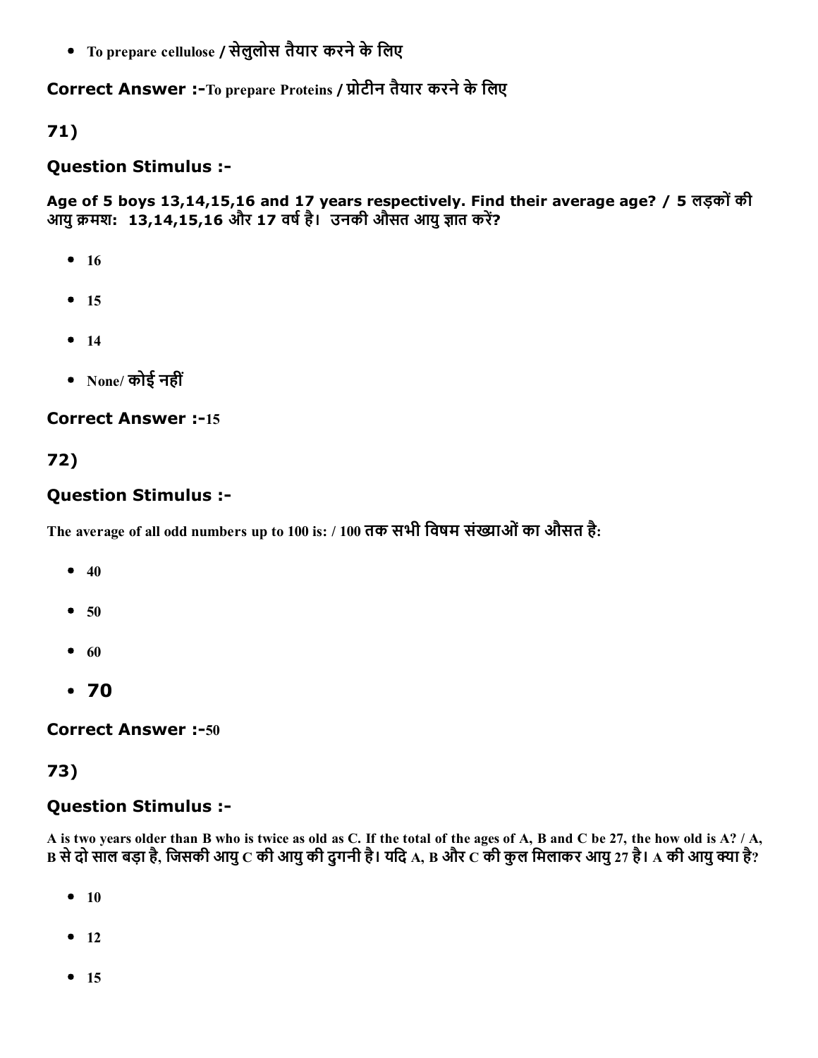- To prepare cellulose / सेलुलोस तैयार करने के लिए

**Correct Answer :-**To prepare Proteins / प्रोटीन तैयार करने के लिए

## 71)

### Question Stimulus :-

**Age of 5 boys 13,14,15,16 and 17 years respectively. Find their average age? / 5 लड़कों की आयु क्रमशः: 13,14,15,16 और 17 वर्ष है। उनकी औसत आयु ज्ञात करें?**

- 16
- 15
- 14
- None/ कोई नहीं

**Correct Answer :-**15

## 72)

### Question Stimulus :-

**The average of all odd numbers up to 100 is: / 100 तक सभी विषम संख्याओं का औसत है:**

- 40
- 50
- 60
- 70

**Correct Answer :-**50

## 73)

### Question Stimulus :-

**A is two years older than B who is twice as old as C. If the total of the ages of A, B and C be 27, the how old is A? / A, B से दो साल बड़ा है, जिसकी आयु C की आयु की दुगनी है। यदि A, B और C की कुल मिलाकर आयु 27 है। A की आयु क्या है?**

- 10
- 12
- 15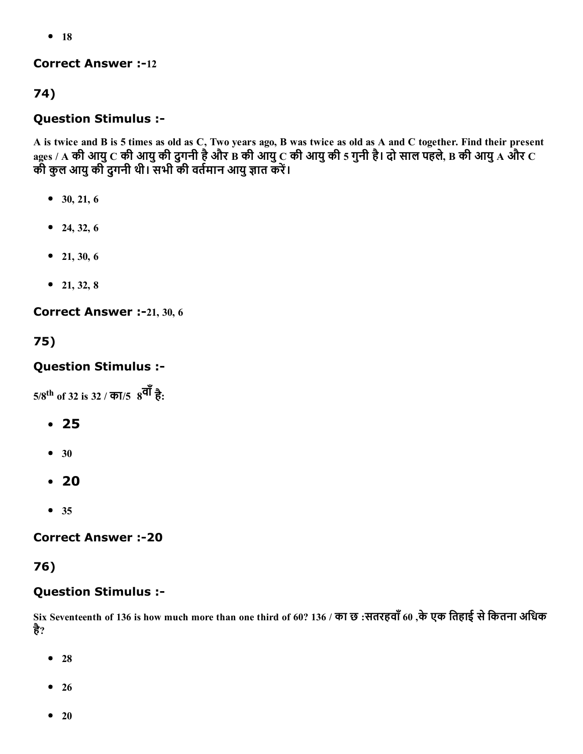- 18

**Correct Answer :-**12

## 74)

### Question Stimulus :-

**A is twice and B is 5 times as old as C, Two years ago, B was twice as old as A and C together. Find their present ages / A की आयु C की आयु की दुगनी है और B की आयु C की आयु की 5 गुनी है। दो साल पहले, B की आयु A और C की कुल आयु की दुगनी थी। सभी की वर्तमान आयु ज्ञात करें।**

- 30, 21, 6
- 24, 32, 6
- 21, 30, 6
- 21, 32, 8

**Correct Answer :-**21, 30, 6

## 75)

### Question Stimulus :-

**5/8th of 32 is 32 / का/5 8वाँ है:**

- 25
- 30
- 20
- 35

**Correct Answer :-20**

## 76)

### Question Stimulus :-

**Six Seventeenth of 136 is how much more than one third of 60? 136 / का छ :सतरहवाँ 60 ,के एक तिहाई से कितना अधिक है?**

- 28
- 26
- 20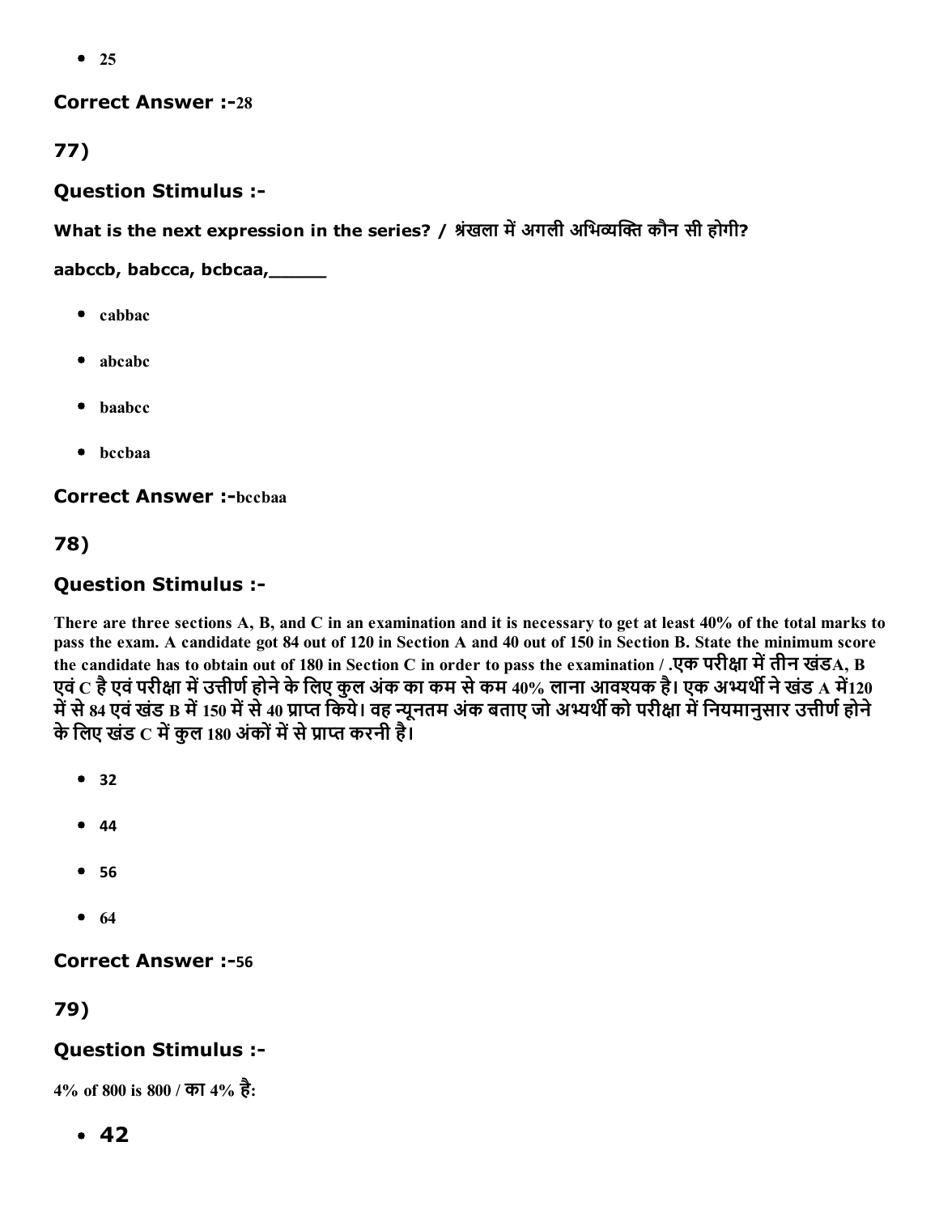- 25

**Correct Answer :-**28

## 77)

### Question Stimulus :-

**What is the next expression in the series? / श्रंखला में अगली अभिव्यक्ति कौन सी होगी?**

**aabccb, babcca, bcbcaa,_____**

- cabbac
- abcabc
- baabcc
- bccbaa

**Correct Answer :-**bccbaa

## 78)

### Question Stimulus :-

**There are three sections A, B, and C in an examination and it is necessary to get at least 40% of the total marks to pass the exam. A candidate got 84 out of 120 in Section A and 40 out of 150 in Section B. State the minimum score the candidate has to obtain out of 180 in Section C in order to pass the examination / .एक परीक्षा में तीन खंडA, B एवं C है एवं परीक्षा में उत्तीर्ण होने के लिए कुल अंक का कम से कम 40% लाना आवश्यक है। एक अभ्यर्थी ने खंड A में120 में से 84 एवं खंड B में 150 में से 40 प्राप्त किये। वह न्यूनतम अंक बताए जो अभ्यर्थी को परीक्षा में नियमानुसार उत्तीर्ण होने के लिए खंड C में कुल 180 अंकों में से प्राप्त करनी है।**

- 32
- 44
- 56
- 64

**Correct Answer :-**56

## 79)

### Question Stimulus :-

**4% of 800 is 800 / का 4% है:**

- 42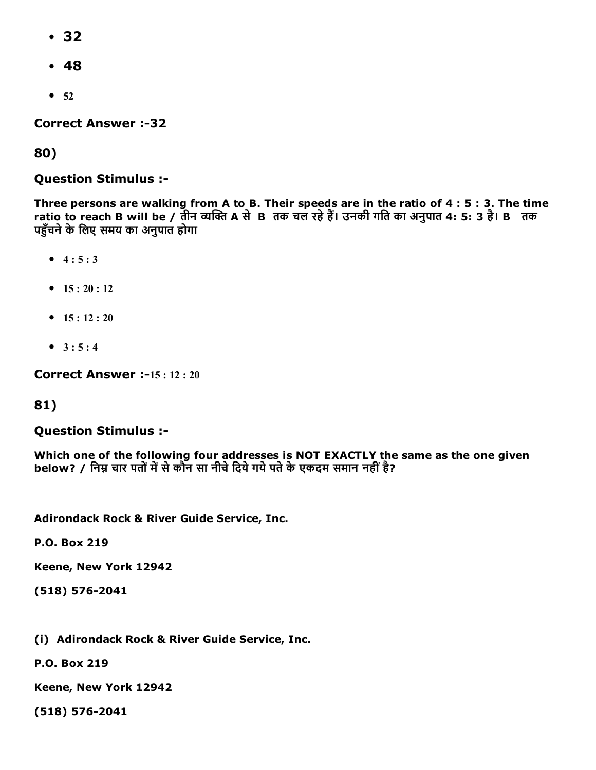- **32**
- **48**
- 52

**Correct Answer :-32**

**80)**

**Question Stimulus :-**

**Three persons are walking from A to B. Their speeds are in the ratio of 4 : 5 : 3. The time ratio to reach B will be / तीन व्यक्ति A से B तक चल रहे हैं। उनकी गति का अनुपात 4: 5: 3 है। B तक पहुँचने के लिए समय का अनुपात होगा**

- 4 : 5 : 3
- 15 : 20 : 12
- 15 : 12 : 20
- 3 : 5 : 4

**Correct Answer :-**15 : 12 : 20

**81)**

**Question Stimulus :-**

**Which one of the following four addresses is NOT EXACTLY the same as the one given below? / निम्न चार पतों में से कौन सा नीचे दिये गये पते के एकदम समान नहीं है?**

**Adirondack Rock & River Guide Service, Inc.**

**P.O. Box 219**

**Keene, New York 12942**

**(518) 576-2041**

**(i) Adirondack Rock & River Guide Service, Inc.**

**P.O. Box 219**

**Keene, New York 12942**

**(518) 576-2041**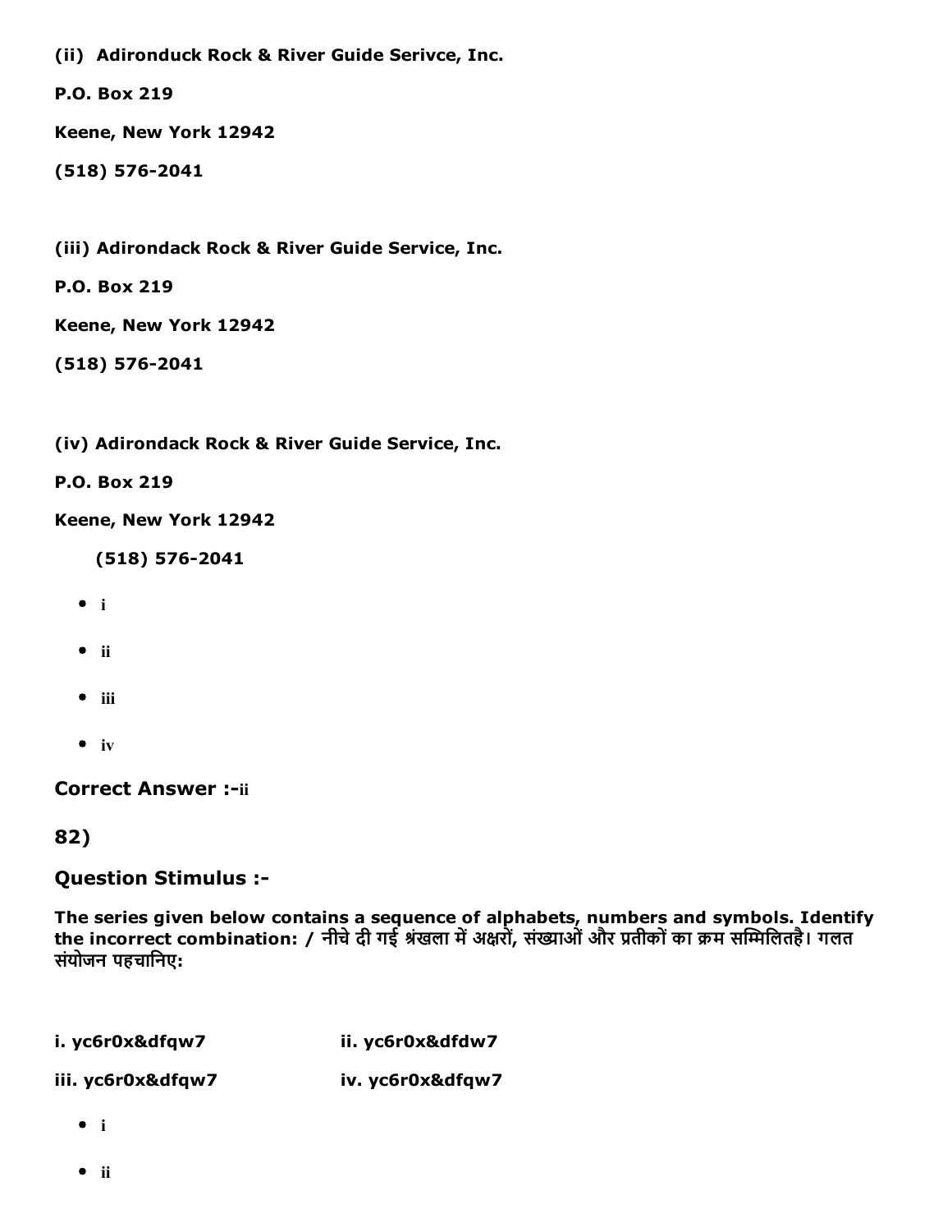**(ii) Adironduck Rock & River Guide Serivce, Inc.**

**P.O. Box 219**

**Keene, New York 12942**

**(518) 576-2041**

**(iii) Adirondack Rock & River Guide Service, Inc.**

**P.O. Box 219**

**Keene, New York 12942**

**(518) 576-2041**

**(iv) Adirondack Rock & River Guide Service, Inc.**

**P.O. Box 219**

**Keene, New York 12942**

**(518) 576-2041**

- i
- ii
- iii
- iv

**Correct Answer :-**ii

**82)**

### Question Stimulus :-

**The series given below contains a sequence of alphabets, numbers and symbols. Identify the incorrect combination: / नीचे दी गई श्रंखला में अक्षरों, संख्याओं और प्रतीकों का क्रम सम्मिलितहै। गलत संयोजन पहचानिए:**

**i. yc6r0x&dfqw7** **ii. yc6r0x&dfdw7**

**iii. yc6r0x&dfqw7** **iv. yc6r0x&dfqw7**

- i
- ii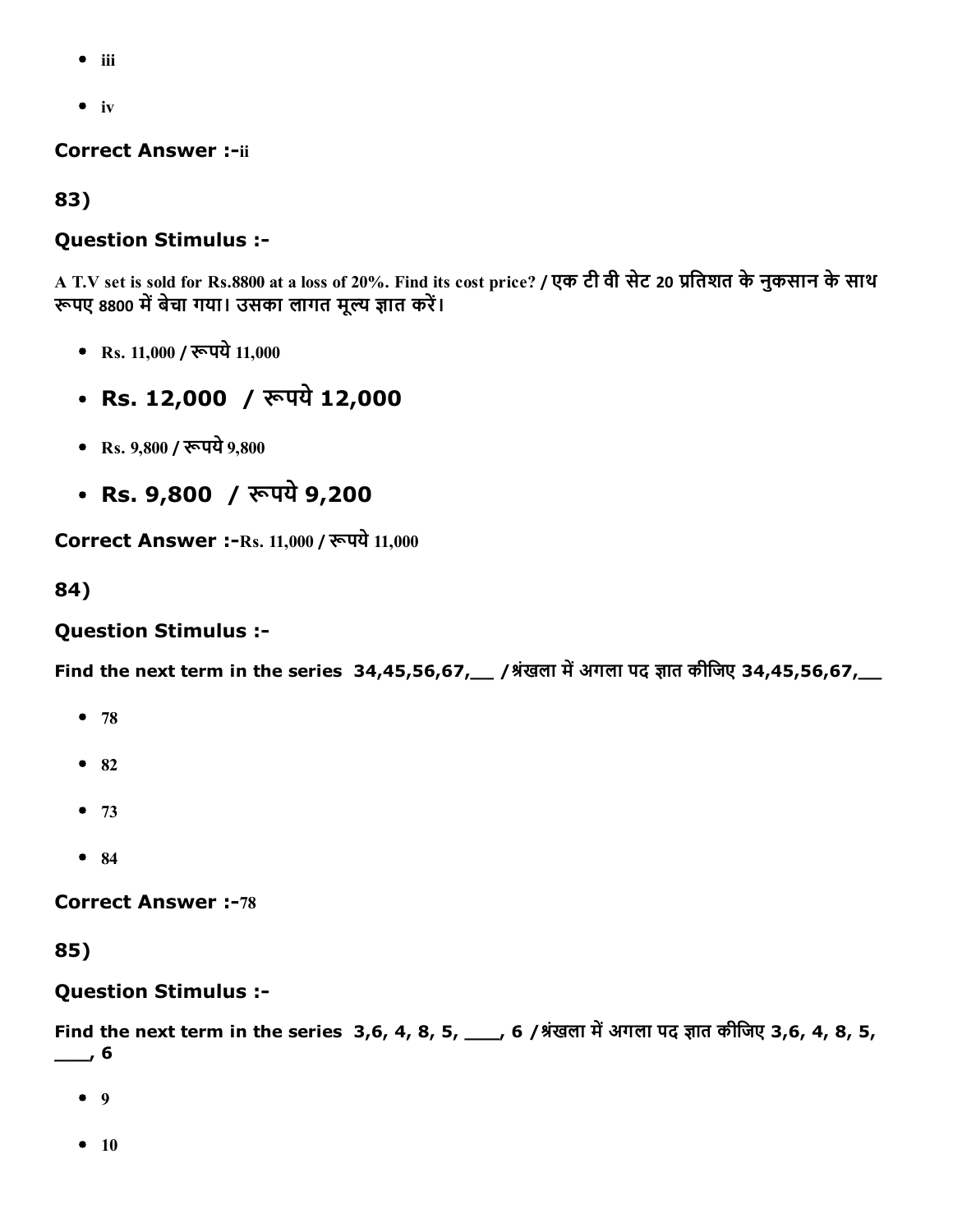- iii
- iv

**Correct Answer :-**ii

**83)**

**Question Stimulus :-**

A T.V set is sold for Rs.8800 at a loss of 20%. Find its cost price? / एक टी वी सेट 20 प्रतिशत के नुकसान के साथ रूपए 8800 में बेचा गया। उसका लागत मूल्य ज्ञात करें।

- Rs. 11,000 / रूपये 11,000
- **Rs. 12,000 / रूपये 12,000**
- Rs. 9,800 / रूपये 9,800
- **Rs. 9,800 / रूपये 9,200**

**Correct Answer :-**Rs. 11,000 / रूपये 11,000

**84)**

**Question Stimulus :-**

**Find the next term in the series 34,45,56,67,__ /श्रंखला में अगला पद ज्ञात कीजिए 34,45,56,67,__**

- 78
- 82
- 73
- 84

**Correct Answer :-**78

**85)**

**Question Stimulus :-**

**Find the next term in the series 3,6, 4, 8, 5, ___, 6 /श्रंखला में अगला पद ज्ञात कीजिए 3,6, 4, 8, 5, ___, 6**

- 9
- 10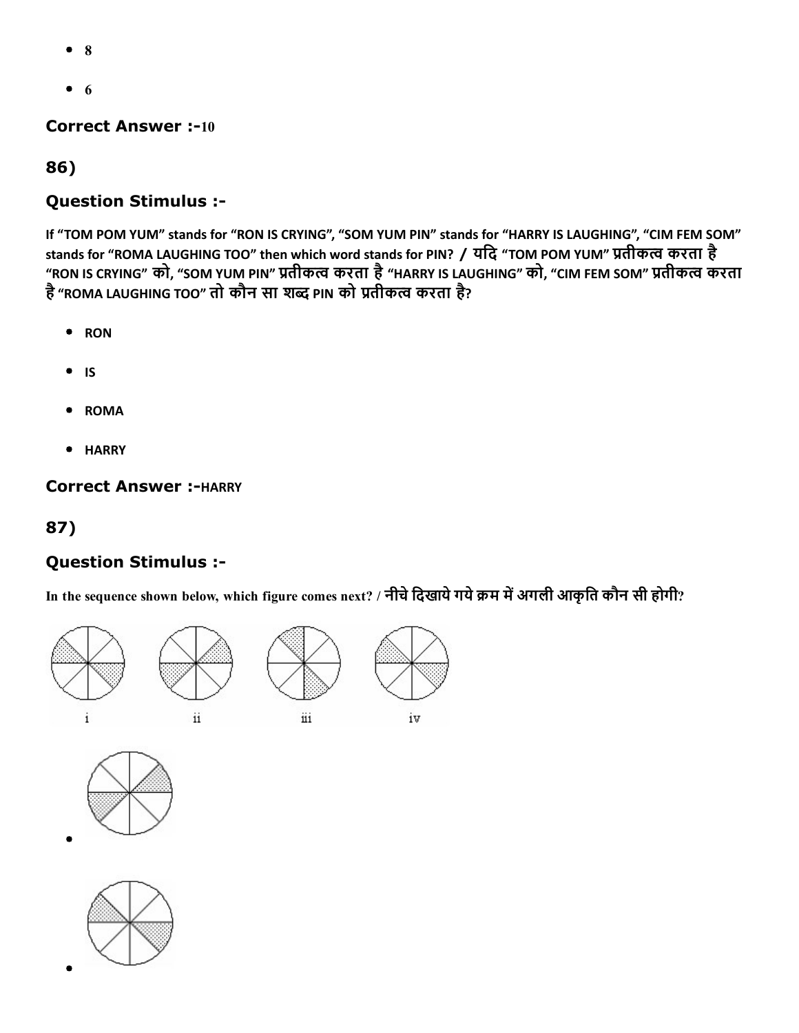- 8
- 6

**Correct Answer :-**10

## 86)

### Question Stimulus :-

**If “TOM POM YUM” stands for “RON IS CRYING”, “SOM YUM PIN” stands for “HARRY IS LAUGHING”, “CIM FEM SOM” stands for “ROMA LAUGHING TOO” then which word stands for PIN? / यदि “TOM POM YUM” प्रतीकत्व करता है “RON IS CRYING” को, “SOM YUM PIN” प्रतीकत्व करता है “HARRY IS LAUGHING” को, “CIM FEM SOM” प्रतीकत्व करता है “ROMA LAUGHING TOO” तो कौन सा शब्द PIN को प्रतीकत्व करता है?**

- **RON**
- **IS**
- **ROMA**
- **HARRY**

**Correct Answer :-**HARRY

## 87)

### Question Stimulus :-

**In the sequence shown below, which figure comes next? / नीचे दिखाये गये क्रम में अगली आकृति कौन सी होगी?**

i ii iii iv

-
-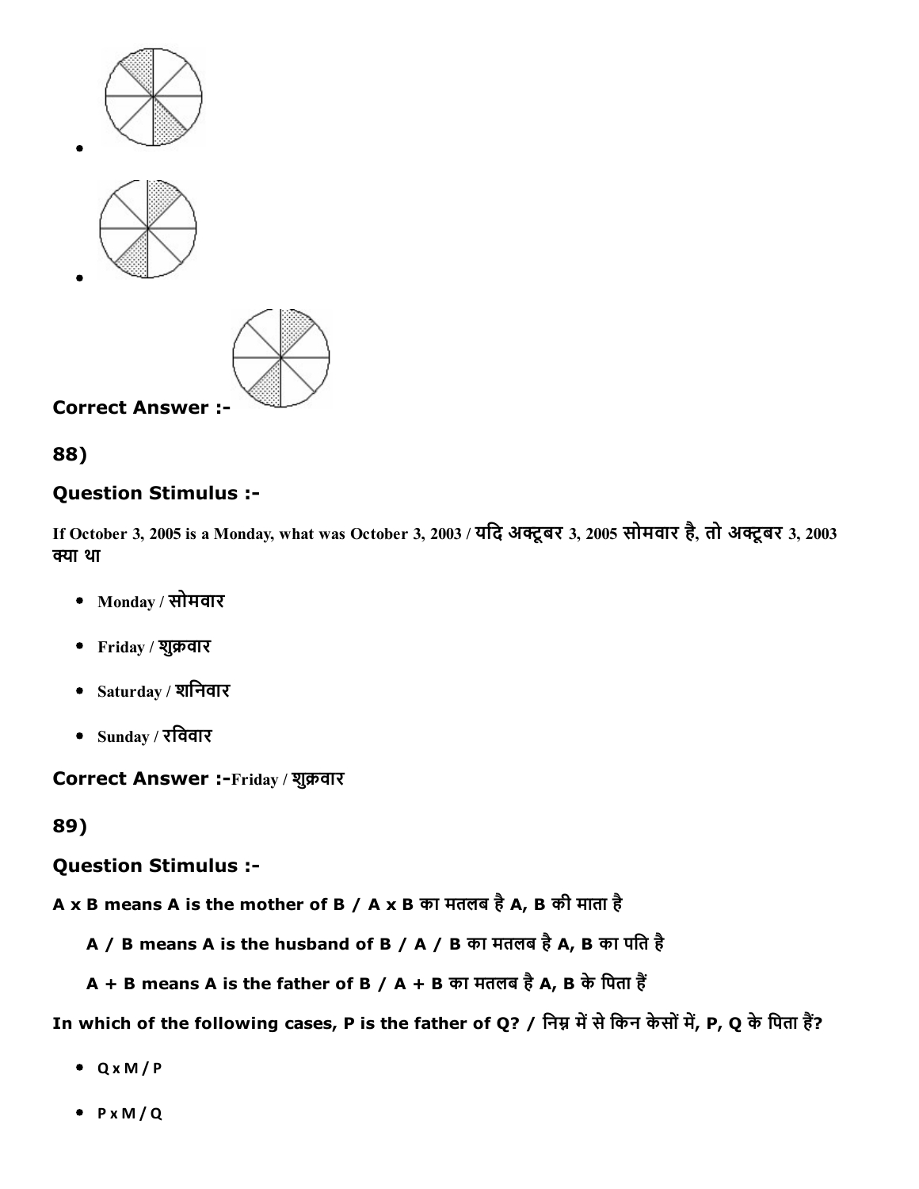- 
- 

**Correct Answer :-**

**88)**

### Question Stimulus :-

If October 3, 2005 is a Monday, what was October 3, 2003 / यदि अक्टूबर 3, 2005 सोमवार है, तो अक्टूबर 3, 2003 क्या था

- Monday / सोमवार
- Friday / शुक्रवार
- Saturday / शनिवार
- Sunday / रविवार

**Correct Answer :-**Friday / शुक्रवार

**89)**

### Question Stimulus :-

**A x B means A is the mother of B / A x B का मतलब है A, B की माता है**

**A / B means A is the husband of B / A / B का मतलब है A, B का पति है**

**A + B means A is the father of B / A + B का मतलब है A, B के पिता हैं**

**In which of the following cases, P is the father of Q? / निम्न में से किन केसों में, P, Q के पिता हैं?**

- Q x M / P
- P x M / Q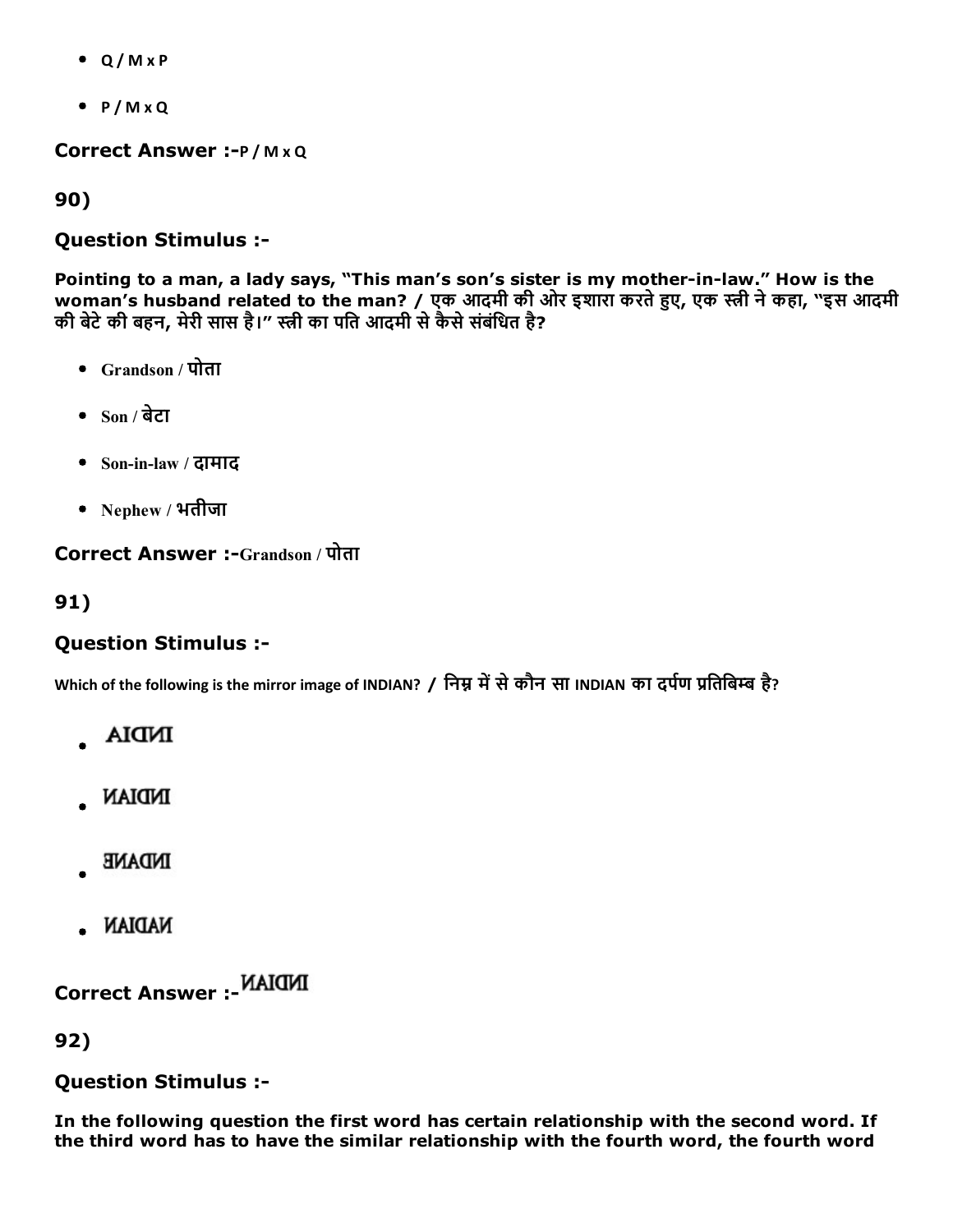- Q / M x P
- P / M x Q

**Correct Answer :-**P / M x Q

**90)**

**Question Stimulus :-**

**Pointing to a man, a lady says, "This man's son's sister is my mother-in-law." How is the woman's husband related to the man? / एक आदमी की ओर इशारा करते हुए, एक स्त्री ने कहा, "इस आदमी की बेटे की बहन, मेरी सास है।" स्त्री का पति आदमी से कैसे संबंधित है?**

- Grandson / पोता
- Son / बेटा
- Son-in-law / दामाद
- Nephew / भतीजा

**Correct Answer :-**Grandson / पोता

**91)**

**Question Stimulus :-**

Which of the following is the mirror image of INDIAN? / निम्न में से कौन सा INDIAN का दर्पण प्रतिबिम्ब है?

- AIDNI
- NAIDNI
- ƎNADNI
- NAIDAN

**Correct Answer :-**NAIDNI

**92)**

**Question Stimulus :-**

**In the following question the first word has certain relationship with the second word. If the third word has to have the similar relationship with the fourth word, the fourth word**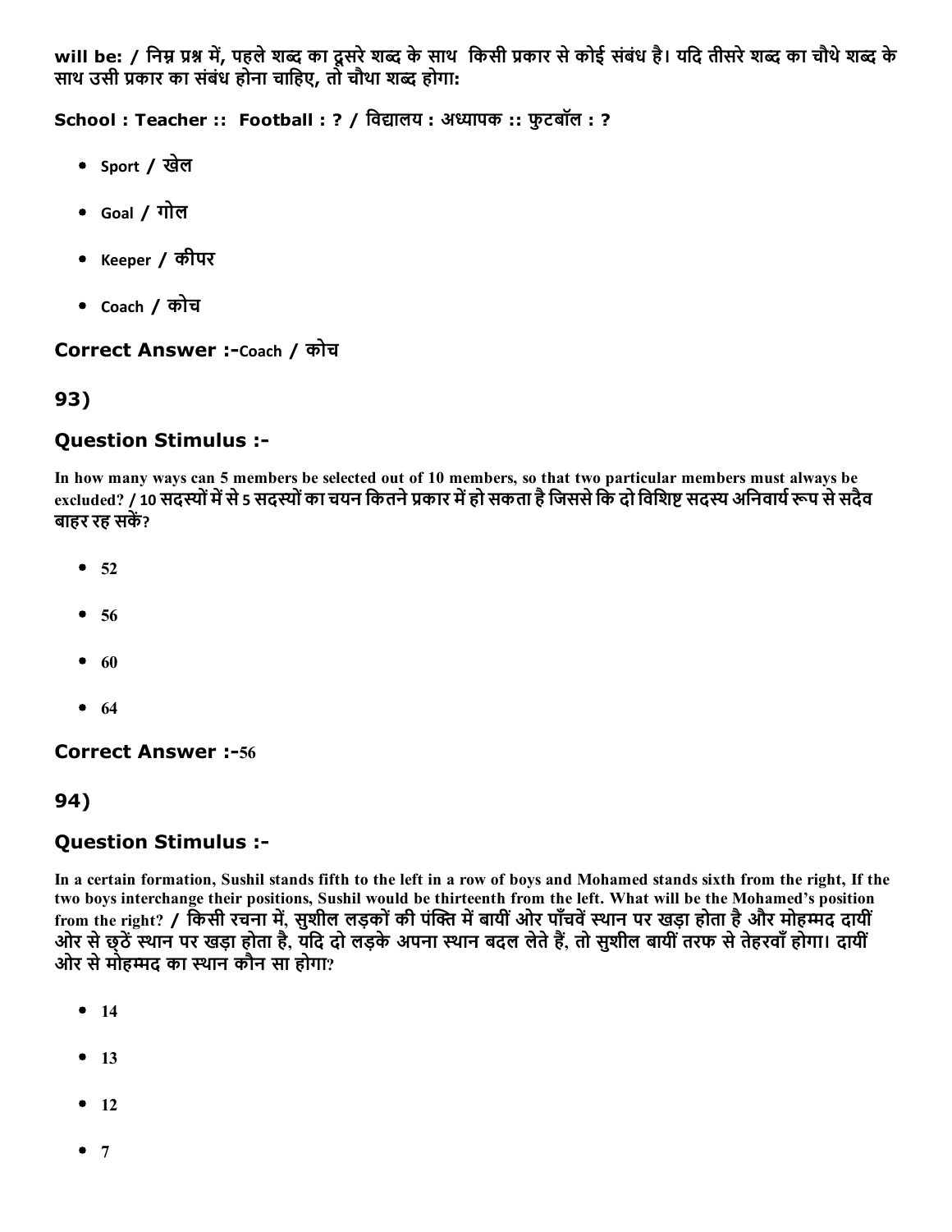will be: / निम्न प्रश्न में, पहले शब्द का दूसरे शब्द के साथ किसी प्रकार से कोई संबंध है। यदि तीसरे शब्द का चौथे शब्द के साथ उसी प्रकार का संबंध होना चाहिए, तो चौथा शब्द होगा:

**School : Teacher :: Football : ? / विद्यालय : अध्यापक :: फुटबॉल : ?**

- Sport / खेल
- Goal / गोल
- Keeper / कीपर
- Coach / कोच

### Correct Answer :-Coach / कोच

## 93)

### Question Stimulus :-

In how many ways can 5 members be selected out of 10 members, so that two particular members must always be excluded? / 10 सदस्यों में से 5 सदस्यों का चयन कितने प्रकार में हो सकता है जिससे कि दो विशिष्ट सदस्य अनिवार्य रूप से सदैव बाहर रह सकें?

- 52
- 56
- 60
- 64

### Correct Answer :-56

## 94)

### Question Stimulus :-

In a certain formation, Sushil stands fifth to the left in a row of boys and Mohamed stands sixth from the right, If the two boys interchange their positions, Sushil would be thirteenth from the left. What will be the Mohamed's position from the right? / किसी रचना में, सुशील लड़कों की पंक्ति में बायीं ओर पाँचवें स्थान पर खड़ा होता है और मोहम्मद दायीं ओर से छठें स्थान पर खड़ा होता है, यदि दो लड़के अपना स्थान बदल लेते हैं, तो सुशील बायीं तरफ से तेहरवाँ होगा। दायीं ओर से मोहम्मद का स्थान कौन सा होगा?

- 14
- 13
- 12
- 7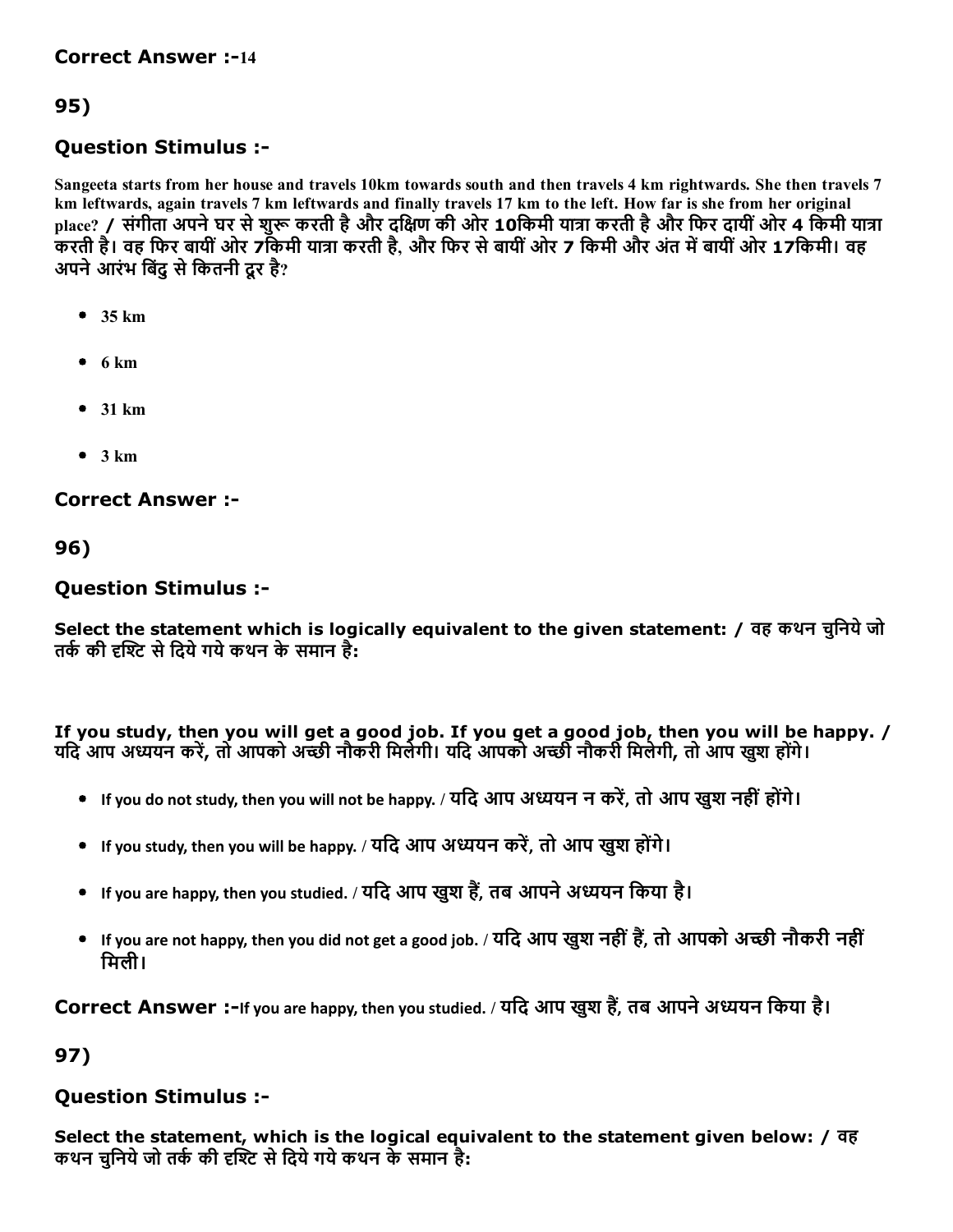**Correct Answer :-**14

## 95)

### Question Stimulus :-

Sangeeta starts from her house and travels 10km towards south and then travels 4 km rightwards. She then travels 7 km leftwards, again travels 7 km leftwards and finally travels 17 km to the left. How far is she from her original place? / संगीता अपने घर से शुरू करती है और दक्षिण की ओर 10किमी यात्रा करती है और फिर दायीं ओर 4 किमी यात्रा करती है। वह फिर बायीं ओर 7किमी यात्रा करती है, और फिर से बायीं ओर 7 किमी और अंत में बायीं ओर 17किमी। वह अपने आरंभ बिंदु से कितनी दूर है?

- 35 km
- 6 km
- 31 km
- 3 km

**Correct Answer :-**

## 96)

### Question Stimulus :-

Select the statement which is logically equivalent to the given statement: / वह कथन चुनिये जो तर्क की दृश्टि से दिये गये कथन के समान है:

If you study, then you will get a good job. If you get a good job, then you will be happy. / यदि आप अध्ययन करें, तो आपको अच्छी नौकरी मिलेगी। यदि आपको अच्छी नौकरी मिलेगी, तो आप खुश होंगे।

- If you do not study, then you will not be happy. / यदि आप अध्ययन न करें, तो आप खुश नहीं होंगे।
- If you study, then you will be happy. / यदि आप अध्ययन करें, तो आप खुश होंगे।
- If you are happy, then you studied. / यदि आप खुश हैं, तब आपने अध्ययन किया है।
- If you are not happy, then you did not get a good job. / यदि आप खुश नहीं हैं, तो आपको अच्छी नौकरी नहीं मिली।

**Correct Answer :-**If you are happy, then you studied. / यदि आप खुश हैं, तब आपने अध्ययन किया है।

## 97)

### Question Stimulus :-

Select the statement, which is the logical equivalent to the statement given below: / वह कथन चुनिये जो तर्क की दृश्टि से दिये गये कथन के समान है: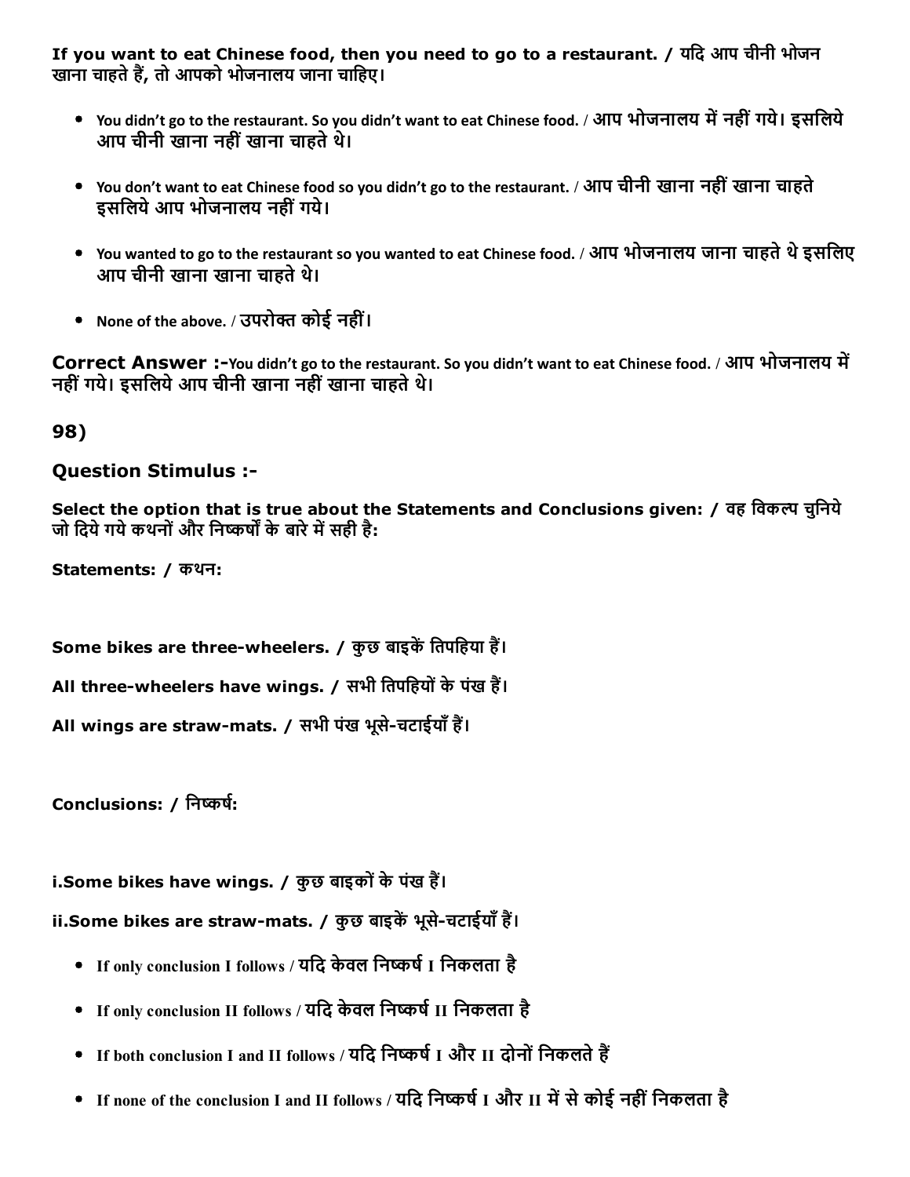**If you want to eat Chinese food, then you need to go to a restaurant. / यदि आप चीनी भोजन खाना चाहते हैं, तो आपको भोजनालय जाना चाहिए।**

- You didn't go to the restaurant. So you didn't want to eat Chinese food. / आप भोजनालय में नहीं गये। इसलिये आप चीनी खाना नहीं खाना चाहते थे।
- You don't want to eat Chinese food so you didn't go to the restaurant. / आप चीनी खाना नहीं खाना चाहते इसलिये आप भोजनालय नहीं गये।
- You wanted to go to the restaurant so you wanted to eat Chinese food. / आप भोजनालय जाना चाहते थे इसलिए आप चीनी खाना खाना चाहते थे।
- None of the above. / उपरोक्त कोई नहीं।

**Correct Answer :-**You didn't go to the restaurant. So you didn't want to eat Chinese food. / आप भोजनालय में नहीं गये। इसलिये आप चीनी खाना नहीं खाना चाहते थे।

## 98)

### Question Stimulus :-

**Select the option that is true about the Statements and Conclusions given: / वह विकल्प चुनिये जो दिये गये कथनों और निष्कर्षों के बारे में सही है:**

**Statements: / कथन:**

**Some bikes are three-wheelers. / कुछ बाइकें तिपहिया हैं।**

**All three-wheelers have wings. / सभी तिपहियों के पंख हैं।**

**All wings are straw-mats. / सभी पंख भूसे-चटाईयाँ हैं।**

**Conclusions: / निष्कर्ष:**

**i.Some bikes have wings. / कुछ बाइकों के पंख हैं।**

**ii.Some bikes are straw-mats. / कुछ बाइकें भूसे-चटाईयाँ हैं।**

- If only conclusion I follows / यदि केवल निष्कर्ष I निकलता है
- If only conclusion II follows / यदि केवल निष्कर्ष II निकलता है
- If both conclusion I and II follows / यदि निष्कर्ष I और II दोनों निकलते हैं
- If none of the conclusion I and II follows / यदि निष्कर्ष I और II में से कोई नहीं निकलता है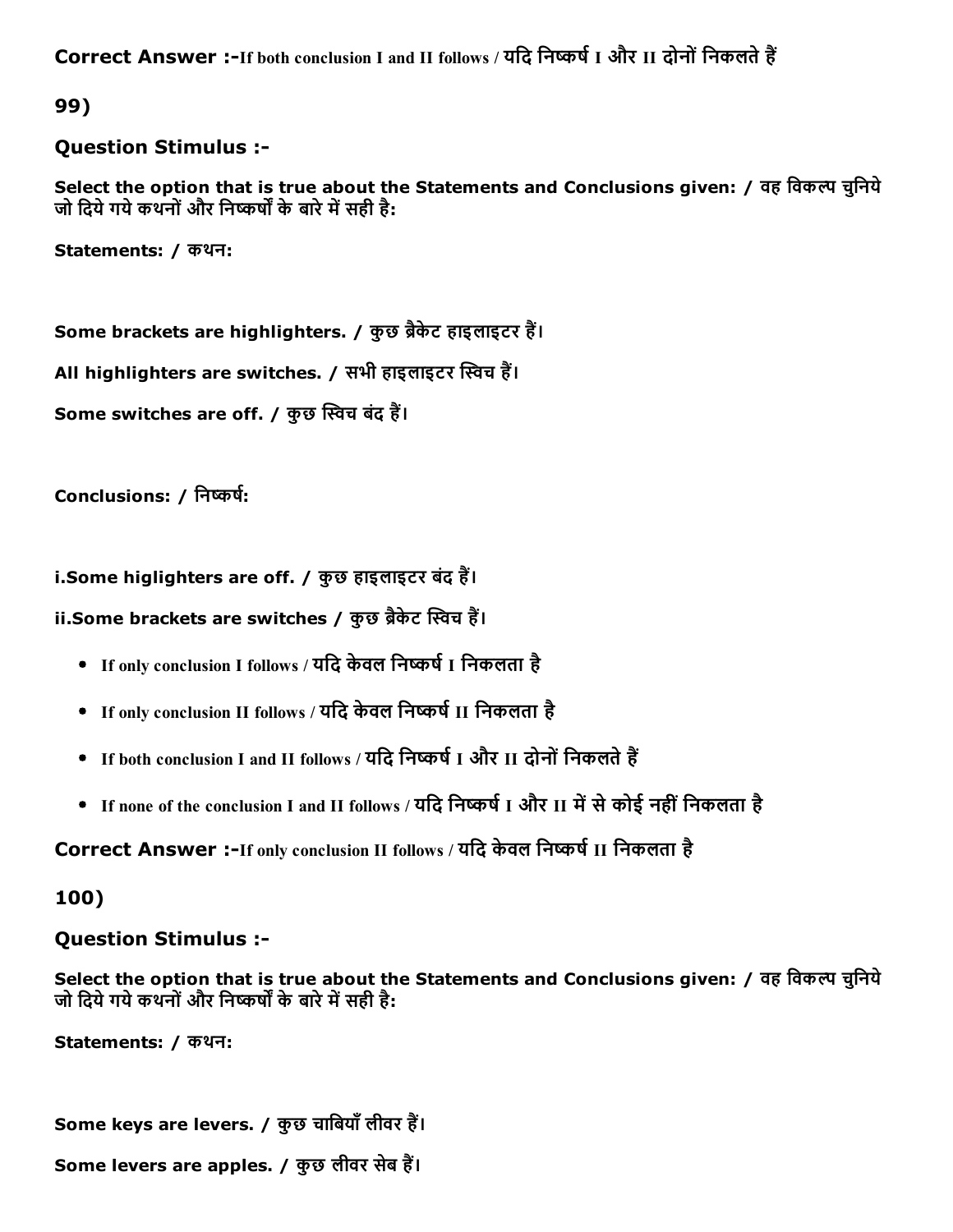**Correct Answer :-**If both conclusion I and II follows / यदि निष्कर्ष I और II दोनों निकलते हैं

**99)**

### Question Stimulus :-

**Select the option that is true about the Statements and Conclusions given: / वह विकल्प चुनिये जो दिये गये कथनों और निष्कर्षों के बारे में सही है:**

**Statements: / कथन:**

**Some brackets are highlighters. / कुछ ब्रैकेट हाइलाइटर हैं।**

**All highlighters are switches. / सभी हाइलाइटर स्विच हैं।**

**Some switches are off. / कुछ स्विच बंद हैं।**

**Conclusions: / निष्कर्ष:**

**i.Some higlighters are off. / कुछ हाइलाइटर बंद हैं।**

**ii.Some brackets are switches / कुछ ब्रैकेट स्विच हैं।**

- If only conclusion I follows / यदि केवल निष्कर्ष I निकलता है
- If only conclusion II follows / यदि केवल निष्कर्ष II निकलता है
- If both conclusion I and II follows / यदि निष्कर्ष I और II दोनों निकलते हैं
- If none of the conclusion I and II follows / यदि निष्कर्ष I और II में से कोई नहीं निकलता है

**Correct Answer :-**If only conclusion II follows / यदि केवल निष्कर्ष II निकलता है

**100)**

### Question Stimulus :-

**Select the option that is true about the Statements and Conclusions given: / वह विकल्प चुनिये जो दिये गये कथनों और निष्कर्षों के बारे में सही है:**

**Statements: / कथन:**

**Some keys are levers. / कुछ चाबियाँ लीवर हैं।**

**Some levers are apples. / कुछ लीवर सेब हैं।**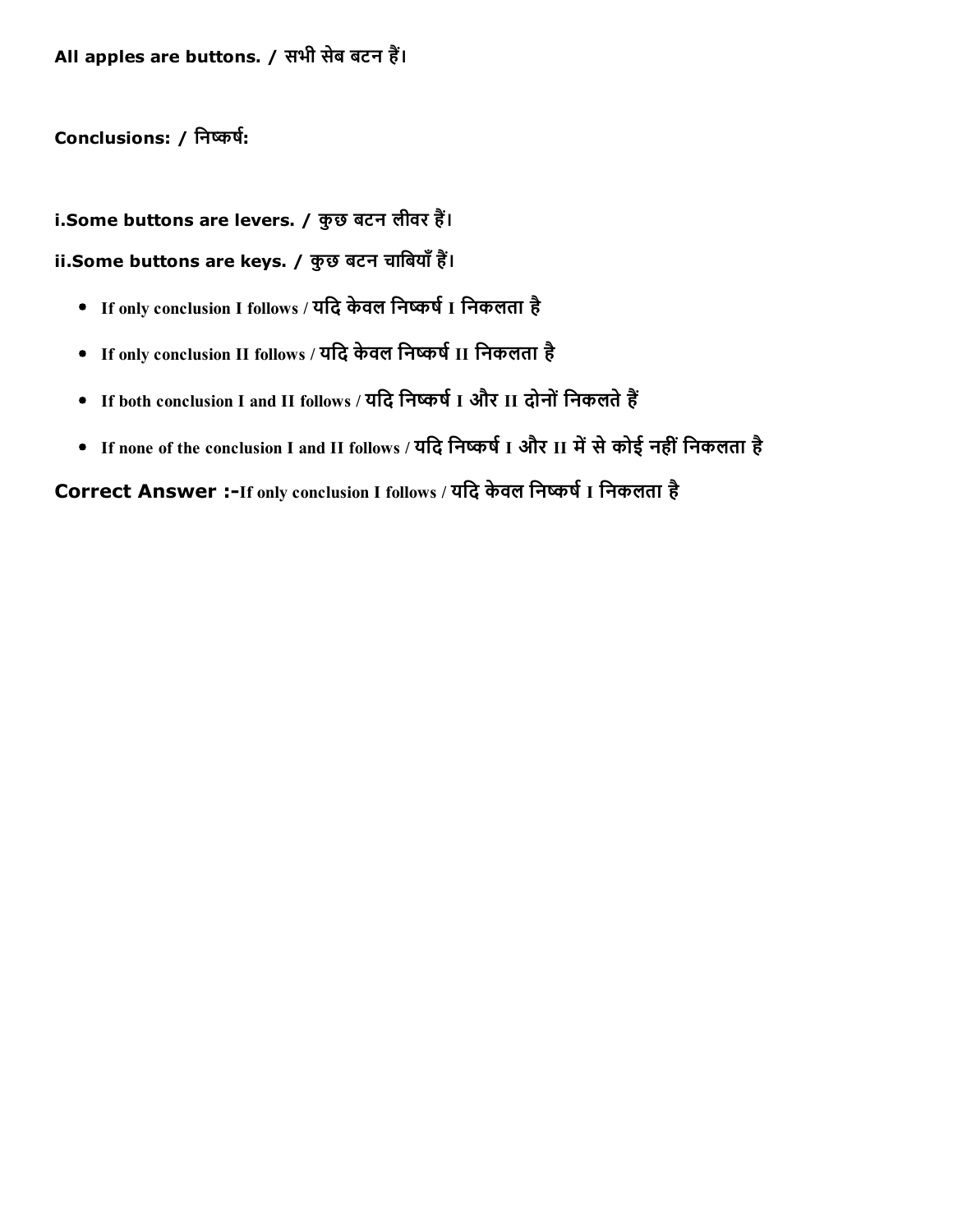**All apples are buttons. / सभी सेब बटन हैं।**

**Conclusions: / निष्कर्ष:**

**i.Some buttons are levers. / कुछ बटन लीवर हैं।**

**ii.Some buttons are keys. / कुछ बटन चाबियाँ हैं।**

- If only conclusion I follows / यदि केवल निष्कर्ष I निकलता है
- If only conclusion II follows / यदि केवल निष्कर्ष II निकलता है
- If both conclusion I and II follows / यदि निष्कर्ष I और II दोनों निकलते हैं
- If none of the conclusion I and II follows / यदि निष्कर्ष I और II में से कोई नहीं निकलता है

**Correct Answer :-**If only conclusion I follows / यदि केवल निष्कर्ष I निकलता है